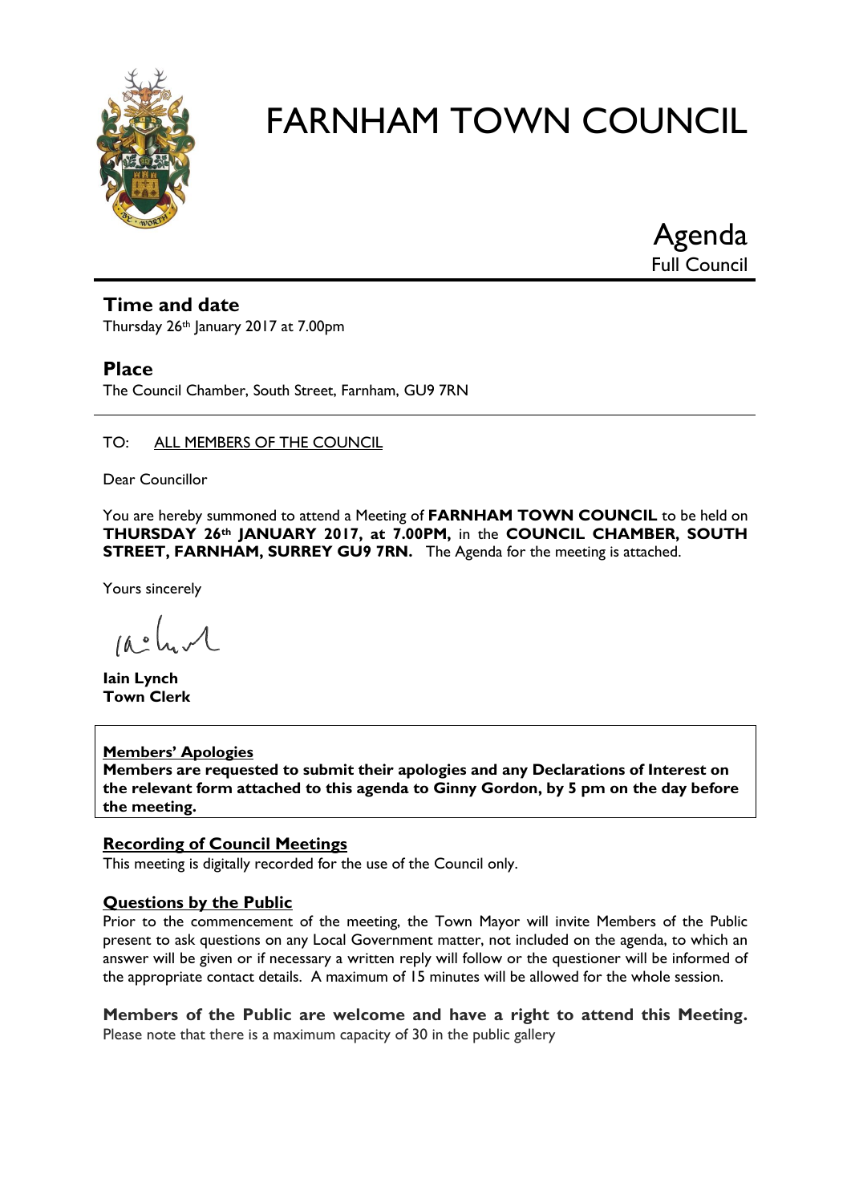# FARNHAM TOWN COUNCIL

Agenda
Full Council

## Time and date

Thursday 26th January 2017 at 7.00pm

## Place

The Council Chamber, South Street, Farnham, GU9 7RN

TO: ALL MEMBERS OF THE COUNCIL

Dear Councillor

You are hereby summoned to attend a Meeting of **FARNHAM TOWN COUNCIL** to be held on **THURSDAY 26th JANUARY 2017, at 7.00PM,** in the **COUNCIL CHAMBER, SOUTH STREET, FARNHAM, SURREY GU9 7RN.** The Agenda for the meeting is attached.

Yours sincerely

**Iain Lynch**
**Town Clerk**

**Members' Apologies**

**Members are requested to submit their apologies and any Declarations of Interest on the relevant form attached to this agenda to Ginny Gordon, by 5 pm on the day before the meeting.**

**Recording of Council Meetings**

This meeting is digitally recorded for the use of the Council only.

**Questions by the Public**

Prior to the commencement of the meeting, the Town Mayor will invite Members of the Public present to ask questions on any Local Government matter, not included on the agenda, to which an answer will be given or if necessary a written reply will follow or the questioner will be informed of the appropriate contact details. A maximum of 15 minutes will be allowed for the whole session.

**Members of the Public are welcome and have a right to attend this Meeting.**
Please note that there is a maximum capacity of 30 in the public gallery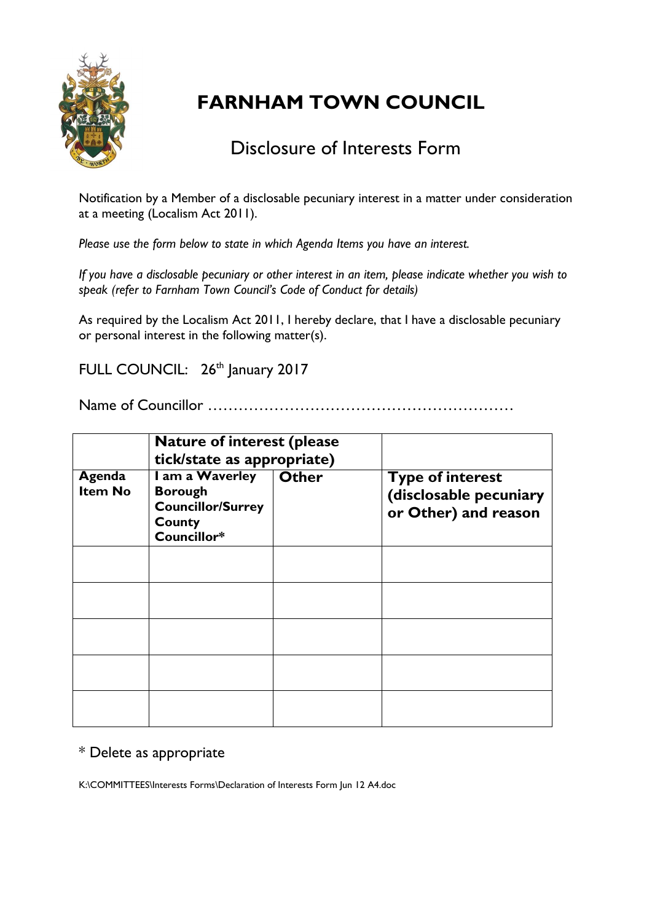# FARNHAM TOWN COUNCIL

## Disclosure of Interests Form

Notification by a Member of a disclosable pecuniary interest in a matter under consideration at a meeting (Localism Act 2011).

*Please use the form below to state in which Agenda Items you have an interest.*

*If you have a disclosable pecuniary or other interest in an item, please indicate whether you wish to speak (refer to Farnham Town Council's Code of Conduct for details)*

As required by the Localism Act 2011, I hereby declare, that I have a disclosable pecuniary or personal interest in the following matter(s).

FULL COUNCIL: 26th January 2017

Name of Councillor ………………………………………………….

| | **Nature of interest (please tick/state as appropriate)** | | |
|---|---|---|---|
| **Agenda Item No** | **I am a Waverley Borough Councillor/Surrey County Councillor*** | **Other** | **Type of interest (disclosable pecuniary or Other) and reason** |
| | | | |
| | | | |
| | | | |
| | | | |
| | | | |

* Delete as appropriate

K:\COMMITTEES\Interests Forms\Declaration of Interests Form Jun 12 A4.doc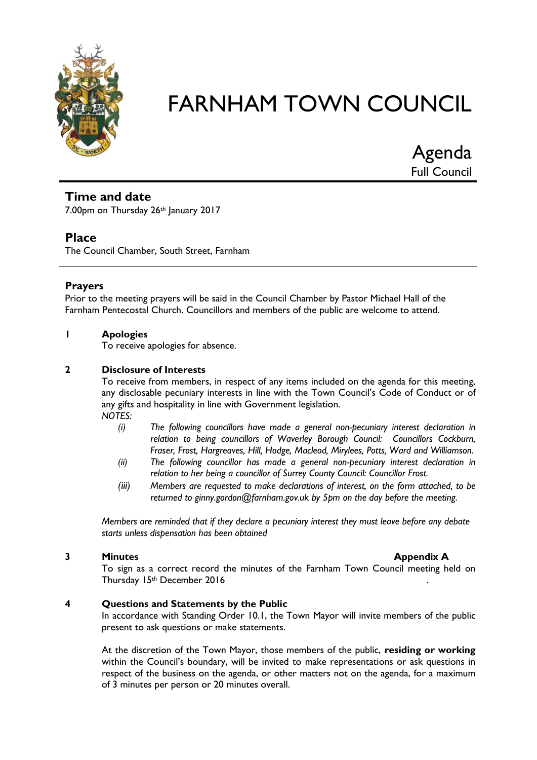# FARNHAM TOWN COUNCIL

## Agenda

Full Council

### Time and date

7.00pm on Thursday 26th January 2017

### Place

The Council Chamber, South Street, Farnham

---

### Prayers

Prior to the meeting prayers will be said in the Council Chamber by Pastor Michael Hall of the Farnham Pentecostal Church. Councillors and members of the public are welcome to attend.

**1 Apologies**

To receive apologies for absence.

**2 Disclosure of Interests**

To receive from members, in respect of any items included on the agenda for this meeting, any disclosable pecuniary interests in line with the Town Council's Code of Conduct or of any gifts and hospitality in line with Government legislation.

*NOTES:*

- *(i) The following councillors have made a general non-pecuniary interest declaration in relation to being councillors of Waverley Borough Council: Councillors Cockburn, Fraser, Frost, Hargreaves, Hill, Hodge, Macleod, Mirylees, Potts, Ward and Williamson.*
- *(ii) The following councillor has made a general non-pecuniary interest declaration in relation to her being a councillor of Surrey County Council: Councillor Frost.*
- *(iii) Members are requested to make declarations of interest, on the form attached, to be returned to ginny.gordon@farnham.gov.uk by 5pm on the day before the meeting.*

*Members are reminded that if they declare a pecuniary interest they must leave before any debate starts unless dispensation has been obtained*

**3 Minutes** **Appendix A**

To sign as a correct record the minutes of the Farnham Town Council meeting held on Thursday 15th December 2016.

**4 Questions and Statements by the Public**

In accordance with Standing Order 10.1, the Town Mayor will invite members of the public present to ask questions or make statements.

At the discretion of the Town Mayor, those members of the public, **residing or working** within the Council's boundary, will be invited to make representations or ask questions in respect of the business on the agenda, or other matters not on the agenda, for a maximum of 3 minutes per person or 20 minutes overall.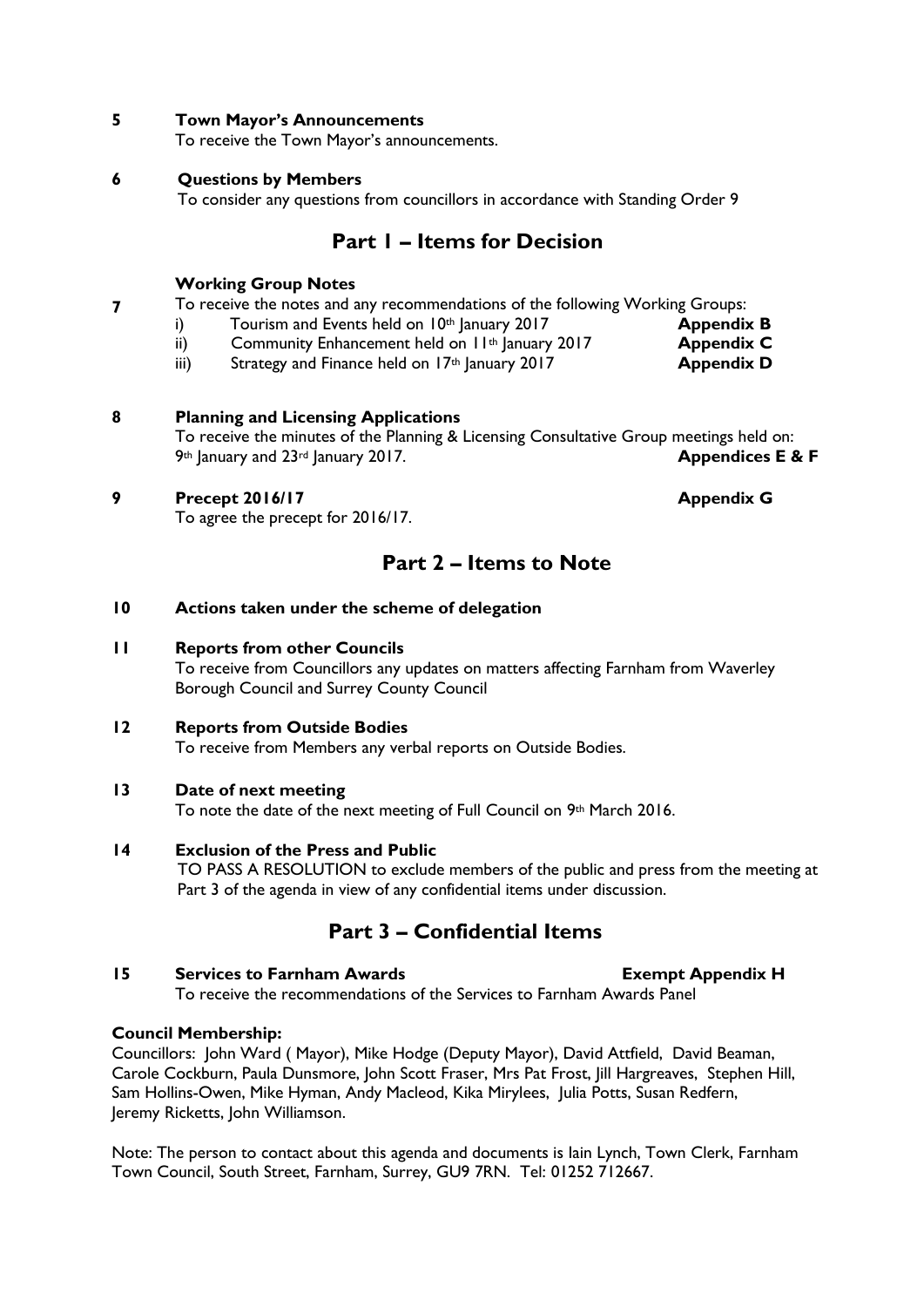**5 Town Mayor's Announcements**

To receive the Town Mayor's announcements.

**6 Questions by Members**

To consider any questions from councillors in accordance with Standing Order 9

## Part 1 – Items for Decision

**7 Working Group Notes**

To receive the notes and any recommendations of the following Working Groups:

i) Tourism and Events held on 10th January 2017 **Appendix B**

ii) Community Enhancement held on 11th January 2017 **Appendix C**

iii) Strategy and Finance held on 17th January 2017 **Appendix D**

**8 Planning and Licensing Applications**

To receive the minutes of the Planning & Licensing Consultative Group meetings held on: 9th January and 23rd January 2017. **Appendices E & F**

**9 Precept 2016/17** **Appendix G**

To agree the precept for 2016/17.

## Part 2 – Items to Note

**10 Actions taken under the scheme of delegation**

**11 Reports from other Councils**

To receive from Councillors any updates on matters affecting Farnham from Waverley Borough Council and Surrey County Council

**12 Reports from Outside Bodies**

To receive from Members any verbal reports on Outside Bodies.

**13 Date of next meeting**

To note the date of the next meeting of Full Council on 9th March 2016.

**14 Exclusion of the Press and Public**

TO PASS A RESOLUTION to exclude members of the public and press from the meeting at Part 3 of the agenda in view of any confidential items under discussion.

## Part 3 – Confidential Items

**15 Services to Farnham Awards** **Exempt Appendix H**

To receive the recommendations of the Services to Farnham Awards Panel

**Council Membership:**

Councillors: John Ward ( Mayor), Mike Hodge (Deputy Mayor), David Attfield, David Beaman, Carole Cockburn, Paula Dunsmore, John Scott Fraser, Mrs Pat Frost, Jill Hargreaves, Stephen Hill, Sam Hollins-Owen, Mike Hyman, Andy Macleod, Kika Mirylees, Julia Potts, Susan Redfern, Jeremy Ricketts, John Williamson.

Note: The person to contact about this agenda and documents is Iain Lynch, Town Clerk, Farnham Town Council, South Street, Farnham, Surrey, GU9 7RN. Tel: 01252 712667.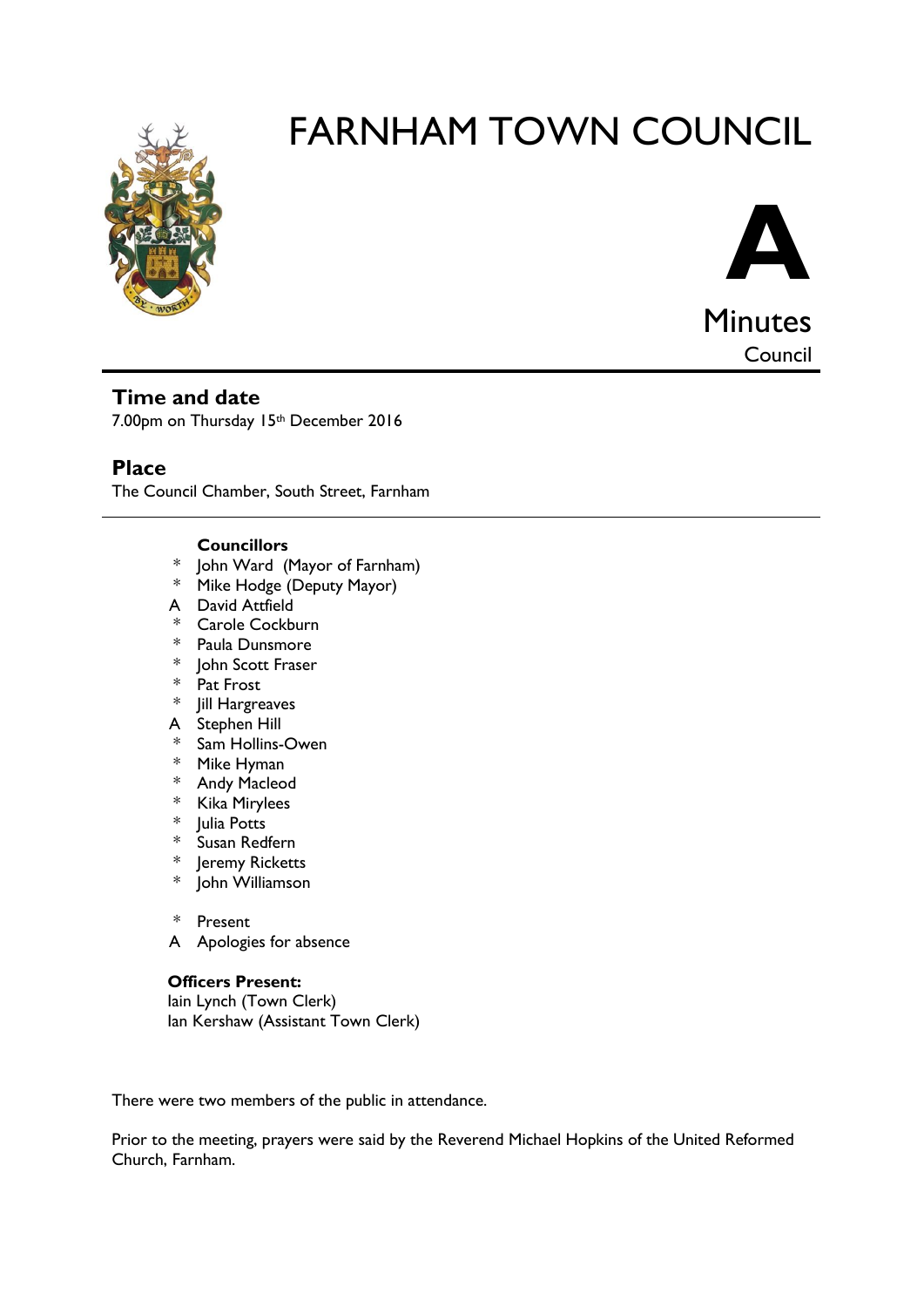# FARNHAM TOWN COUNCIL

**A**

Minutes

Council

## Time and date

7.00pm on Thursday 15th December 2016

## Place

The Council Chamber, South Street, Farnham

**Councillors**

- \* John Ward (Mayor of Farnham)
- \* Mike Hodge (Deputy Mayor)
- A David Attfield
- \* Carole Cockburn
- \* Paula Dunsmore
- \* John Scott Fraser
- \* Pat Frost
- \* Jill Hargreaves
- A Stephen Hill
- \* Sam Hollins-Owen
- \* Mike Hyman
- \* Andy Macleod
- \* Kika Mirylees
- \* Julia Potts
- \* Susan Redfern
- \* Jeremy Ricketts
- \* John Williamson

\* Present

A Apologies for absence

**Officers Present:**

Iain Lynch (Town Clerk)

Ian Kershaw (Assistant Town Clerk)

There were two members of the public in attendance.

Prior to the meeting, prayers were said by the Reverend Michael Hopkins of the United Reformed Church, Farnham.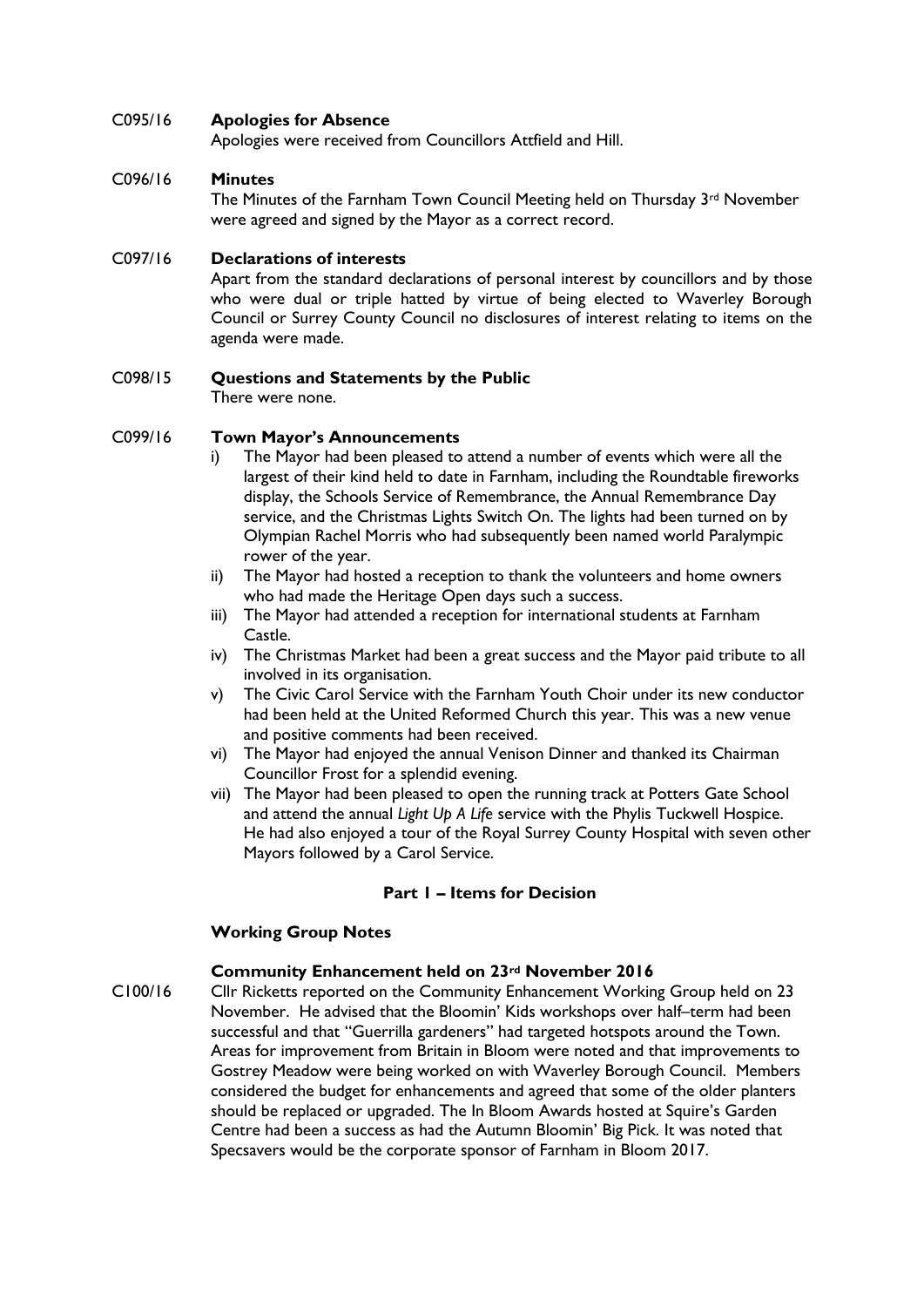C095/16 **Apologies for Absence**

Apologies were received from Councillors Attfield and Hill.

C096/16 **Minutes**

The Minutes of the Farnham Town Council Meeting held on Thursday 3rd November were agreed and signed by the Mayor as a correct record.

C097/16 **Declarations of interests**

Apart from the standard declarations of personal interest by councillors and by those who were dual or triple hatted by virtue of being elected to Waverley Borough Council or Surrey County Council no disclosures of interest relating to items on the agenda were made.

C098/15 **Questions and Statements by the Public**

There were none.

C099/16 **Town Mayor's Announcements**

i) The Mayor had been pleased to attend a number of events which were all the largest of their kind held to date in Farnham, including the Roundtable fireworks display, the Schools Service of Remembrance, the Annual Remembrance Day service, and the Christmas Lights Switch On. The lights had been turned on by Olympian Rachel Morris who had subsequently been named world Paralympic rower of the year.

ii) The Mayor had hosted a reception to thank the volunteers and home owners who had made the Heritage Open days such a success.

iii) The Mayor had attended a reception for international students at Farnham Castle.

iv) The Christmas Market had been a great success and the Mayor paid tribute to all involved in its organisation.

v) The Civic Carol Service with the Farnham Youth Choir under its new conductor had been held at the United Reformed Church this year. This was a new venue and positive comments had been received.

vi) The Mayor had enjoyed the annual Venison Dinner and thanked its Chairman Councillor Frost for a splendid evening.

vii) The Mayor had been pleased to open the running track at Potters Gate School and attend the annual *Light Up A Life* service with the Phylis Tuckwell Hospice. He had also enjoyed a tour of the Royal Surrey County Hospital with seven other Mayors followed by a Carol Service.

## Part 1 – Items for Decision

### Working Group Notes

#### Community Enhancement held on 23rd November 2016

C100/16 Cllr Ricketts reported on the Community Enhancement Working Group held on 23 November. He advised that the Bloomin' Kids workshops over half–term had been successful and that "Guerrilla gardeners" had targeted hotspots around the Town. Areas for improvement from Britain in Bloom were noted and that improvements to Gostrey Meadow were being worked on with Waverley Borough Council. Members considered the budget for enhancements and agreed that some of the older planters should be replaced or upgraded. The In Bloom Awards hosted at Squire's Garden Centre had been a success as had the Autumn Bloomin' Big Pick. It was noted that Specsavers would be the corporate sponsor of Farnham in Bloom 2017.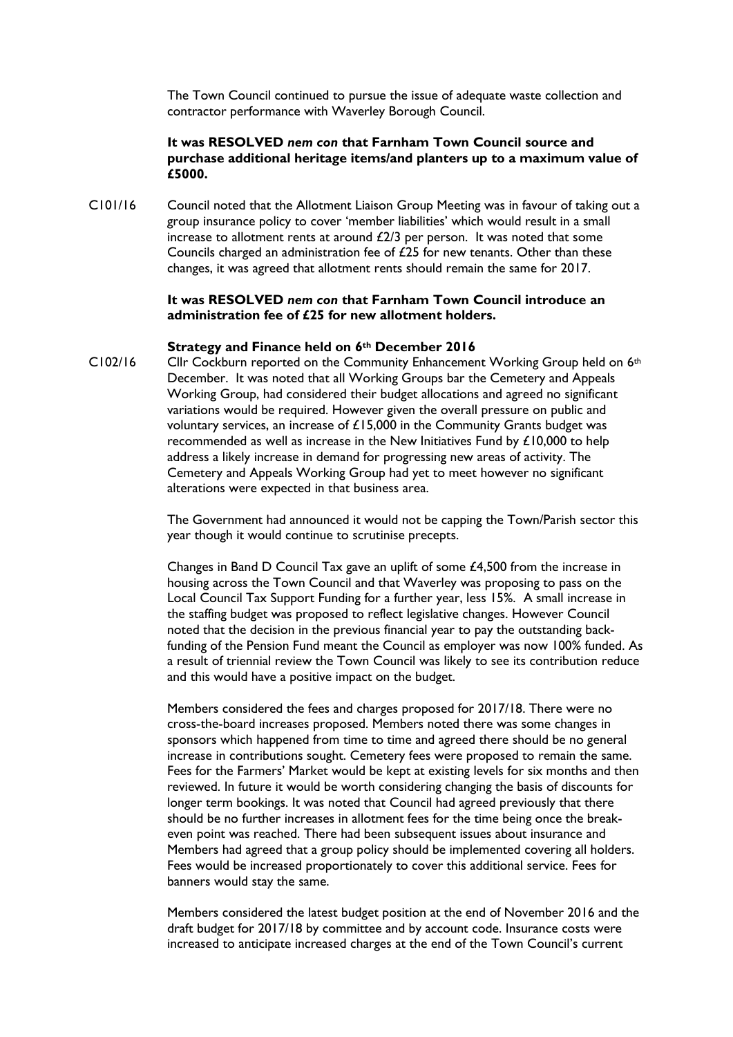The Town Council continued to pursue the issue of adequate waste collection and contractor performance with Waverley Borough Council.

**It was RESOLVED *nem con* that Farnham Town Council source and purchase additional heritage items/and planters up to a maximum value of £5000.**

C101/16 Council noted that the Allotment Liaison Group Meeting was in favour of taking out a group insurance policy to cover 'member liabilities' which would result in a small increase to allotment rents at around £2/3 per person. It was noted that some Councils charged an administration fee of £25 for new tenants. Other than these changes, it was agreed that allotment rents should remain the same for 2017.

**It was RESOLVED *nem con* that Farnham Town Council introduce an administration fee of £25 for new allotment holders.**

**Strategy and Finance held on 6th December 2016**

C102/16 Cllr Cockburn reported on the Community Enhancement Working Group held on 6th December. It was noted that all Working Groups bar the Cemetery and Appeals Working Group, had considered their budget allocations and agreed no significant variations would be required. However given the overall pressure on public and voluntary services, an increase of £15,000 in the Community Grants budget was recommended as well as increase in the New Initiatives Fund by £10,000 to help address a likely increase in demand for progressing new areas of activity. The Cemetery and Appeals Working Group had yet to meet however no significant alterations were expected in that business area.

The Government had announced it would not be capping the Town/Parish sector this year though it would continue to scrutinise precepts.

Changes in Band D Council Tax gave an uplift of some £4,500 from the increase in housing across the Town Council and that Waverley was proposing to pass on the Local Council Tax Support Funding for a further year, less 15%. A small increase in the staffing budget was proposed to reflect legislative changes. However Council noted that the decision in the previous financial year to pay the outstanding back-funding of the Pension Fund meant the Council as employer was now 100% funded. As a result of triennial review the Town Council was likely to see its contribution reduce and this would have a positive impact on the budget.

Members considered the fees and charges proposed for 2017/18. There were no cross-the-board increases proposed. Members noted there was some changes in sponsors which happened from time to time and agreed there should be no general increase in contributions sought. Cemetery fees were proposed to remain the same. Fees for the Farmers' Market would be kept at existing levels for six months and then reviewed. In future it would be worth considering changing the basis of discounts for longer term bookings. It was noted that Council had agreed previously that there should be no further increases in allotment fees for the time being once the break-even point was reached. There had been subsequent issues about insurance and Members had agreed that a group policy should be implemented covering all holders. Fees would be increased proportionately to cover this additional service. Fees for banners would stay the same.

Members considered the latest budget position at the end of November 2016 and the draft budget for 2017/18 by committee and by account code. Insurance costs were increased to anticipate increased charges at the end of the Town Council's current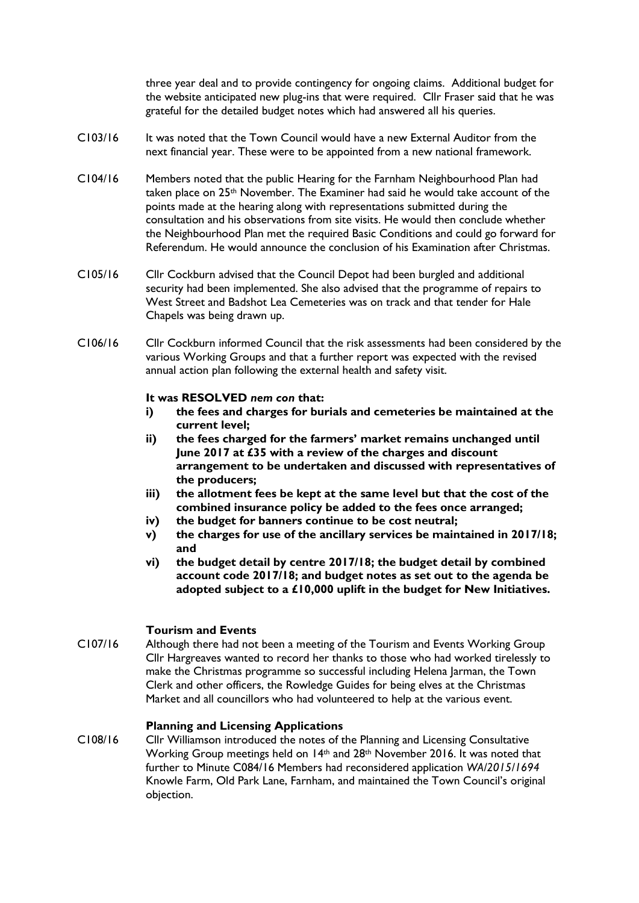three year deal and to provide contingency for ongoing claims. Additional budget for the website anticipated new plug-ins that were required. Cllr Fraser said that he was grateful for the detailed budget notes which had answered all his queries.

C103/16 It was noted that the Town Council would have a new External Auditor from the next financial year. These were to be appointed from a new national framework.

C104/16 Members noted that the public Hearing for the Farnham Neighbourhood Plan had taken place on 25th November. The Examiner had said he would take account of the points made at the hearing along with representations submitted during the consultation and his observations from site visits. He would then conclude whether the Neighbourhood Plan met the required Basic Conditions and could go forward for Referendum. He would announce the conclusion of his Examination after Christmas.

C105/16 Cllr Cockburn advised that the Council Depot had been burgled and additional security had been implemented. She also advised that the programme of repairs to West Street and Badshot Lea Cemeteries was on track and that tender for Hale Chapels was being drawn up.

C106/16 Cllr Cockburn informed Council that the risk assessments had been considered by the various Working Groups and that a further report was expected with the revised annual action plan following the external health and safety visit.

**It was RESOLVED *nem con* that:**

- **i) the fees and charges for burials and cemeteries be maintained at the current level;**
- **ii) the fees charged for the farmers' market remains unchanged until June 2017 at £35 with a review of the charges and discount arrangement to be undertaken and discussed with representatives of the producers;**
- **iii) the allotment fees be kept at the same level but that the cost of the combined insurance policy be added to the fees once arranged;**
- **iv) the budget for banners continue to be cost neutral;**
- **v) the charges for use of the ancillary services be maintained in 2017/18; and**
- **vi) the budget detail by centre 2017/18; the budget detail by combined account code 2017/18; and budget notes as set out to the agenda be adopted subject to a £10,000 uplift in the budget for New Initiatives.**

### Tourism and Events

C107/16 Although there had not been a meeting of the Tourism and Events Working Group Cllr Hargreaves wanted to record her thanks to those who had worked tirelessly to make the Christmas programme so successful including Helena Jarman, the Town Clerk and other officers, the Rowledge Guides for being elves at the Christmas Market and all councillors who had volunteered to help at the various event.

### Planning and Licensing Applications

C108/16 Cllr Williamson introduced the notes of the Planning and Licensing Consultative Working Group meetings held on 14th and 28th November 2016. It was noted that further to Minute C084/16 Members had reconsidered application *WA/2015/1694* Knowle Farm, Old Park Lane, Farnham, and maintained the Town Council's original objection.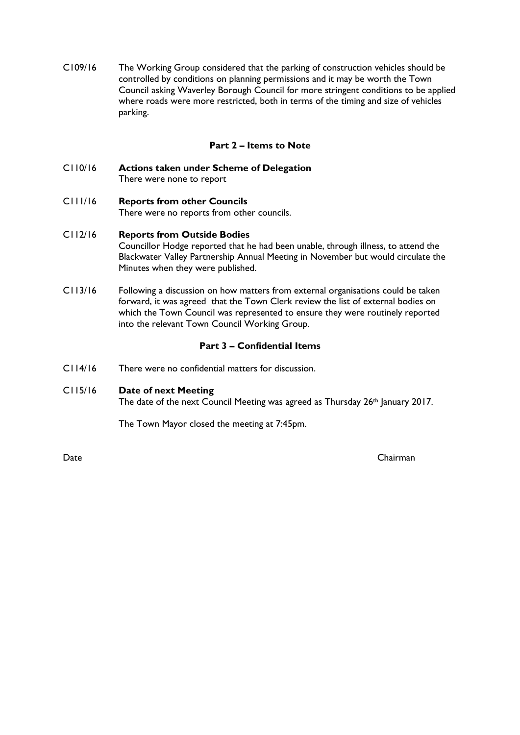C109/16 The Working Group considered that the parking of construction vehicles should be controlled by conditions on planning permissions and it may be worth the Town Council asking Waverley Borough Council for more stringent conditions to be applied where roads were more restricted, both in terms of the timing and size of vehicles parking.

## Part 2 – Items to Note

C110/16 **Actions taken under Scheme of Delegation**
There were none to report

C111/16 **Reports from other Councils**
There were no reports from other councils.

C112/16 **Reports from Outside Bodies**
Councillor Hodge reported that he had been unable, through illness, to attend the Blackwater Valley Partnership Annual Meeting in November but would circulate the Minutes when they were published.

C113/16 Following a discussion on how matters from external organisations could be taken forward, it was agreed that the Town Clerk review the list of external bodies on which the Town Council was represented to ensure they were routinely reported into the relevant Town Council Working Group.

## Part 3 – Confidential Items

C114/16 There were no confidential matters for discussion.

C115/16 **Date of next Meeting**
The date of the next Council Meeting was agreed as Thursday 26th January 2017.

The Town Mayor closed the meeting at 7:45pm.

Date Chairman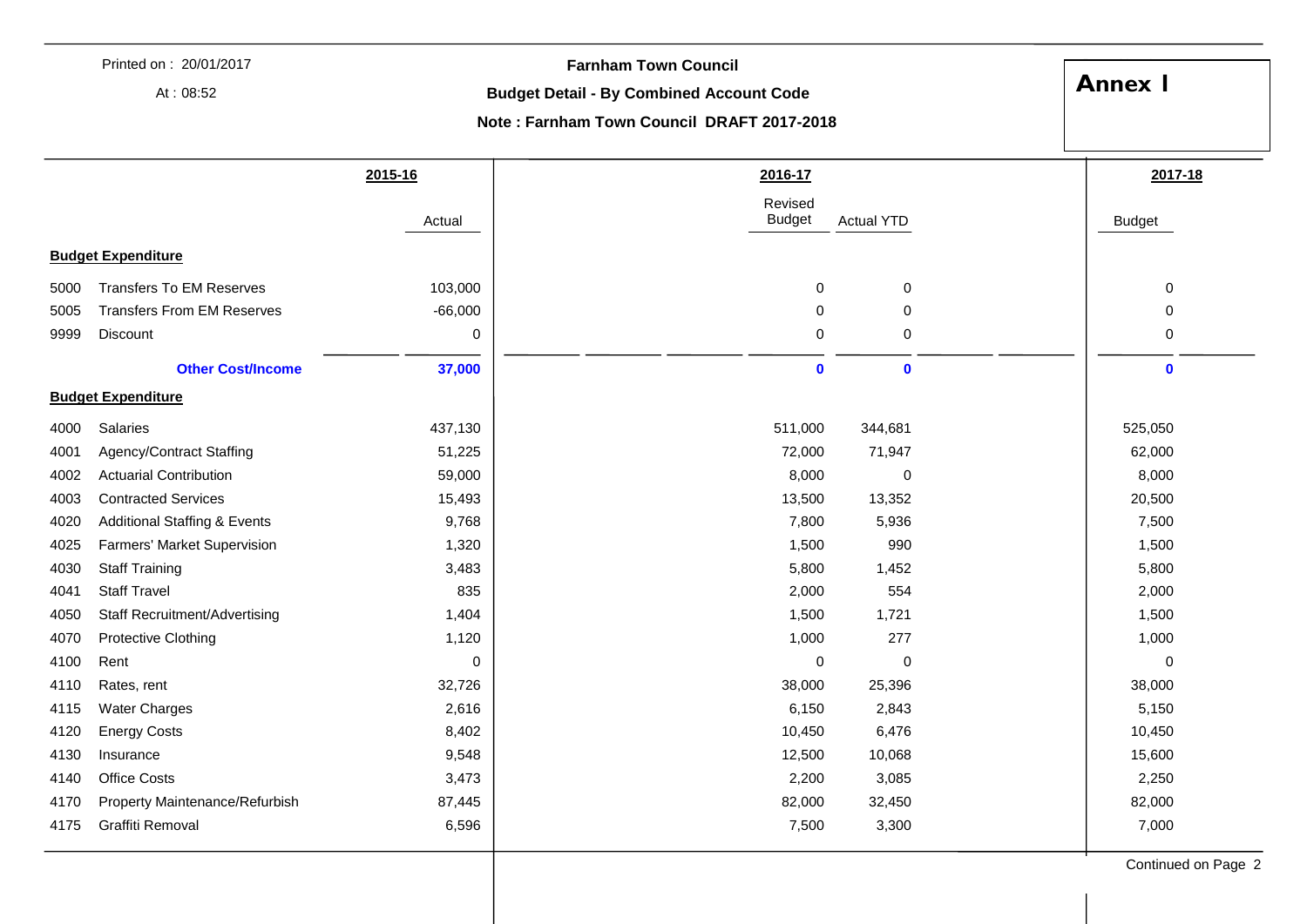Printed on : 20/01/2017
At : 08:52

**Farnham Town Council**

**Budget Detail - By Combined Account Code**

**Note : Farnham Town Council DRAFT 2017-2018**

# Annex I

| | | 2015-16 | 2016-17 | | 2017-18 |
|---|---|---|---|---|---|
| | | Actual | Revised Budget | Actual YTD | Budget |
| | **Budget Expenditure** | | | | |
| 5000 | Transfers To EM Reserves | 103,000 | 0 | 0 | 0 |
| 5005 | Transfers From EM Reserves | -66,000 | 0 | 0 | 0 |
| 9999 | Discount | 0 | 0 | 0 | 0 |
| | **Other Cost/Income** | **37,000** | **0** | **0** | **0** |
| | **Budget Expenditure** | | | | |
| 4000 | Salaries | 437,130 | 511,000 | 344,681 | 525,050 |
| 4001 | Agency/Contract Staffing | 51,225 | 72,000 | 71,947 | 62,000 |
| 4002 | Actuarial Contribution | 59,000 | 8,000 | 0 | 8,000 |
| 4003 | Contracted Services | 15,493 | 13,500 | 13,352 | 20,500 |
| 4020 | Additional Staffing & Events | 9,768 | 7,800 | 5,936 | 7,500 |
| 4025 | Farmers' Market Supervision | 1,320 | 1,500 | 990 | 1,500 |
| 4030 | Staff Training | 3,483 | 5,800 | 1,452 | 5,800 |
| 4041 | Staff Travel | 835 | 2,000 | 554 | 2,000 |
| 4050 | Staff Recruitment/Advertising | 1,404 | 1,500 | 1,721 | 1,500 |
| 4070 | Protective Clothing | 1,120 | 1,000 | 277 | 1,000 |
| 4100 | Rent | 0 | 0 | 0 | 0 |
| 4110 | Rates, rent | 32,726 | 38,000 | 25,396 | 38,000 |
| 4115 | Water Charges | 2,616 | 6,150 | 2,843 | 5,150 |
| 4120 | Energy Costs | 8,402 | 10,450 | 6,476 | 10,450 |
| 4130 | Insurance | 9,548 | 12,500 | 10,068 | 15,600 |
| 4140 | Office Costs | 3,473 | 2,200 | 3,085 | 2,250 |
| 4170 | Property Maintenance/Refurbish | 87,445 | 82,000 | 32,450 | 82,000 |
| 4175 | Graffiti Removal | 6,596 | 7,500 | 3,300 | 7,000 |

Continued on Page 2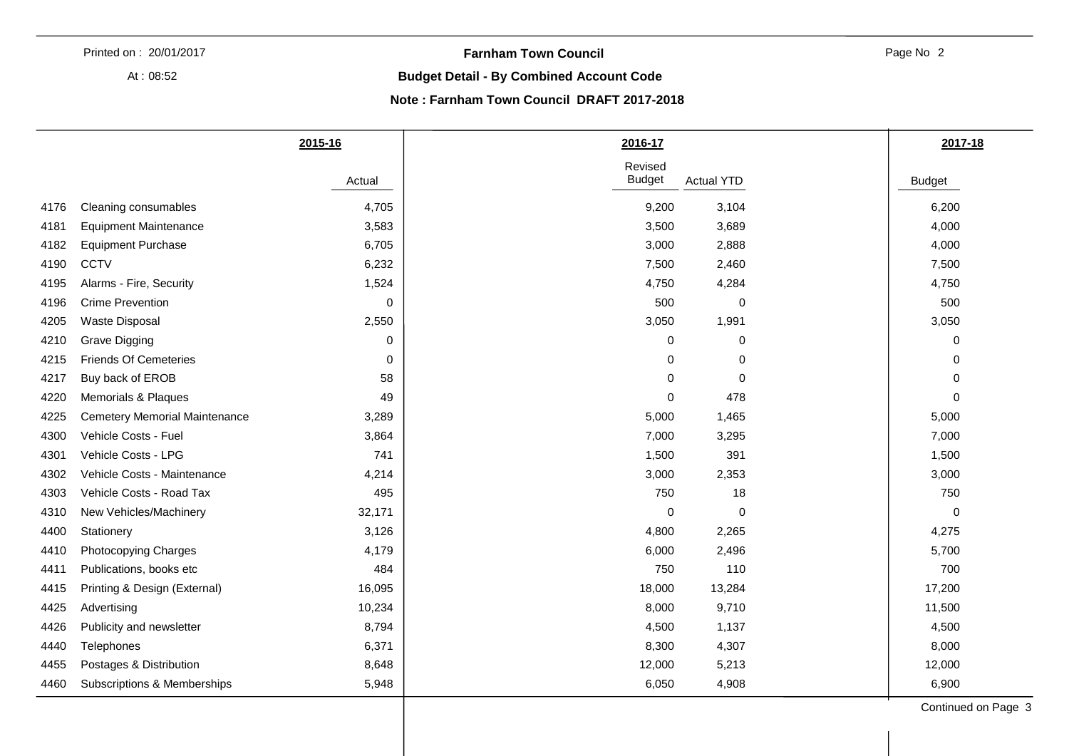**Farnham Town Council**

**Budget Detail - By Combined Account Code**

**Note : Farnham Town Council DRAFT 2017-2018**

| | | 2015-16 | 2016-17 | | 2017-18 |
|---|---|---|---|---|---|
| | | Actual | Revised Budget | Actual YTD | Budget |
| 4176 | Cleaning consumables | 4,705 | 9,200 | 3,104 | 6,200 |
| 4181 | Equipment Maintenance | 3,583 | 3,500 | 3,689 | 4,000 |
| 4182 | Equipment Purchase | 6,705 | 3,000 | 2,888 | 4,000 |
| 4190 | CCTV | 6,232 | 7,500 | 2,460 | 7,500 |
| 4195 | Alarms - Fire, Security | 1,524 | 4,750 | 4,284 | 4,750 |
| 4196 | Crime Prevention | 0 | 500 | 0 | 500 |
| 4205 | Waste Disposal | 2,550 | 3,050 | 1,991 | 3,050 |
| 4210 | Grave Digging | 0 | 0 | 0 | 0 |
| 4215 | Friends Of Cemeteries | 0 | 0 | 0 | 0 |
| 4217 | Buy back of EROB | 58 | 0 | 0 | 0 |
| 4220 | Memorials & Plaques | 49 | 0 | 478 | 0 |
| 4225 | Cemetery Memorial Maintenance | 3,289 | 5,000 | 1,465 | 5,000 |
| 4300 | Vehicle Costs - Fuel | 3,864 | 7,000 | 3,295 | 7,000 |
| 4301 | Vehicle Costs - LPG | 741 | 1,500 | 391 | 1,500 |
| 4302 | Vehicle Costs - Maintenance | 4,214 | 3,000 | 2,353 | 3,000 |
| 4303 | Vehicle Costs - Road Tax | 495 | 750 | 18 | 750 |
| 4310 | New Vehicles/Machinery | 32,171 | 0 | 0 | 0 |
| 4400 | Stationery | 3,126 | 4,800 | 2,265 | 4,275 |
| 4410 | Photocopying Charges | 4,179 | 6,000 | 2,496 | 5,700 |
| 4411 | Publications, books etc | 484 | 750 | 110 | 700 |
| 4415 | Printing & Design (External) | 16,095 | 18,000 | 13,284 | 17,200 |
| 4425 | Advertising | 10,234 | 8,000 | 9,710 | 11,500 |
| 4426 | Publicity and newsletter | 8,794 | 4,500 | 1,137 | 4,500 |
| 4440 | Telephones | 6,371 | 8,300 | 4,307 | 8,000 |
| 4455 | Postages & Distribution | 8,648 | 12,000 | 5,213 | 12,000 |
| 4460 | Subscriptions & Memberships | 5,948 | 6,050 | 4,908 | 6,900 |

Continued on Page 3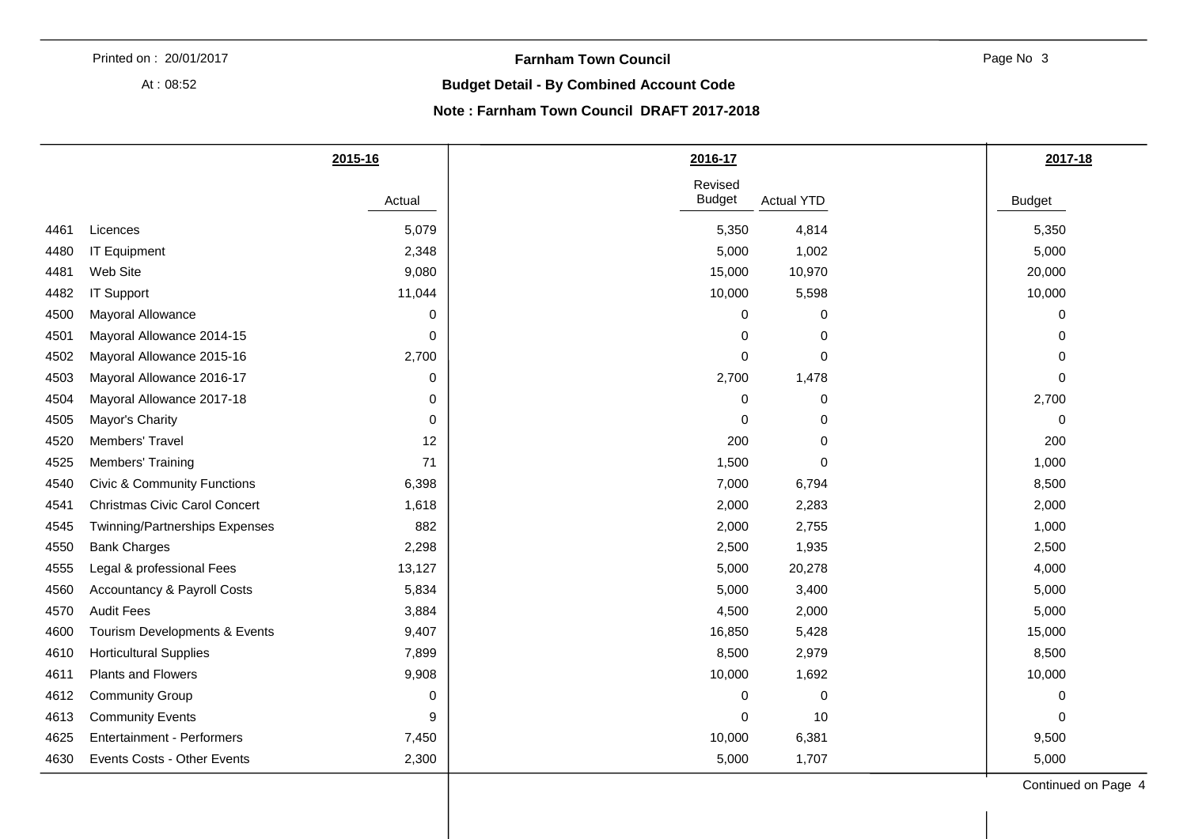# Farnham Town Council

## Budget Detail - By Combined Account Code

**Note : Farnham Town Council DRAFT 2017-2018**

| Code | Account | 2015-16 Actual | 2016-17 Revised Budget | 2016-17 Actual YTD | 2017-18 Budget |
|---|---|---|---|---|---|
| 4461 | Licences | 5,079 | 5,350 | 4,814 | 5,350 |
| 4480 | IT Equipment | 2,348 | 5,000 | 1,002 | 5,000 |
| 4481 | Web Site | 9,080 | 15,000 | 10,970 | 20,000 |
| 4482 | IT Support | 11,044 | 10,000 | 5,598 | 10,000 |
| 4500 | Mayoral Allowance | 0 | 0 | 0 | 0 |
| 4501 | Mayoral Allowance 2014-15 | 0 | 0 | 0 | 0 |
| 4502 | Mayoral Allowance 2015-16 | 2,700 | 0 | 0 | 0 |
| 4503 | Mayoral Allowance 2016-17 | 0 | 2,700 | 1,478 | 0 |
| 4504 | Mayoral Allowance 2017-18 | 0 | 0 | 0 | 2,700 |
| 4505 | Mayor's Charity | 0 | 0 | 0 | 0 |
| 4520 | Members' Travel | 12 | 200 | 0 | 200 |
| 4525 | Members' Training | 71 | 1,500 | 0 | 1,000 |
| 4540 | Civic & Community Functions | 6,398 | 7,000 | 6,794 | 8,500 |
| 4541 | Christmas Civic Carol Concert | 1,618 | 2,000 | 2,283 | 2,000 |
| 4545 | Twinning/Partnerships Expenses | 882 | 2,000 | 2,755 | 1,000 |
| 4550 | Bank Charges | 2,298 | 2,500 | 1,935 | 2,500 |
| 4555 | Legal & professional Fees | 13,127 | 5,000 | 20,278 | 4,000 |
| 4560 | Accountancy & Payroll Costs | 5,834 | 5,000 | 3,400 | 5,000 |
| 4570 | Audit Fees | 3,884 | 4,500 | 2,000 | 5,000 |
| 4600 | Tourism Developments & Events | 9,407 | 16,850 | 5,428 | 15,000 |
| 4610 | Horticultural Supplies | 7,899 | 8,500 | 2,979 | 8,500 |
| 4611 | Plants and Flowers | 9,908 | 10,000 | 1,692 | 10,000 |
| 4612 | Community Group | 0 | 0 | 0 | 0 |
| 4613 | Community Events | 9 | 0 | 10 | 0 |
| 4625 | Entertainment - Performers | 7,450 | 10,000 | 6,381 | 9,500 |
| 4630 | Events Costs - Other Events | 2,300 | 5,000 | 1,707 | 5,000 |

Continued on Page 4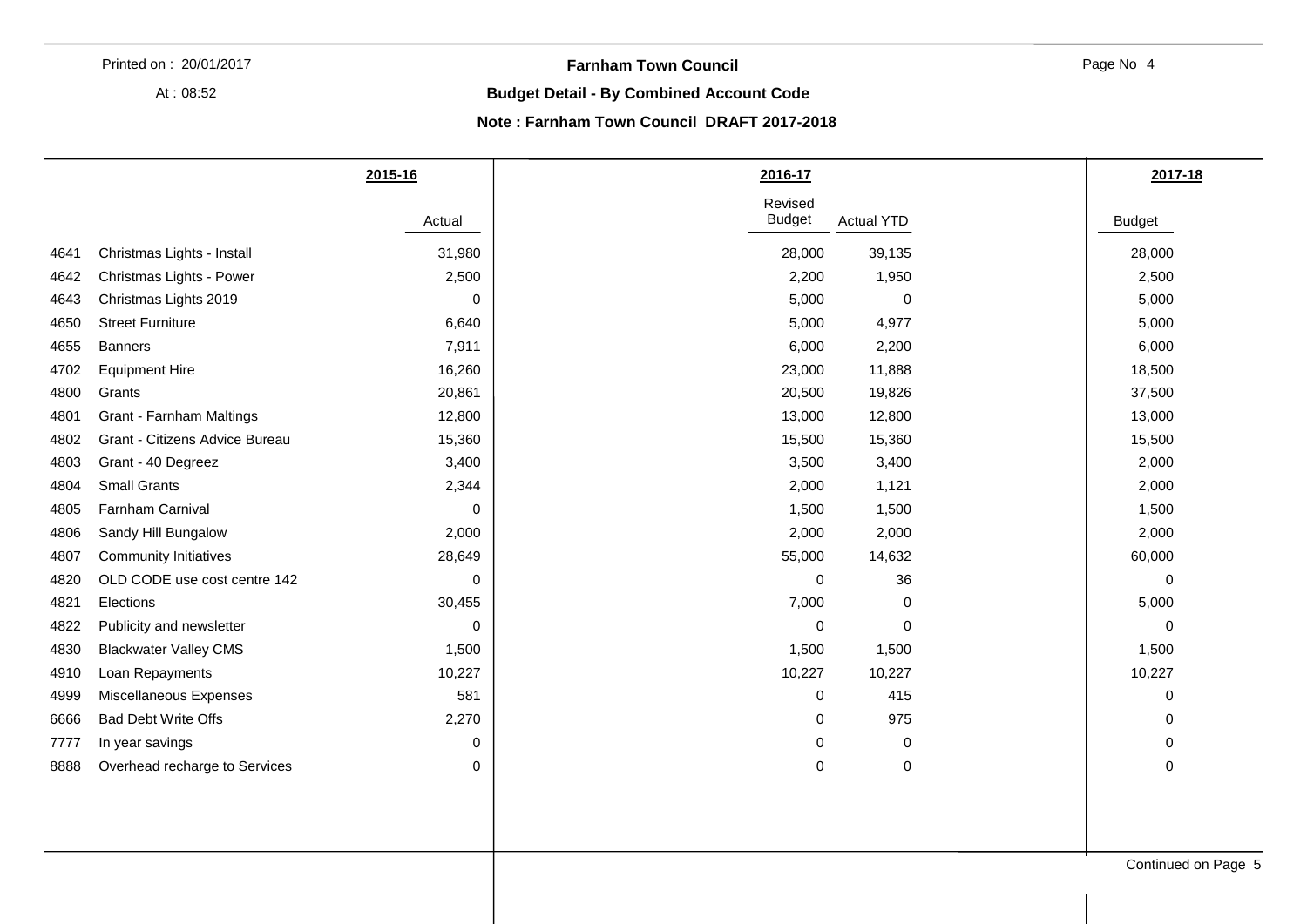**Farnham Town Council**

**Budget Detail - By Combined Account Code**

**Note : Farnham Town Council DRAFT 2017-2018**

| | | 2015-16 | 2016-17 | | 2017-18 |
|---|---|---|---|---|---|
| | | Actual | Revised Budget | Actual YTD | Budget |
| 4641 | Christmas Lights - Install | 31,980 | 28,000 | 39,135 | 28,000 |
| 4642 | Christmas Lights - Power | 2,500 | 2,200 | 1,950 | 2,500 |
| 4643 | Christmas Lights 2019 | 0 | 5,000 | 0 | 5,000 |
| 4650 | Street Furniture | 6,640 | 5,000 | 4,977 | 5,000 |
| 4655 | Banners | 7,911 | 6,000 | 2,200 | 6,000 |
| 4702 | Equipment Hire | 16,260 | 23,000 | 11,888 | 18,500 |
| 4800 | Grants | 20,861 | 20,500 | 19,826 | 37,500 |
| 4801 | Grant - Farnham Maltings | 12,800 | 13,000 | 12,800 | 13,000 |
| 4802 | Grant - Citizens Advice Bureau | 15,360 | 15,500 | 15,360 | 15,500 |
| 4803 | Grant - 40 Degreez | 3,400 | 3,500 | 3,400 | 2,000 |
| 4804 | Small Grants | 2,344 | 2,000 | 1,121 | 2,000 |
| 4805 | Farnham Carnival | 0 | 1,500 | 1,500 | 1,500 |
| 4806 | Sandy Hill Bungalow | 2,000 | 2,000 | 2,000 | 2,000 |
| 4807 | Community Initiatives | 28,649 | 55,000 | 14,632 | 60,000 |
| 4820 | OLD CODE use cost centre 142 | 0 | 0 | 36 | 0 |
| 4821 | Elections | 30,455 | 7,000 | 0 | 5,000 |
| 4822 | Publicity and newsletter | 0 | 0 | 0 | 0 |
| 4830 | Blackwater Valley CMS | 1,500 | 1,500 | 1,500 | 1,500 |
| 4910 | Loan Repayments | 10,227 | 10,227 | 10,227 | 10,227 |
| 4999 | Miscellaneous Expenses | 581 | 0 | 415 | 0 |
| 6666 | Bad Debt Write Offs | 2,270 | 0 | 975 | 0 |
| 7777 | In year savings | 0 | 0 | 0 | 0 |
| 8888 | Overhead recharge to Services | 0 | 0 | 0 | 0 |

Continued on Page 5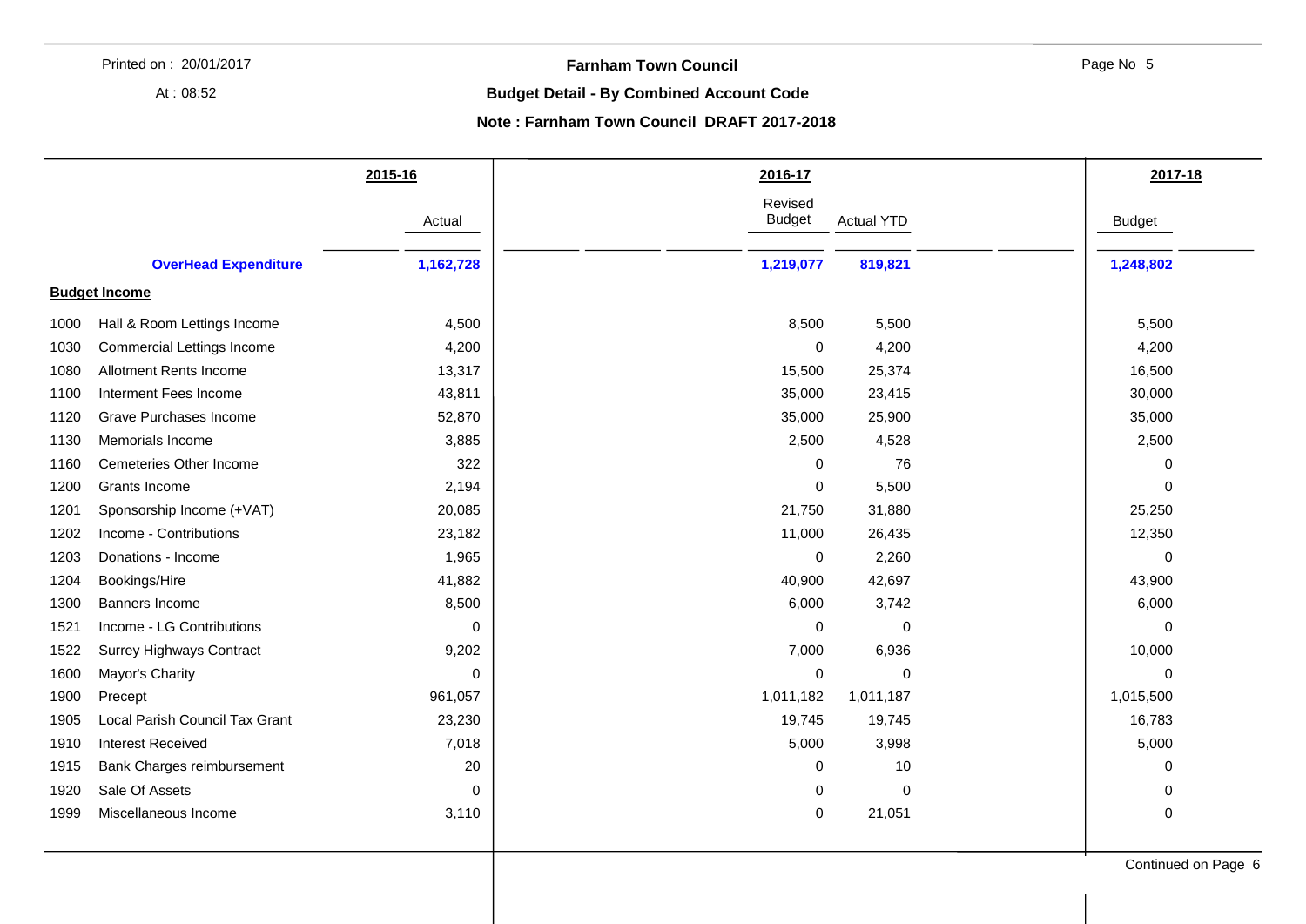**Farnham Town Council**

**Budget Detail - By Combined Account Code**

**Note : Farnham Town Council DRAFT 2017-2018**

| Code | Description | 2015-16 Actual | 2016-17 Revised Budget | 2016-17 Actual YTD | 2017-18 Budget |
|---|---|---|---|---|---|
| | **OverHead Expenditure** | **1,162,728** | **1,219,077** | **819,821** | **1,248,802** |
| | **Budget Income** | | | | |
| 1000 | Hall & Room Lettings Income | 4,500 | 8,500 | 5,500 | 5,500 |
| 1030 | Commercial Lettings Income | 4,200 | 0 | 4,200 | 4,200 |
| 1080 | Allotment Rents Income | 13,317 | 15,500 | 25,374 | 16,500 |
| 1100 | Interment Fees Income | 43,811 | 35,000 | 23,415 | 30,000 |
| 1120 | Grave Purchases Income | 52,870 | 35,000 | 25,900 | 35,000 |
| 1130 | Memorials Income | 3,885 | 2,500 | 4,528 | 2,500 |
| 1160 | Cemeteries Other Income | 322 | 0 | 76 | 0 |
| 1200 | Grants Income | 2,194 | 0 | 5,500 | 0 |
| 1201 | Sponsorship Income (+VAT) | 20,085 | 21,750 | 31,880 | 25,250 |
| 1202 | Income - Contributions | 23,182 | 11,000 | 26,435 | 12,350 |
| 1203 | Donations - Income | 1,965 | 0 | 2,260 | 0 |
| 1204 | Bookings/Hire | 41,882 | 40,900 | 42,697 | 43,900 |
| 1300 | Banners Income | 8,500 | 6,000 | 3,742 | 6,000 |
| 1521 | Income - LG Contributions | 0 | 0 | 0 | 0 |
| 1522 | Surrey Highways Contract | 9,202 | 7,000 | 6,936 | 10,000 |
| 1600 | Mayor's Charity | 0 | 0 | 0 | 0 |
| 1900 | Precept | 961,057 | 1,011,182 | 1,011,187 | 1,015,500 |
| 1905 | Local Parish Council Tax Grant | 23,230 | 19,745 | 19,745 | 16,783 |
| 1910 | Interest Received | 7,018 | 5,000 | 3,998 | 5,000 |
| 1915 | Bank Charges reimbursement | 20 | 0 | 10 | 0 |
| 1920 | Sale Of Assets | 0 | 0 | 0 | 0 |
| 1999 | Miscellaneous Income | 3,110 | 0 | 21,051 | 0 |

Continued on Page 6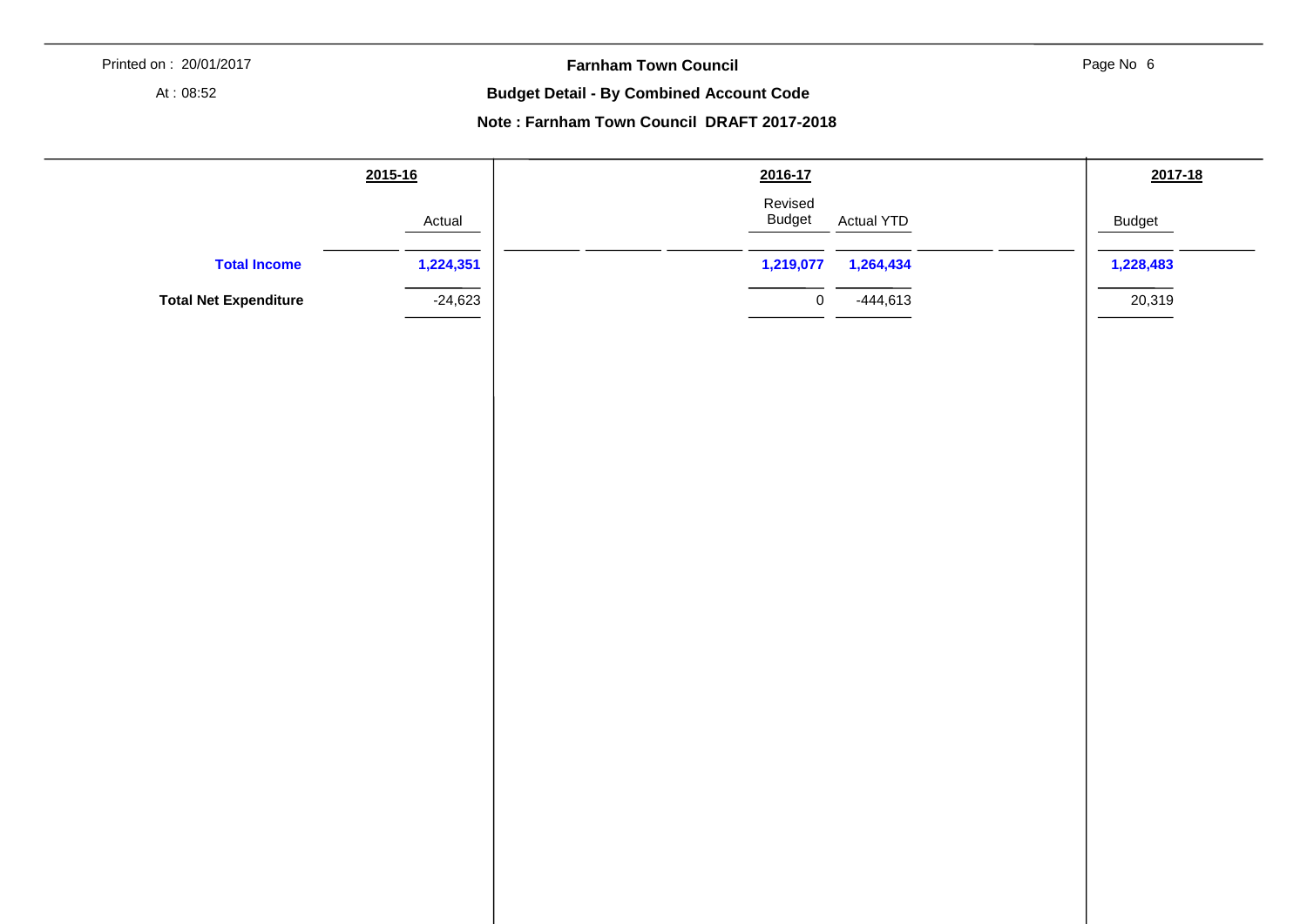# Farnham Town Council

## Budget Detail - By Combined Account Code

### Note : Farnham Town Council DRAFT 2017-2018

| | 2015-16 | 2016-17 | | 2017-18 |
|---|---|---|---|---|
| | Actual | Revised Budget | Actual YTD | Budget |
| **Total Income** | **1,224,351** | **1,219,077** | **1,264,434** | **1,228,483** |
| **Total Net Expenditure** | -24,623 | 0 | -444,613 | 20,319 |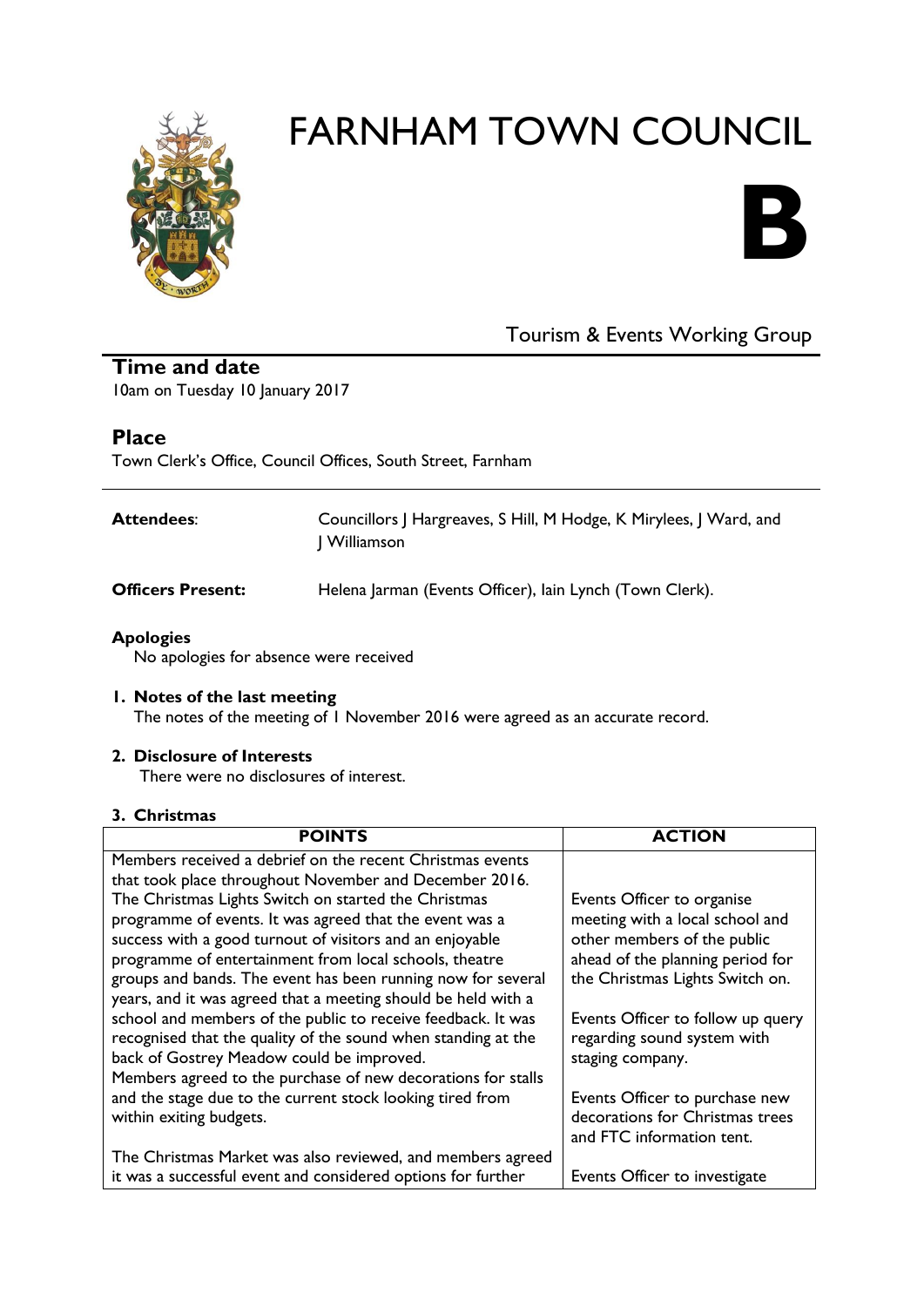# FARNHAM TOWN COUNCIL

**B**

Tourism & Events Working Group

## Time and date

10am on Tuesday 10 January 2017

## Place

Town Clerk's Office, Council Offices, South Street, Farnham

---

**Attendees**: Councillors J Hargreaves, S Hill, M Hodge, K Mirylees, J Ward, and J Williamson

**Officers Present:** Helena Jarman (Events Officer), Iain Lynch (Town Clerk).

**Apologies**

No apologies for absence were received

**1. Notes of the last meeting**

The notes of the meeting of 1 November 2016 were agreed as an accurate record.

**2. Disclosure of Interests**

There were no disclosures of interest.

**3. Christmas**

| POINTS | ACTION |
|---|---|
| Members received a debrief on the recent Christmas events that took place throughout November and December 2016. The Christmas Lights Switch on started the Christmas programme of events. It was agreed that the event was a success with a good turnout of visitors and an enjoyable programme of entertainment from local schools, theatre groups and bands. The event has been running now for several years, and it was agreed that a meeting should be held with a school and members of the public to receive feedback. It was recognised that the quality of the sound when standing at the back of Gostrey Meadow could be improved. | Events Officer to organise meeting with a local school and other members of the public ahead of the planning period for the Christmas Lights Switch on.<br><br>Events Officer to follow up query regarding sound system with staging company. |
| Members agreed to the purchase of new decorations for stalls and the stage due to the current stock looking tired from within exiting budgets. | Events Officer to purchase new decorations for Christmas trees and FTC information tent. |
| The Christmas Market was also reviewed, and members agreed it was a successful event and considered options for further | Events Officer to investigate |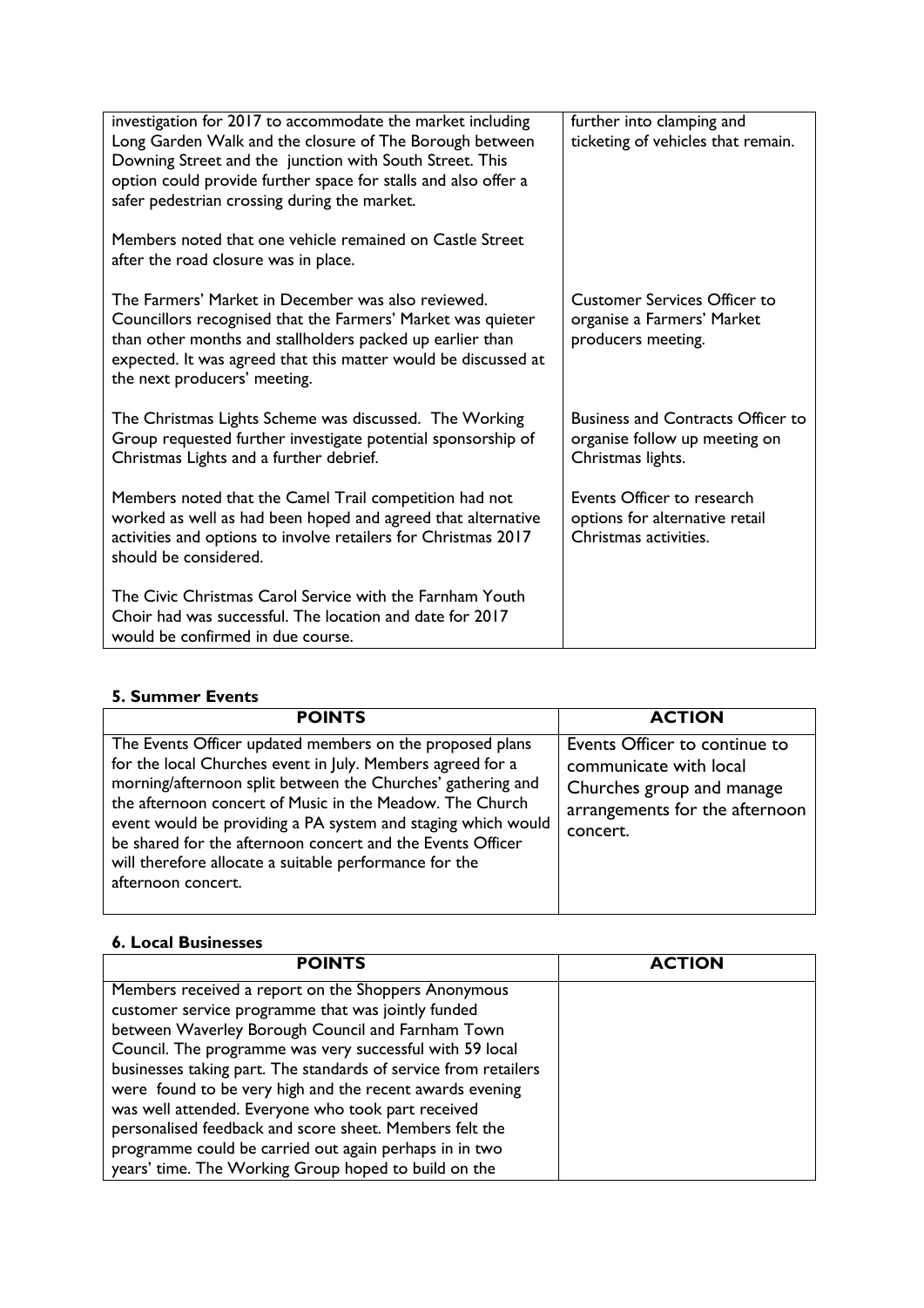| | |
|---|---|
| investigation for 2017 to accommodate the market including Long Garden Walk and the closure of The Borough between Downing Street and the junction with South Street. This option could provide further space for stalls and also offer a safer pedestrian crossing during the market.<br><br>Members noted that one vehicle remained on Castle Street after the road closure was in place. | further into clamping and ticketing of vehicles that remain. |
| The Farmers' Market in December was also reviewed. Councillors recognised that the Farmers' Market was quieter than other months and stallholders packed up earlier than expected. It was agreed that this matter would be discussed at the next producers' meeting. | Customer Services Officer to organise a Farmers' Market producers meeting. |
| The Christmas Lights Scheme was discussed. The Working Group requested further investigate potential sponsorship of Christmas Lights and a further debrief. | Business and Contracts Officer to organise follow up meeting on Christmas lights. |
| Members noted that the Camel Trail competition had not worked as well as had been hoped and agreed that alternative activities and options to involve retailers for Christmas 2017 should be considered. | Events Officer to research options for alternative retail Christmas activities. |
| The Civic Christmas Carol Service with the Farnham Youth Choir had was successful. The location and date for 2017 would be confirmed in due course. | |

**5. Summer Events**

| POINTS | ACTION |
|---|---|
| The Events Officer updated members on the proposed plans for the local Churches event in July. Members agreed for a morning/afternoon split between the Churches' gathering and the afternoon concert of Music in the Meadow. The Church event would be providing a PA system and staging which would be shared for the afternoon concert and the Events Officer will therefore allocate a suitable performance for the afternoon concert. | Events Officer to continue to communicate with local Churches group and manage arrangements for the afternoon concert. |

**6. Local Businesses**

| POINTS | ACTION |
|---|---|
| Members received a report on the Shoppers Anonymous customer service programme that was jointly funded between Waverley Borough Council and Farnham Town Council. The programme was very successful with 59 local businesses taking part. The standards of service from retailers were found to be very high and the recent awards evening was well attended. Everyone who took part received personalised feedback and score sheet. Members felt the programme could be carried out again perhaps in in two years' time. The Working Group hoped to build on the | |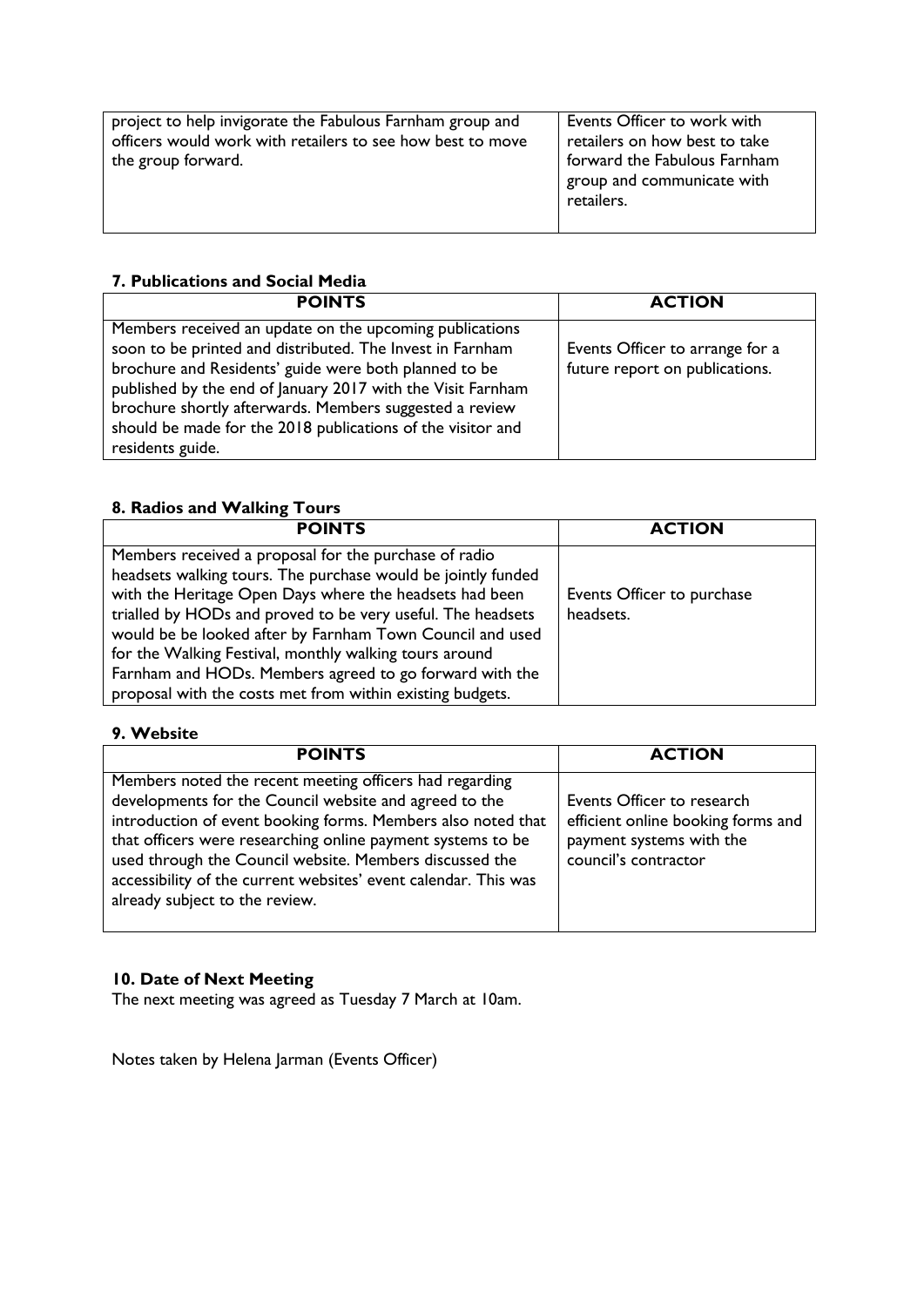| | |
|---|---|
| project to help invigorate the Fabulous Farnham group and officers would work with retailers to see how best to move the group forward. | Events Officer to work with retailers on how best to take forward the Fabulous Farnham group and communicate with retailers. |

**7. Publications and Social Media**

| POINTS | ACTION |
|---|---|
| Members received an update on the upcoming publications soon to be printed and distributed. The Invest in Farnham brochure and Residents' guide were both planned to be published by the end of January 2017 with the Visit Farnham brochure shortly afterwards. Members suggested a review should be made for the 2018 publications of the visitor and residents guide. | Events Officer to arrange for a future report on publications. |

**8. Radios and Walking Tours**

| POINTS | ACTION |
|---|---|
| Members received a proposal for the purchase of radio headsets walking tours. The purchase would be jointly funded with the Heritage Open Days where the headsets had been trialled by HODs and proved to be very useful. The headsets would be looked after by Farnham Town Council and used for the Walking Festival, monthly walking tours around Farnham and HODs. Members agreed to go forward with the proposal with the costs met from within existing budgets. | Events Officer to purchase headsets. |

**9. Website**

| POINTS | ACTION |
|---|---|
| Members noted the recent meeting officers had regarding developments for the Council website and agreed to the introduction of event booking forms. Members also noted that that officers were researching online payment systems to be used through the Council website. Members discussed the accessibility of the current websites' event calendar. This was already subject to the review. | Events Officer to research efficient online booking forms and payment systems with the council's contractor |

**10. Date of Next Meeting**

The next meeting was agreed as Tuesday 7 March at 10am.

Notes taken by Helena Jarman (Events Officer)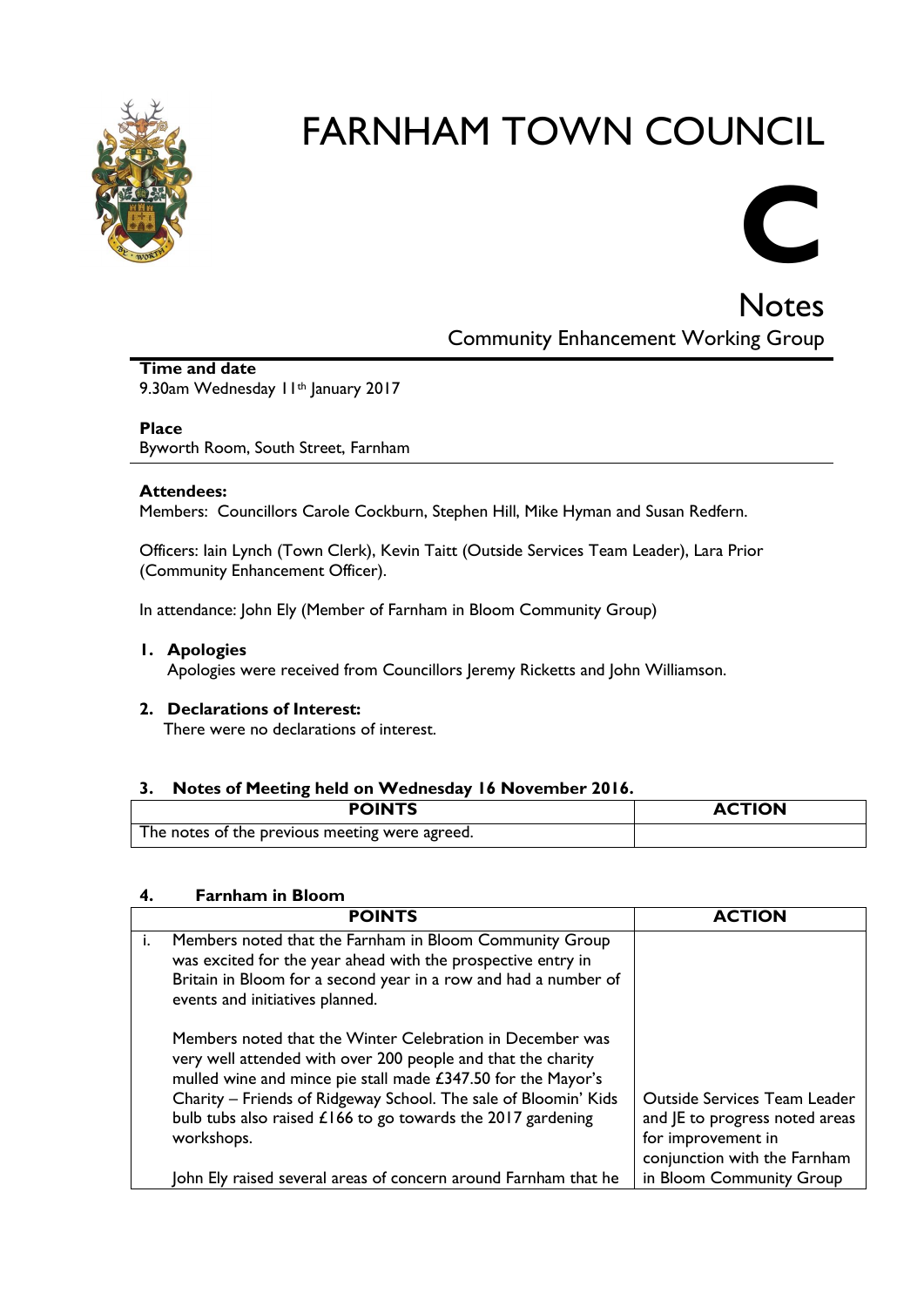# FARNHAM TOWN COUNCIL

**C**

## Notes

### Community Enhancement Working Group

**Time and date**
9.30am Wednesday 11th January 2017

**Place**
Byworth Room, South Street, Farnham

**Attendees:**
Members: Councillors Carole Cockburn, Stephen Hill, Mike Hyman and Susan Redfern.

Officers: Iain Lynch (Town Clerk), Kevin Taitt (Outside Services Team Leader), Lara Prior (Community Enhancement Officer).

In attendance: John Ely (Member of Farnham in Bloom Community Group)

**1. Apologies**
Apologies were received from Councillors Jeremy Ricketts and John Williamson.

**2. Declarations of Interest:**
There were no declarations of interest.

**3. Notes of Meeting held on Wednesday 16 November 2016.**

| POINTS | ACTION |
|---|---|
| The notes of the previous meeting were agreed. | |

**4. Farnham in Bloom**

| POINTS | ACTION |
|---|---|
| i. Members noted that the Farnham in Bloom Community Group was excited for the year ahead with the prospective entry in Britain in Bloom for a second year in a row and had a number of events and initiatives planned.<br><br>Members noted that the Winter Celebration in December was very well attended with over 200 people and that the charity mulled wine and mince pie stall made £347.50 for the Mayor's Charity – Friends of Ridgeway School. The sale of Bloomin' Kids bulb tubs also raised £166 to go towards the 2017 gardening workshops.<br><br>John Ely raised several areas of concern around Farnham that he | Outside Services Team Leader and JE to progress noted areas for improvement in conjunction with the Farnham in Bloom Community Group |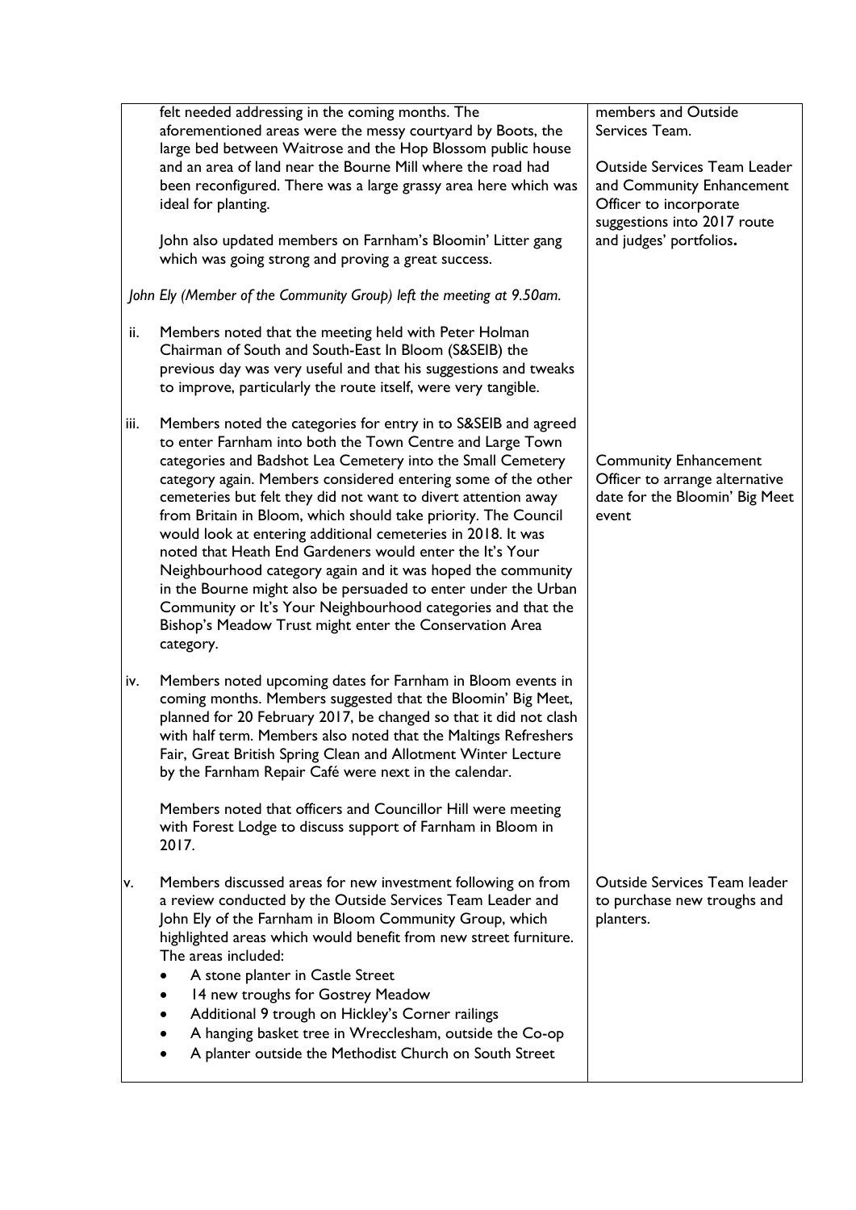| | | |
|---|---|---|
| | felt needed addressing in the coming months. The aforementioned areas were the messy courtyard by Boots, the large bed between Waitrose and the Hop Blossom public house and an area of land near the Bourne Mill where the road had been reconfigured. There was a large grassy area here which was ideal for planting.<br><br>John also updated members on Farnham's Bloomin' Litter gang which was going strong and proving a great success.<br><br>*John Ely (Member of the Community Group) left the meeting at 9.50am.* | members and Outside Services Team.<br><br>Outside Services Team Leader and Community Enhancement Officer to incorporate suggestions into 2017 route and judges' portfolios**.** |
| ii. | Members noted that the meeting held with Peter Holman Chairman of South and South-East In Bloom (S&SEIB) the previous day was very useful and that his suggestions and tweaks to improve, particularly the route itself, were very tangible. | |
| iii. | Members noted the categories for entry in to S&SEIB and agreed to enter Farnham into both the Town Centre and Large Town categories and Badshot Lea Cemetery into the Small Cemetery category again. Members considered entering some of the other cemeteries but felt they did not want to divert attention away from Britain in Bloom, which should take priority. The Council would look at entering additional cemeteries in 2018. It was noted that Heath End Gardeners would enter the It's Your Neighbourhood category again and it was hoped the community in the Bourne might also be persuaded to enter under the Urban Community or It's Your Neighbourhood categories and that the Bishop's Meadow Trust might enter the Conservation Area category. | Community Enhancement Officer to arrange alternative date for the Bloomin' Big Meet event |
| iv. | Members noted upcoming dates for Farnham in Bloom events in coming months. Members suggested that the Bloomin' Big Meet, planned for 20 February 2017, be changed so that it did not clash with half term. Members also noted that the Maltings Refreshers Fair, Great British Spring Clean and Allotment Winter Lecture by the Farnham Repair Café were next in the calendar.<br><br>Members noted that officers and Councillor Hill were meeting with Forest Lodge to discuss support of Farnham in Bloom in 2017. | |
| v. | Members discussed areas for new investment following on from a review conducted by the Outside Services Team Leader and John Ely of the Farnham in Bloom Community Group, which highlighted areas which would benefit from new street furniture. The areas included:<br>• A stone planter in Castle Street<br>• 14 new troughs for Gostrey Meadow<br>• Additional 9 trough on Hickley's Corner railings<br>• A hanging basket tree in Wrecclesham, outside the Co-op<br>• A planter outside the Methodist Church on South Street | Outside Services Team leader to purchase new troughs and planters. |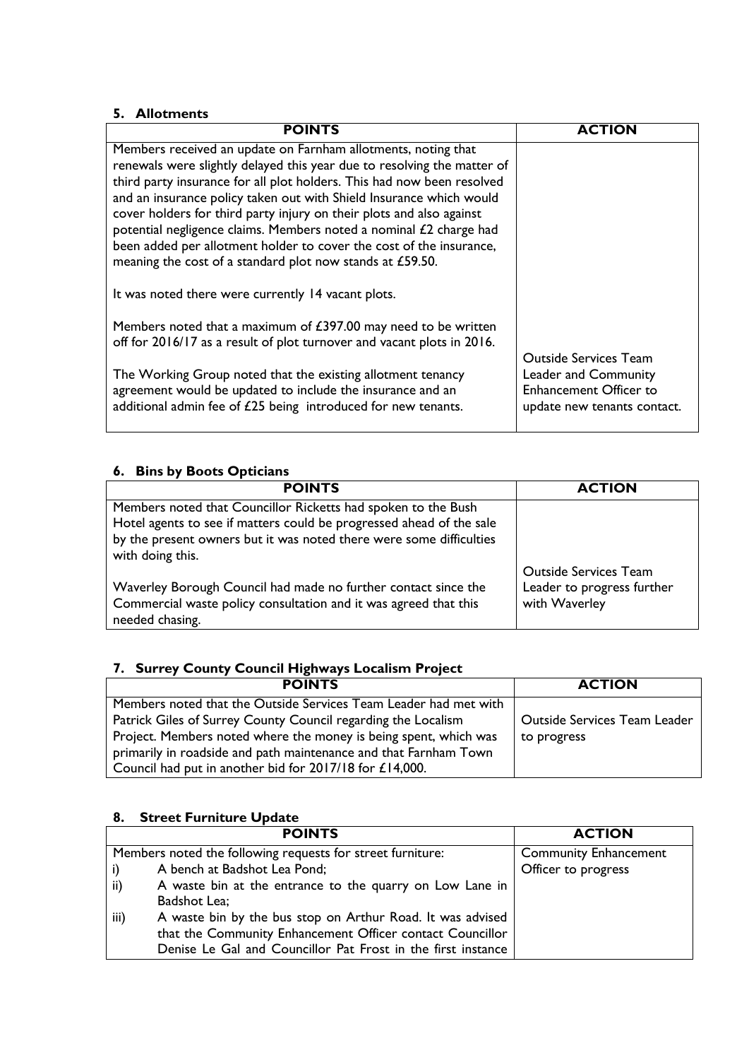## 5. Allotments

| POINTS | ACTION |
|---|---|
| Members received an update on Farnham allotments, noting that renewals were slightly delayed this year due to resolving the matter of third party insurance for all plot holders. This had now been resolved and an insurance policy taken out with Shield Insurance which would cover holders for third party injury on their plots and also against potential negligence claims. Members noted a nominal £2 charge had been added per allotment holder to cover the cost of the insurance, meaning the cost of a standard plot now stands at £59.50.<br><br>It was noted there were currently 14 vacant plots.<br><br>Members noted that a maximum of £397.00 may need to be written off for 2016/17 as a result of plot turnover and vacant plots in 2016.<br><br>The Working Group noted that the existing allotment tenancy agreement would be updated to include the insurance and an additional admin fee of £25 being introduced for new tenants. | Outside Services Team Leader and Community Enhancement Officer to update new tenants contact. |

## 6. Bins by Boots Opticians

| POINTS | ACTION |
|---|---|
| Members noted that Councillor Ricketts had spoken to the Bush Hotel agents to see if matters could be progressed ahead of the sale by the present owners but it was noted there were some difficulties with doing this.<br><br>Waverley Borough Council had made no further contact since the Commercial waste policy consultation and it was agreed that this needed chasing. | Outside Services Team Leader to progress further with Waverley |

## 7. Surrey County Council Highways Localism Project

| POINTS | ACTION |
|---|---|
| Members noted that the Outside Services Team Leader had met with Patrick Giles of Surrey County Council regarding the Localism Project. Members noted where the money is being spent, which was primarily in roadside and path maintenance and that Farnham Town Council had put in another bid for 2017/18 for £14,000. | Outside Services Team Leader to progress |

## 8. Street Furniture Update

| POINTS | ACTION |
|---|---|
| Members noted the following requests for street furniture:<br>i) A bench at Badshot Lea Pond;<br>ii) A waste bin at the entrance to the quarry on Low Lane in Badshot Lea;<br>iii) A waste bin by the bus stop on Arthur Road. It was advised that the Community Enhancement Officer contact Councillor Denise Le Gal and Councillor Pat Frost in the first instance | Community Enhancement Officer to progress |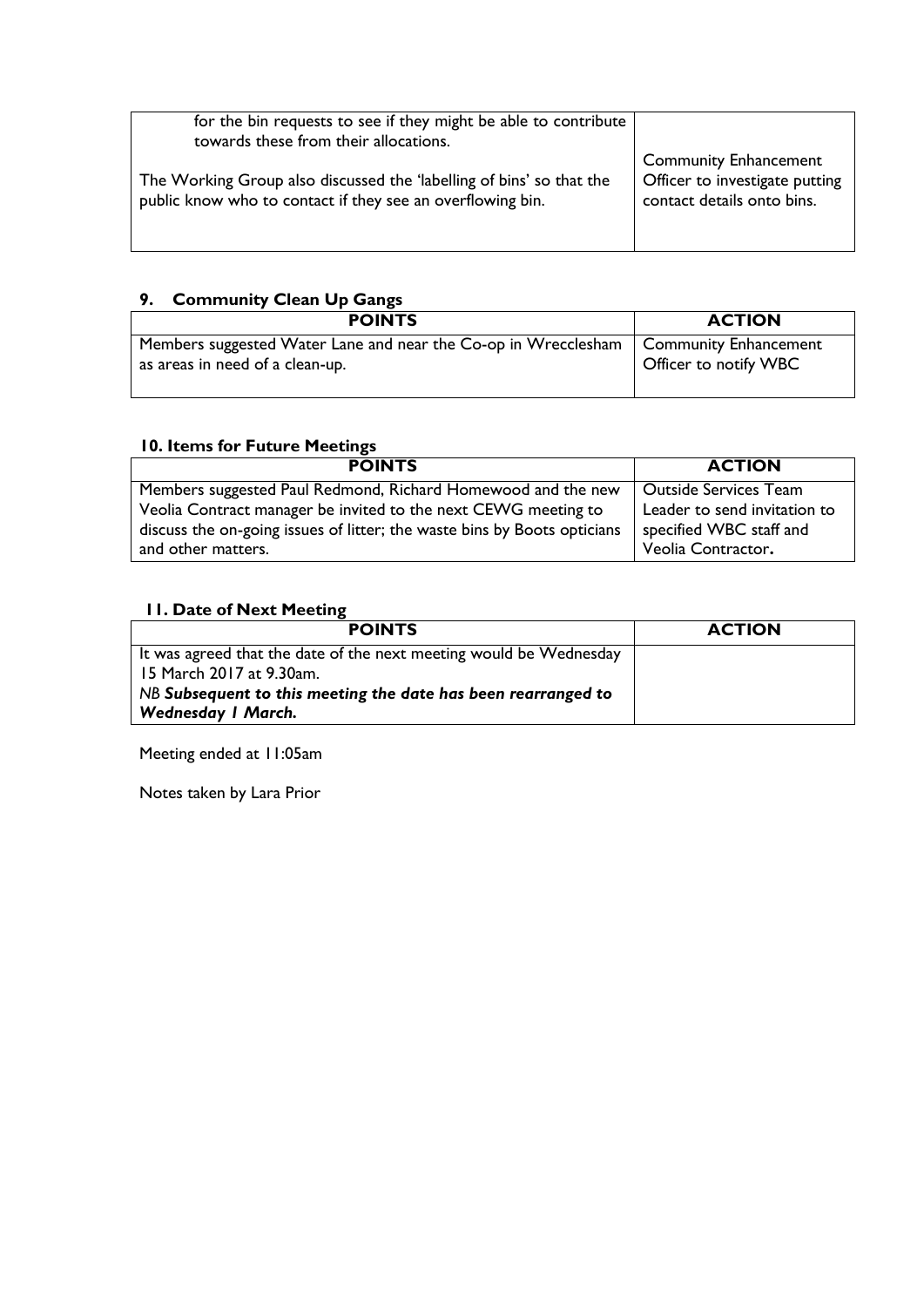| | |
|---|---|
| for the bin requests to see if they might be able to contribute towards these from their allocations.<br><br>The Working Group also discussed the 'labelling of bins' so that the public know who to contact if they see an overflowing bin. | Community Enhancement Officer to investigate putting contact details onto bins. |

## 9. Community Clean Up Gangs

| POINTS | ACTION |
|---|---|
| Members suggested Water Lane and near the Co-op in Wrecclesham as areas in need of a clean-up. | Community Enhancement Officer to notify WBC |

## 10. Items for Future Meetings

| POINTS | ACTION |
|---|---|
| Members suggested Paul Redmond, Richard Homewood and the new Veolia Contract manager be invited to the next CEWG meeting to discuss the on-going issues of litter; the waste bins by Boots opticians and other matters. | Outside Services Team Leader to send invitation to specified WBC staff and Veolia Contractor**.** |

## 11. Date of Next Meeting

| POINTS | ACTION |
|---|---|
| It was agreed that the date of the next meeting would be Wednesday 15 March 2017 at 9.30am.<br>*NB **Subsequent to this meeting the date has been rearranged to Wednesday 1 March.*** | |

Meeting ended at 11:05am

Notes taken by Lara Prior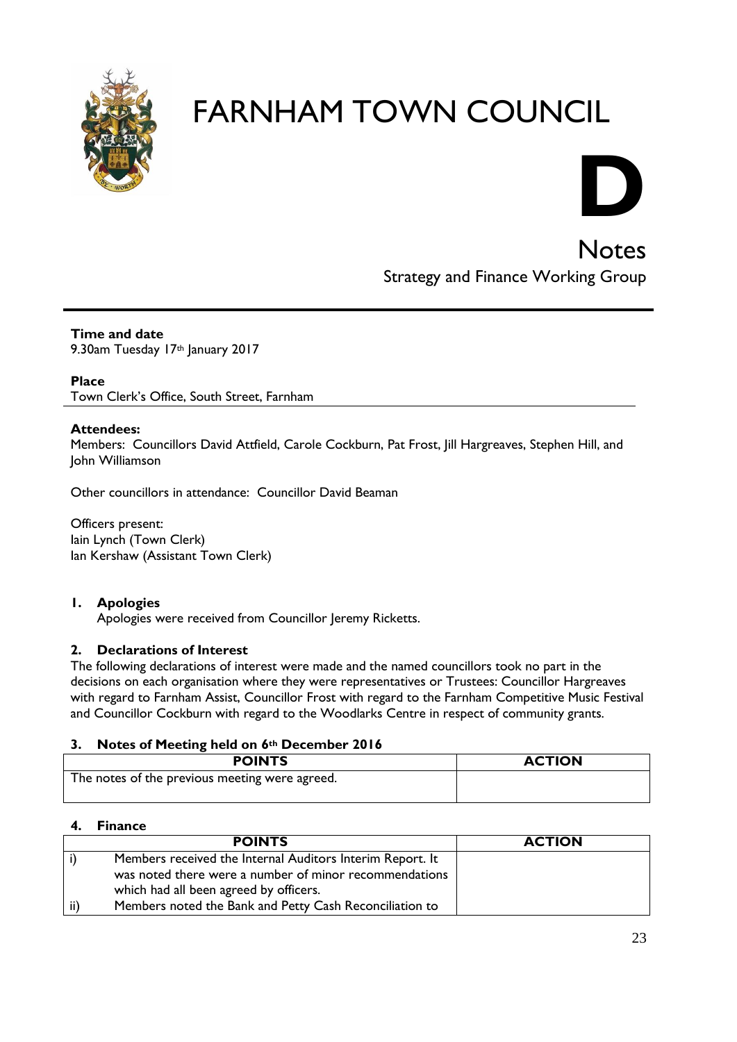# FARNHAM TOWN COUNCIL

# D

## Notes

Strategy and Finance Working Group

**Time and date**
9.30am Tuesday 17th January 2017

**Place**
Town Clerk's Office, South Street, Farnham

**Attendees:**
Members: Councillors David Attfield, Carole Cockburn, Pat Frost, Jill Hargreaves, Stephen Hill, and John Williamson

Other councillors in attendance: Councillor David Beaman

Officers present:
Iain Lynch (Town Clerk)
Ian Kershaw (Assistant Town Clerk)

### 1. Apologies

Apologies were received from Councillor Jeremy Ricketts.

### 2. Declarations of Interest

The following declarations of interest were made and the named councillors took no part in the decisions on each organisation where they were representatives or Trustees: Councillor Hargreaves with regard to Farnham Assist, Councillor Frost with regard to the Farnham Competitive Music Festival and Councillor Cockburn with regard to the Woodlarks Centre in respect of community grants.

### 3. Notes of Meeting held on 6th December 2016

| POINTS | ACTION |
|---|---|
| The notes of the previous meeting were agreed. | |

### 4. Finance

| | POINTS | ACTION |
|---|---|---|
| i) | Members received the Internal Auditors Interim Report. It was noted there were a number of minor recommendations which had all been agreed by officers. | |
| ii) | Members noted the Bank and Petty Cash Reconciliation to | |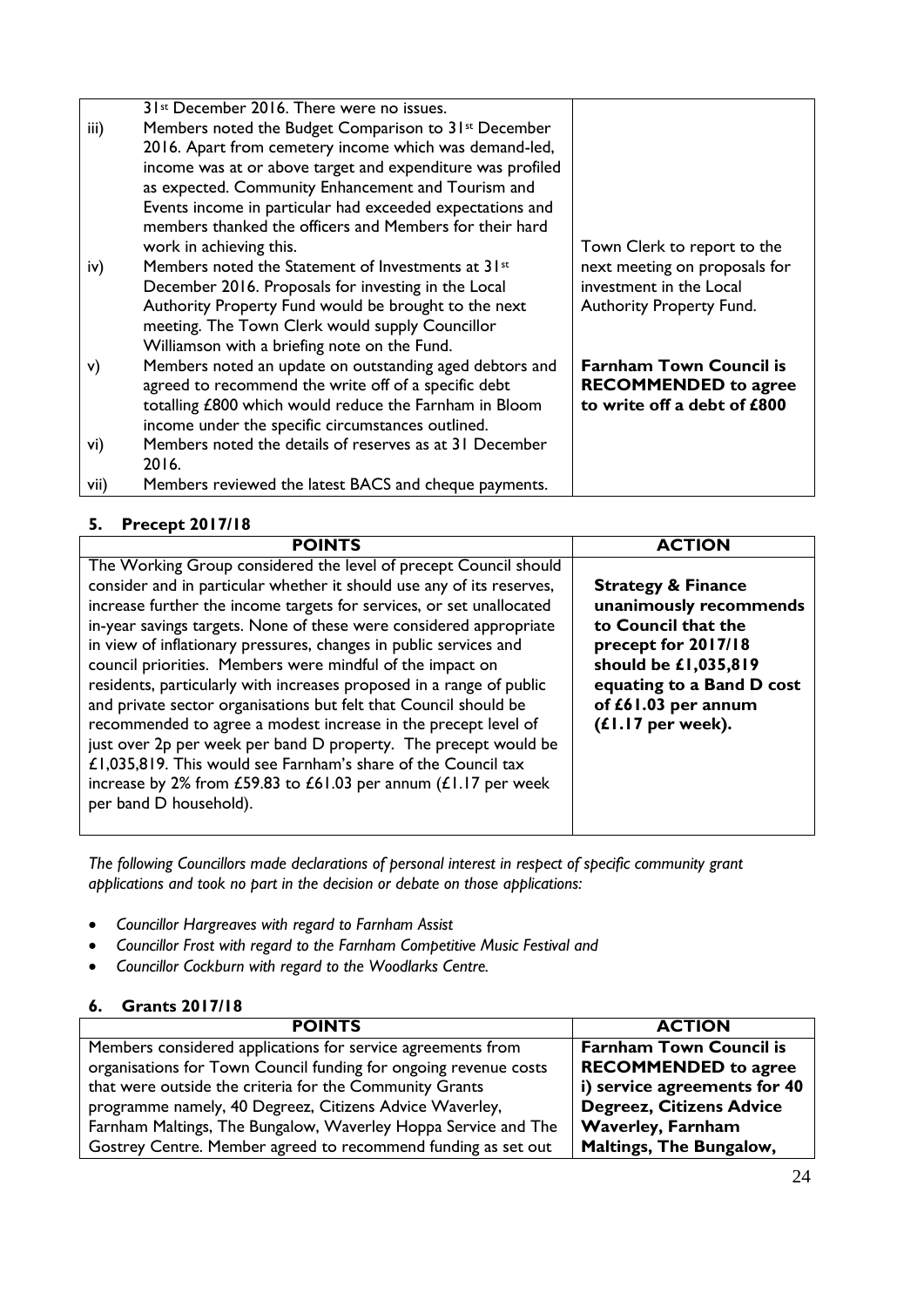| | | |
|---|---|---|
| | 31st December 2016. There were no issues. | |
| iii) | Members noted the Budget Comparison to 31st December 2016. Apart from cemetery income which was demand-led, income was at or above target and expenditure was profiled as expected. Community Enhancement and Tourism and Events income in particular had exceeded expectations and members thanked the officers and Members for their hard work in achieving this. | |
| iv) | Members noted the Statement of Investments at 31st December 2016. Proposals for investing in the Local Authority Property Fund would be brought to the next meeting. The Town Clerk would supply Councillor Williamson with a briefing note on the Fund. | Town Clerk to report to the next meeting on proposals for investment in the Local Authority Property Fund. |
| v) | Members noted an update on outstanding aged debtors and agreed to recommend the write off of a specific debt totalling £800 which would reduce the Farnham in Bloom income under the specific circumstances outlined. | **Farnham Town Council is RECOMMENDED to agree to write off a debt of £800** |
| vi) | Members noted the details of reserves as at 31 December 2016. | |
| vii) | Members reviewed the latest BACS and cheque payments. | |

## 5. Precept 2017/18

| POINTS | ACTION |
|---|---|
| The Working Group considered the level of precept Council should consider and in particular whether it should use any of its reserves, increase further the income targets for services, or set unallocated in-year savings targets. None of these were considered appropriate in view of inflationary pressures, changes in public services and council priorities. Members were mindful of the impact on residents, particularly with increases proposed in a range of public and private sector organisations but felt that Council should be recommended to agree a modest increase in the precept level of just over 2p per week per band D property. The precept would be £1,035,819. This would see Farnham's share of the Council tax increase by 2% from £59.83 to £61.03 per annum (£1.17 per week per band D household). | **Strategy & Finance unanimously recommends to Council that the precept for 2017/18 should be £1,035,819 equating to a Band D cost of £61.03 per annum (£1.17 per week).** |

*The following Councillors made declarations of personal interest in respect of specific community grant applications and took no part in the decision or debate on those applications:*

- *Councillor Hargreaves with regard to Farnham Assist*
- *Councillor Frost with regard to the Farnham Competitive Music Festival and*
- *Councillor Cockburn with regard to the Woodlarks Centre.*

## 6. Grants 2017/18

| POINTS | ACTION |
|---|---|
| Members considered applications for service agreements from organisations for Town Council funding for ongoing revenue costs that were outside the criteria for the Community Grants programme namely, 40 Degreez, Citizens Advice Waverley, Farnham Maltings, The Bungalow, Waverley Hoppa Service and The Gostrey Centre. Member agreed to recommend funding as set out | **Farnham Town Council is RECOMMENDED to agree i) service agreements for 40 Degreez, Citizens Advice Waverley, Farnham Maltings, The Bungalow,** |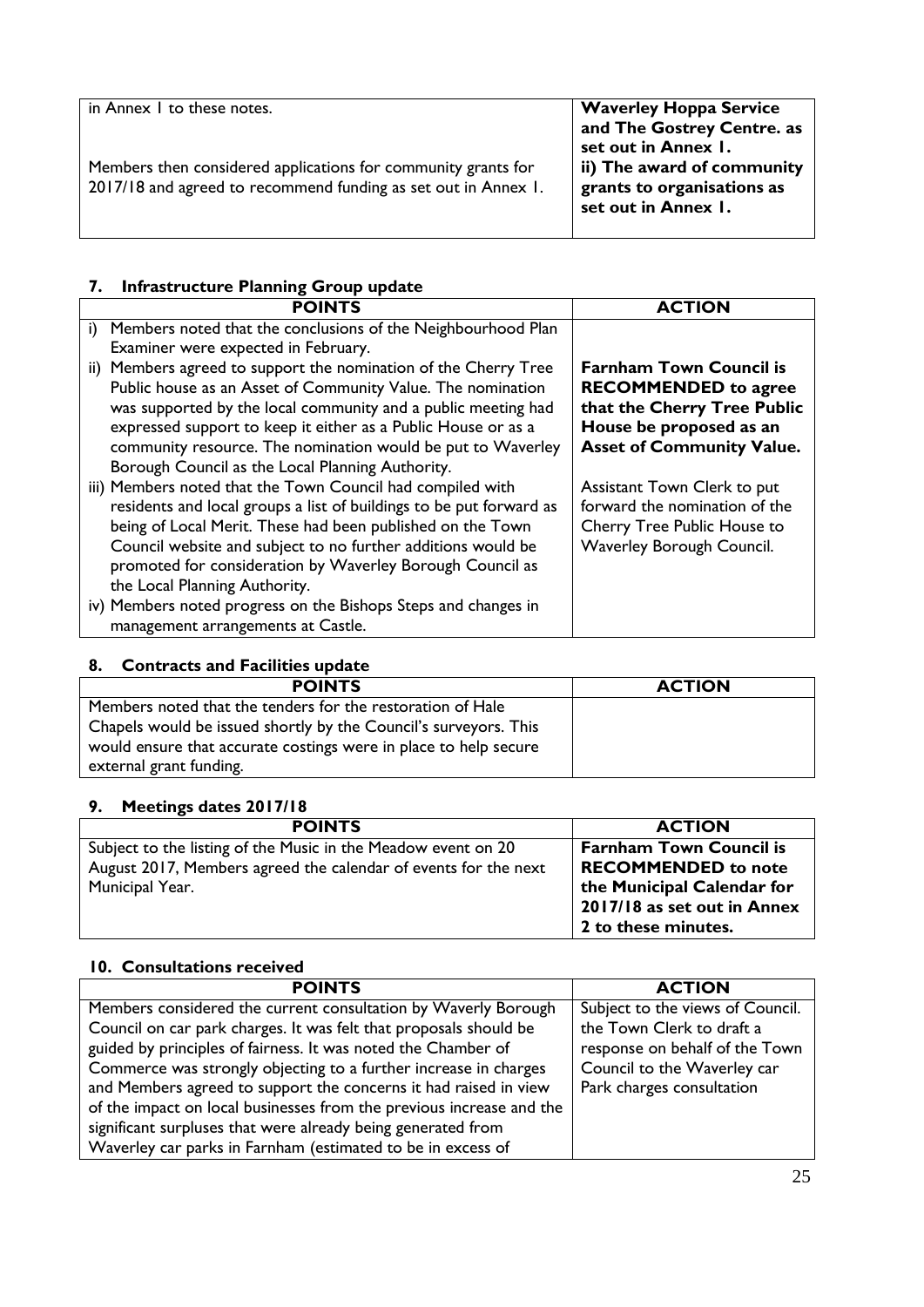| | |
|---|---|
| in Annex 1 to these notes.<br><br>Members then considered applications for community grants for 2017/18 and agreed to recommend funding as set out in Annex 1. | **Waverley Hoppa Service and The Gostrey Centre. as set out in Annex 1.**<br>**ii) The award of community grants to organisations as set out in Annex 1.** |

## 7. Infrastructure Planning Group update

| POINTS | ACTION |
|---|---|
| i) Members noted that the conclusions of the Neighbourhood Plan Examiner were expected in February.<br>ii) Members agreed to support the nomination of the Cherry Tree Public house as an Asset of Community Value. The nomination was supported by the local community and a public meeting had expressed support to keep it either as a Public House or as a community resource. The nomination would be put to Waverley Borough Council as the Local Planning Authority.<br>iii) Members noted that the Town Council had compiled with residents and local groups a list of buildings to be put forward as being of Local Merit. These had been published on the Town Council website and subject to no further additions would be promoted for consideration by Waverley Borough Council as the Local Planning Authority.<br>iv) Members noted progress on the Bishops Steps and changes in management arrangements at Castle. | **Farnham Town Council is RECOMMENDED to agree that the Cherry Tree Public House be proposed as an Asset of Community Value.**<br><br>Assistant Town Clerk to put forward the nomination of the Cherry Tree Public House to Waverley Borough Council. |

## 8. Contracts and Facilities update

| POINTS | ACTION |
|---|---|
| Members noted that the tenders for the restoration of Hale Chapels would be issued shortly by the Council's surveyors. This would ensure that accurate costings were in place to help secure external grant funding. | |

## 9. Meetings dates 2017/18

| POINTS | ACTION |
|---|---|
| Subject to the listing of the Music in the Meadow event on 20 August 2017, Members agreed the calendar of events for the next Municipal Year. | **Farnham Town Council is RECOMMENDED to note the Municipal Calendar for 2017/18 as set out in Annex 2 to these minutes.** |

## 10. Consultations received

| POINTS | ACTION |
|---|---|
| Members considered the current consultation by Waverly Borough Council on car park charges. It was felt that proposals should be guided by principles of fairness. It was noted the Chamber of Commerce was strongly objecting to a further increase in charges and Members agreed to support the concerns it had raised in view of the impact on local businesses from the previous increase and the significant surpluses that were already being generated from Waverley car parks in Farnham (estimated to be in excess of | Subject to the views of Council. the Town Clerk to draft a response on behalf of the Town Council to the Waverley car Park charges consultation |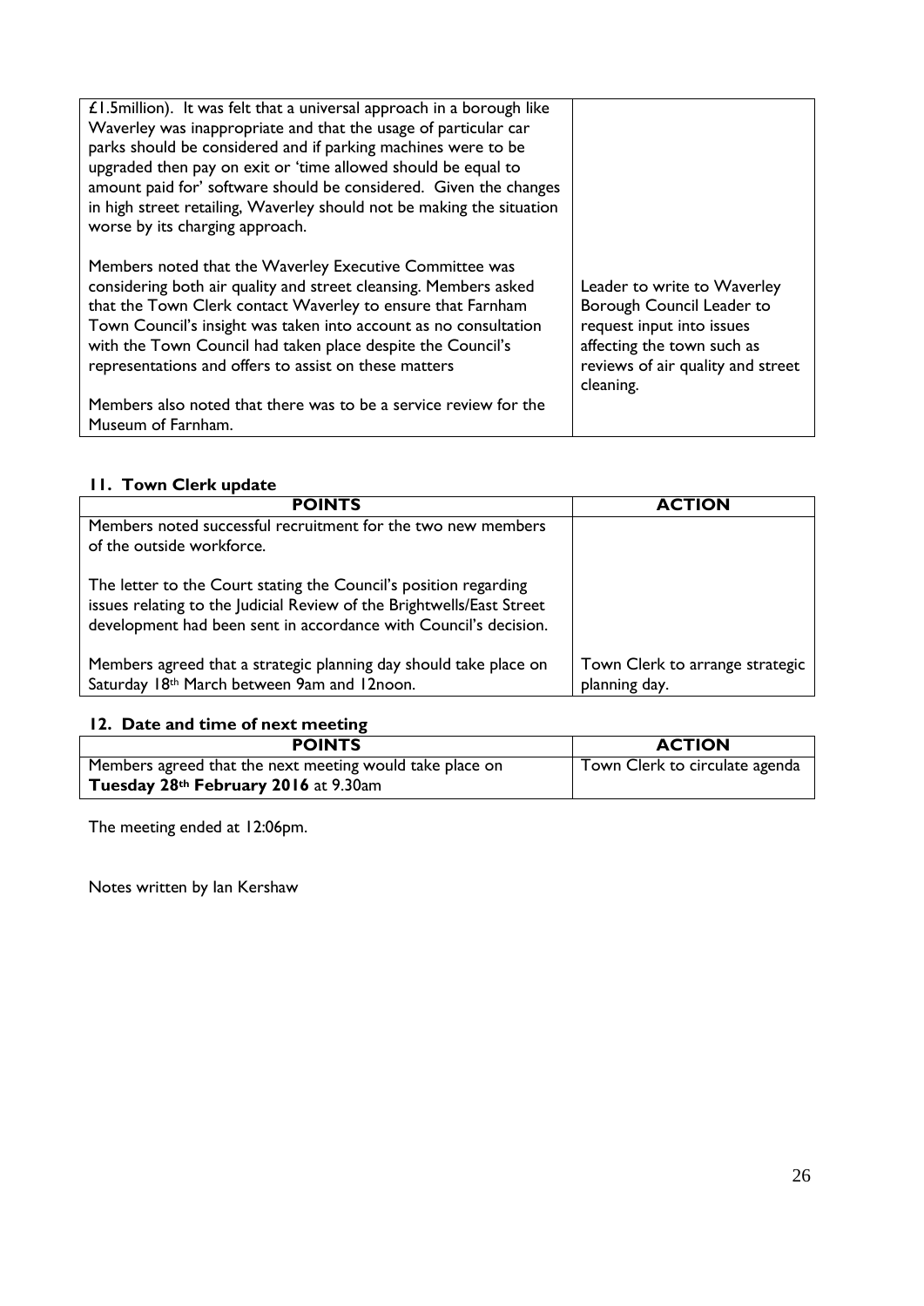| | |
|---|---|
| £1.5million). It was felt that a universal approach in a borough like Waverley was inappropriate and that the usage of particular car parks should be considered and if parking machines were to be upgraded then pay on exit or 'time allowed should be equal to amount paid for' software should be considered. Given the changes in high street retailing, Waverley should not be making the situation worse by its charging approach.<br><br>Members noted that the Waverley Executive Committee was considering both air quality and street cleansing. Members asked that the Town Clerk contact Waverley to ensure that Farnham Town Council's insight was taken into account as no consultation with the Town Council had taken place despite the Council's representations and offers to assist on these matters<br><br>Members also noted that there was to be a service review for the Museum of Farnham. | Leader to write to Waverley Borough Council Leader to request input into issues affecting the town such as reviews of air quality and street cleaning. |

## 11. Town Clerk update

| POINTS | ACTION |
|---|---|
| Members noted successful recruitment for the two new members of the outside workforce.<br><br>The letter to the Court stating the Council's position regarding issues relating to the Judicial Review of the Brightwells/East Street development had been sent in accordance with Council's decision.<br><br>Members agreed that a strategic planning day should take place on Saturday 18th March between 9am and 12noon. | Town Clerk to arrange strategic planning day. |

## 12. Date and time of next meeting

| POINTS | ACTION |
|---|---|
| Members agreed that the next meeting would take place on **Tuesday 28th February 2016** at 9.30am | Town Clerk to circulate agenda |

The meeting ended at 12:06pm.

Notes written by Ian Kershaw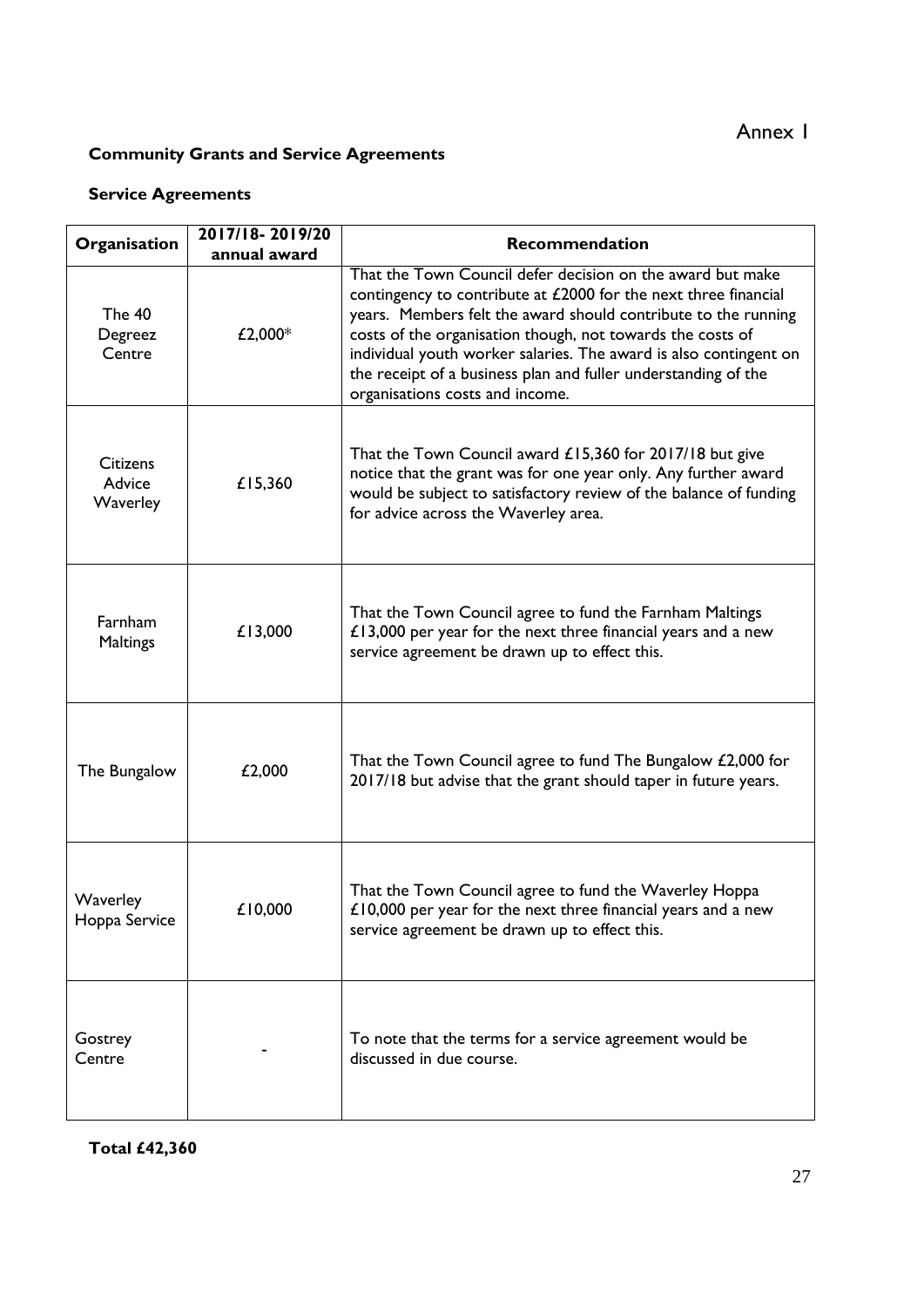Annex 1

**Community Grants and Service Agreements**

**Service Agreements**

| Organisation | 2017/18- 2019/20 annual award | Recommendation |
|---|---|---|
| The 40 Degreez Centre | £2,000* | That the Town Council defer decision on the award but make contingency to contribute at £2000 for the next three financial years. Members felt the award should contribute to the running costs of the organisation though, not towards the costs of individual youth worker salaries. The award is also contingent on the receipt of a business plan and fuller understanding of the organisations costs and income. |
| Citizens Advice Waverley | £15,360 | That the Town Council award £15,360 for 2017/18 but give notice that the grant was for one year only. Any further award would be subject to satisfactory review of the balance of funding for advice across the Waverley area. |
| Farnham Maltings | £13,000 | That the Town Council agree to fund the Farnham Maltings £13,000 per year for the next three financial years and a new service agreement be drawn up to effect this. |
| The Bungalow | £2,000 | That the Town Council agree to fund The Bungalow £2,000 for 2017/18 but advise that the grant should taper in future years. |
| Waverley Hoppa Service | £10,000 | That the Town Council agree to fund the Waverley Hoppa £10,000 per year for the next three financial years and a new service agreement be drawn up to effect this. |
| Gostrey Centre | - | To note that the terms for a service agreement would be discussed in due course. |

**Total £42,360**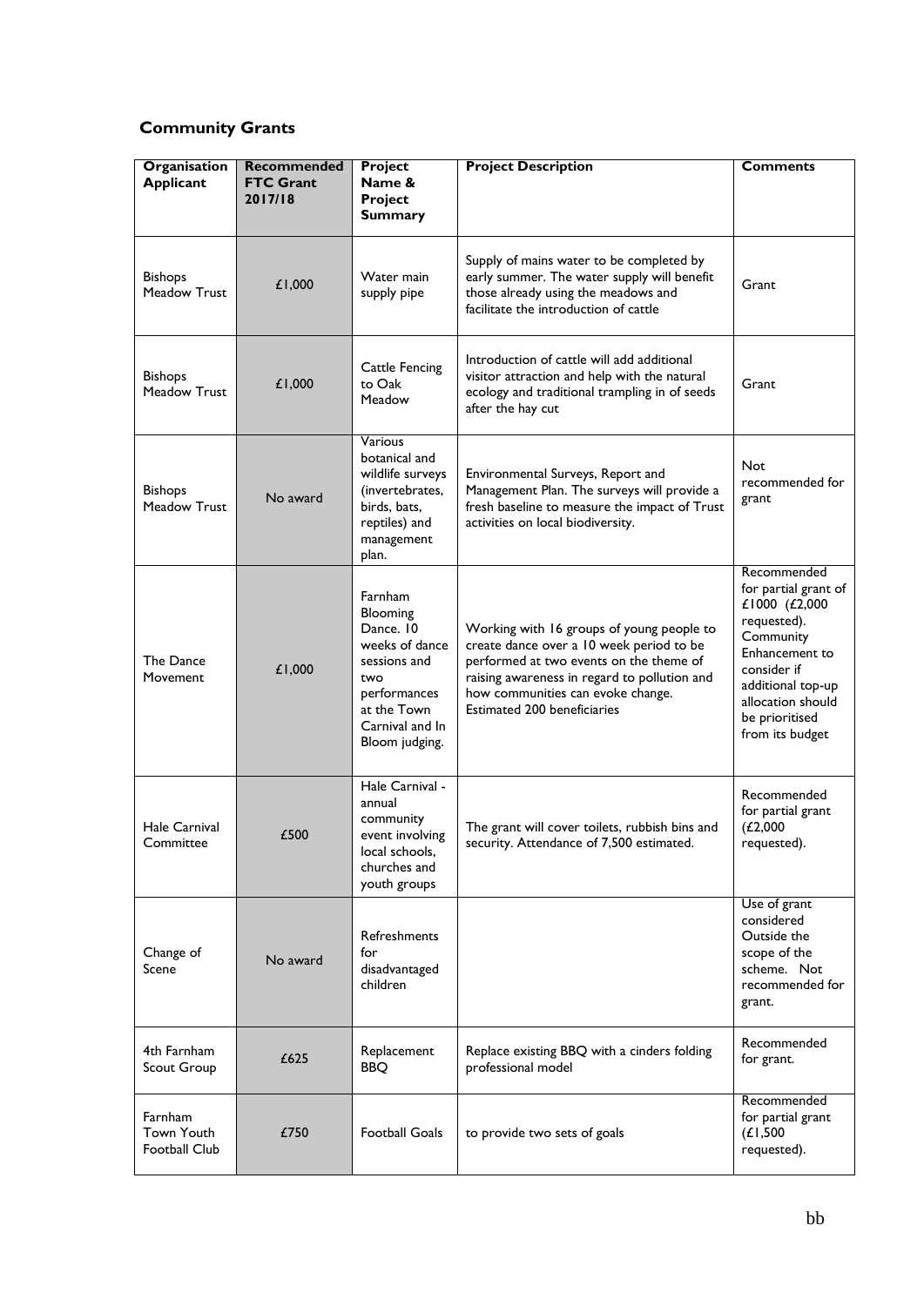## Community Grants

| Organisation Applicant | Recommended FTC Grant 2017/18 | Project Name & Project Summary | Project Description | Comments |
|---|---|---|---|---|
| Bishops Meadow Trust | £1,000 | Water main supply pipe | Supply of mains water to be completed by early summer. The water supply will benefit those already using the meadows and facilitate the introduction of cattle | Grant |
| Bishops Meadow Trust | £1,000 | Cattle Fencing to Oak Meadow | Introduction of cattle will add additional visitor attraction and help with the natural ecology and traditional trampling in of seeds after the hay cut | Grant |
| Bishops Meadow Trust | No award | Various botanical and wildlife surveys (invertebrates, birds, bats, reptiles) and management plan. | Environmental Surveys, Report and Management Plan. The surveys will provide a fresh baseline to measure the impact of Trust activities on local biodiversity. | Not recommended for grant |
| The Dance Movement | £1,000 | Farnham Blooming Dance. 10 weeks of dance sessions and two performances at the Town Carnival and In Bloom judging. | Working with 16 groups of young people to create dance over a 10 week period to be performed at two events on the theme of raising awareness in regard to pollution and how communities can evoke change. Estimated 200 beneficiaries | Recommended for partial grant of £1000 (£2,000 requested). Community Enhancement to consider if additional top-up allocation should be prioritised from its budget |
| Hale Carnival Committee | £500 | Hale Carnival - annual community event involving local schools, churches and youth groups | The grant will cover toilets, rubbish bins and security. Attendance of 7,500 estimated. | Recommended for partial grant (£2,000 requested). |
| Change of Scene | No award | Refreshments for disadvantaged children | | Use of grant considered Outside the scope of the scheme. Not recommended for grant. |
| 4th Farnham Scout Group | £625 | Replacement BBQ | Replace existing BBQ with a cinders folding professional model | Recommended for grant. |
| Farnham Town Youth Football Club | £750 | Football Goals | to provide two sets of goals | Recommended for partial grant (£1,500 requested). |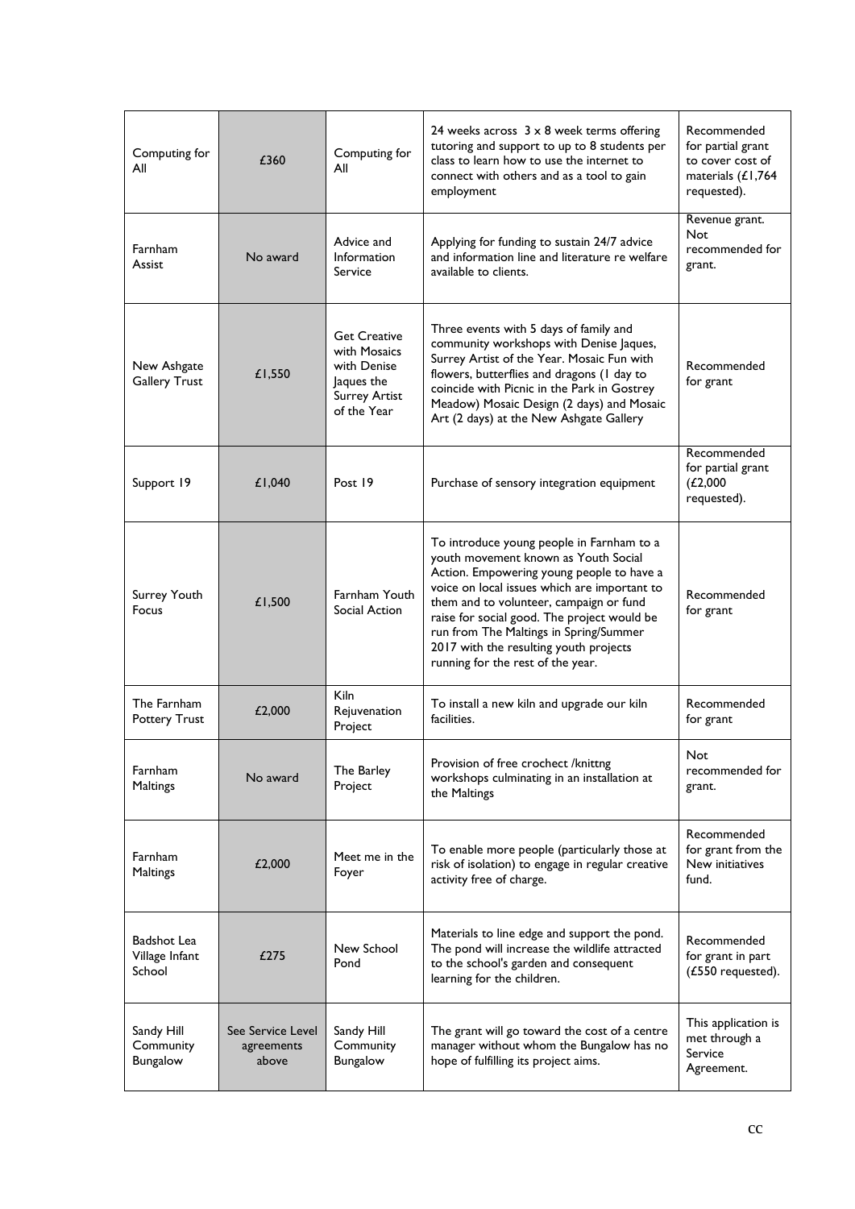| | | | | |
|---|---|---|---|---|
| Computing for All | £360 | Computing for All | 24 weeks across 3 x 8 week terms offering tutoring and support to up to 8 students per class to learn how to use the internet to connect with others and as a tool to gain employment | Recommended for partial grant to cover cost of materials (£1,764 requested). |
| Farnham Assist | No award | Advice and Information Service | Applying for funding to sustain 24/7 advice and information line and literature re welfare available to clients. | Revenue grant. Not recommended for grant. |
| New Ashgate Gallery Trust | £1,550 | Get Creative with Mosaics with Denise Jaques the Surrey Artist of the Year | Three events with 5 days of family and community workshops with Denise Jaques, Surrey Artist of the Year. Mosaic Fun with flowers, butterflies and dragons (1 day to coincide with Picnic in the Park in Gostrey Meadow) Mosaic Design (2 days) and Mosaic Art (2 days) at the New Ashgate Gallery | Recommended for grant |
| Support 19 | £1,040 | Post 19 | Purchase of sensory integration equipment | Recommended for partial grant (£2,000 requested). |
| Surrey Youth Focus | £1,500 | Farnham Youth Social Action | To introduce young people in Farnham to a youth movement known as Youth Social Action. Empowering young people to have a voice on local issues which are important to them and to volunteer, campaign or fund raise for social good. The project would be run from The Maltings in Spring/Summer 2017 with the resulting youth projects running for the rest of the year. | Recommended for grant |
| The Farnham Pottery Trust | £2,000 | Kiln Rejuvenation Project | To install a new kiln and upgrade our kiln facilities. | Recommended for grant |
| Farnham Maltings | No award | The Barley Project | Provision of free crochect /knittng workshops culminating in an installation at the Maltings | Not recommended for grant. |
| Farnham Maltings | £2,000 | Meet me in the Foyer | To enable more people (particularly those at risk of isolation) to engage in regular creative activity free of charge. | Recommended for grant from the New initiatives fund. |
| Badshot Lea Village Infant School | £275 | New School Pond | Materials to line edge and support the pond. The pond will increase the wildlife attracted to the school's garden and consequent learning for the children. | Recommended for grant in part (£550 requested). |
| Sandy Hill Community Bungalow | See Service Level agreements above | Sandy Hill Community Bungalow | The grant will go toward the cost of a centre manager without whom the Bungalow has no hope of fulfilling its project aims. | This application is met through a Service Agreement. |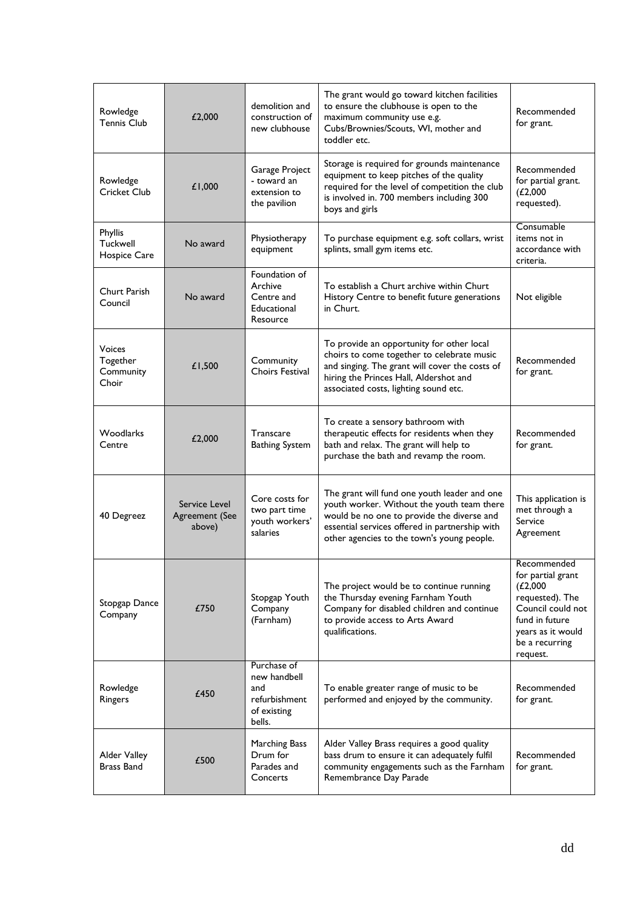| | | | | |
|---|---|---|---|---|
| Rowledge Tennis Club | £2,000 | demolition and construction of new clubhouse | The grant would go toward kitchen facilities to ensure the clubhouse is open to the maximum community use e.g. Cubs/Brownies/Scouts, WI, mother and toddler etc. | Recommended for grant. |
| Rowledge Cricket Club | £1,000 | Garage Project - toward an extension to the pavilion | Storage is required for grounds maintenance equipment to keep pitches of the quality required for the level of competition the club is involved in. 700 members including 300 boys and girls | Recommended for partial grant. (£2,000 requested). |
| Phyllis Tuckwell Hospice Care | No award | Physiotherapy equipment | To purchase equipment e.g. soft collars, wrist splints, small gym items etc. | Consumable items not in accordance with criteria. |
| Churt Parish Council | No award | Foundation of Archive Centre and Educational Resource | To establish a Churt archive within Churt History Centre to benefit future generations in Churt. | Not eligible |
| Voices Together Community Choir | £1,500 | Community Choirs Festival | To provide an opportunity for other local choirs to come together to celebrate music and singing. The grant will cover the costs of hiring the Princes Hall, Aldershot and associated costs, lighting sound etc. | Recommended for grant. |
| Woodlarks Centre | £2,000 | Transcare Bathing System | To create a sensory bathroom with therapeutic effects for residents when they bath and relax. The grant will help to purchase the bath and revamp the room. | Recommended for grant. |
| 40 Degreez | Service Level Agreement (See above) | Core costs for two part time youth workers' salaries | The grant will fund one youth leader and one youth worker. Without the youth team there would be no one to provide the diverse and essential services offered in partnership with other agencies to the town's young people. | This application is met through a Service Agreement |
| Stopgap Dance Company | £750 | Stopgap Youth Company (Farnham) | The project would be to continue running the Thursday evening Farnham Youth Company for disabled children and continue to provide access to Arts Award qualifications. | Recommended for partial grant (£2,000 requested). The Council could not fund in future years as it would be a recurring request. |
| Rowledge Ringers | £450 | Purchase of new handbell and refurbishment of existing bells. | To enable greater range of music to be performed and enjoyed by the community. | Recommended for grant. |
| Alder Valley Brass Band | £500 | Marching Bass Drum for Parades and Concerts | Alder Valley Brass requires a good quality bass drum to ensure it can adequately fulfil community engagements such as the Farnham Remembrance Day Parade | Recommended for grant. |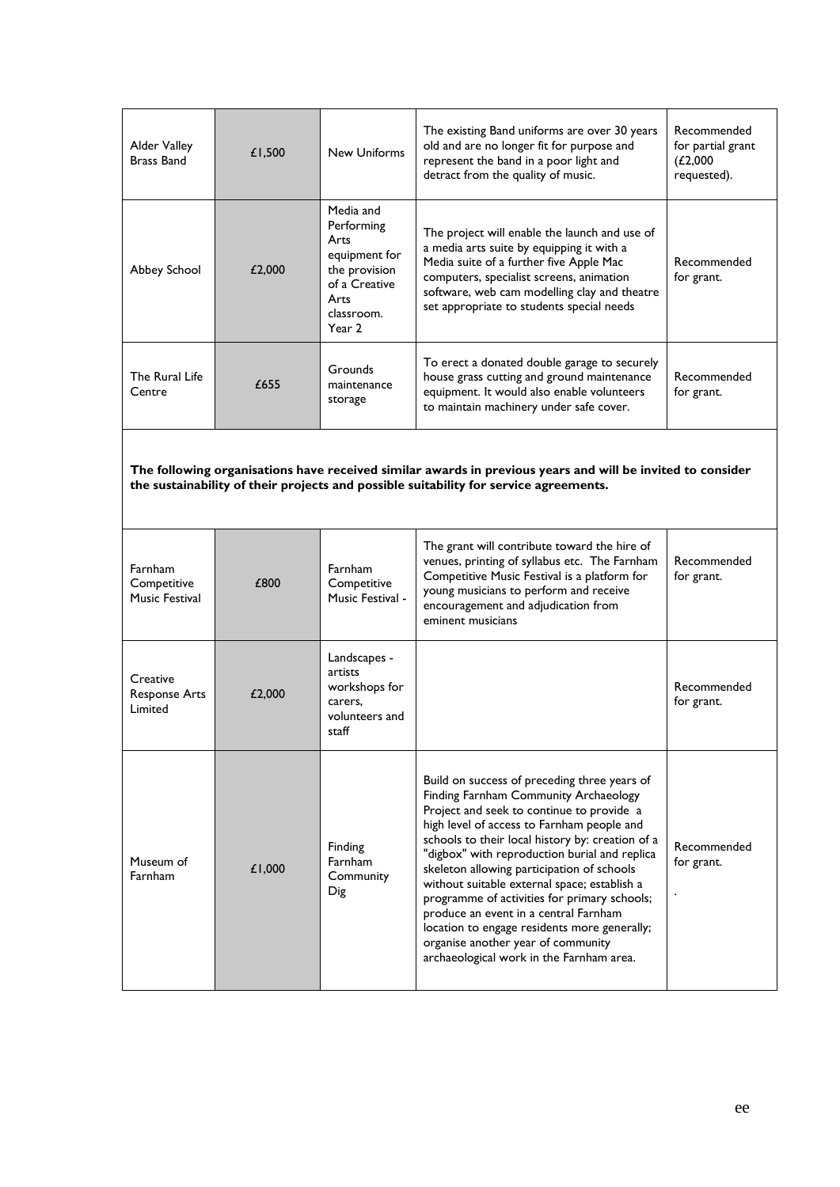| | | | | |
|---|---|---|---|---|
| Alder Valley Brass Band | £1,500 | New Uniforms | The existing Band uniforms are over 30 years old and are no longer fit for purpose and represent the band in a poor light and detract from the quality of music. | Recommended for partial grant (£2,000 requested). |
| Abbey School | £2,000 | Media and Performing Arts equipment for the provision of a Creative Arts classroom. Year 2 | The project will enable the launch and use of a media arts suite by equipping it with a Media suite of a further five Apple Mac computers, specialist screens, animation software, web cam modelling clay and theatre set appropriate to students special needs | Recommended for grant. |
| The Rural Life Centre | £655 | Grounds maintenance storage | To erect a donated double garage to securely house grass cutting and ground maintenance equipment. It would also enable volunteers to maintain machinery under safe cover. | Recommended for grant. |
| **The following organisations have received similar awards in previous years and will be invited to consider the sustainability of their projects and possible suitability for service agreements.** | | | | |
| Farnham Competitive Music Festival | £800 | Farnham Competitive Music Festival - | The grant will contribute toward the hire of venues, printing of syllabus etc. The Farnham Competitive Music Festival is a platform for young musicians to perform and receive encouragement and adjudication from eminent musicians | Recommended for grant. |
| Creative Response Arts Limited | £2,000 | Landscapes - artists workshops for carers, volunteers and staff | | Recommended for grant. |
| Museum of Farnham | £1,000 | Finding Farnham Community Dig | Build on success of preceding three years of Finding Farnham Community Archaeology Project and seek to continue to provide a high level of access to Farnham people and schools to their local history by: creation of a "digbox" with reproduction burial and replica skeleton allowing participation of schools without suitable external space; establish a programme of activities for primary schools; produce an event in a central Farnham location to engage residents more generally; organise another year of community archaeological work in the Farnham area. | Recommended for grant. . |

ee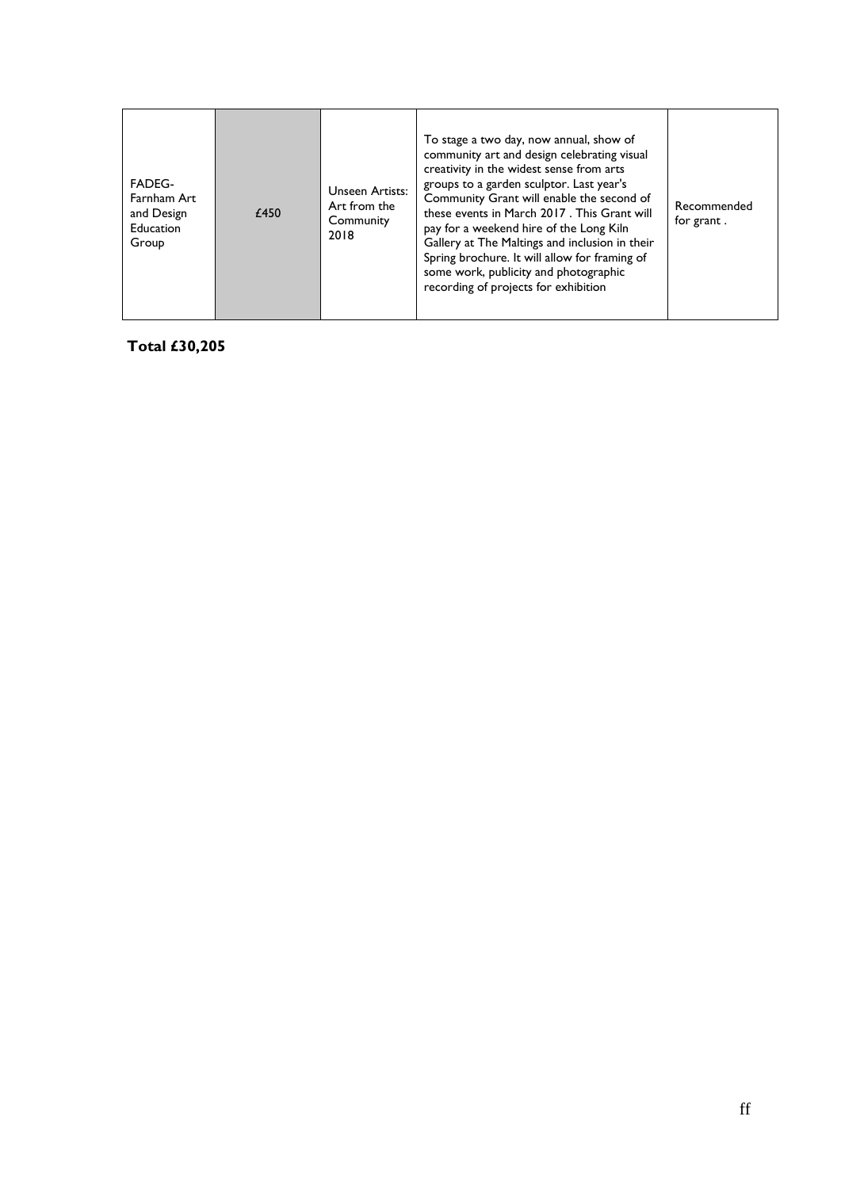| FADEG- Farnham Art and Design Education Group | £450 | Unseen Artists: Art from the Community 2018 | To stage a two day, now annual, show of community art and design celebrating visual creativity in the widest sense from arts groups to a garden sculptor. Last year's Community Grant will enable the second of these events in March 2017 . This Grant will pay for a weekend hire of the Long Kiln Gallery at The Maltings and inclusion in their Spring brochure. It will allow for framing of some work, publicity and photographic recording of projects for exhibition | Recommended for grant . |
|---|---|---|---|---|

**Total £30,205**

ff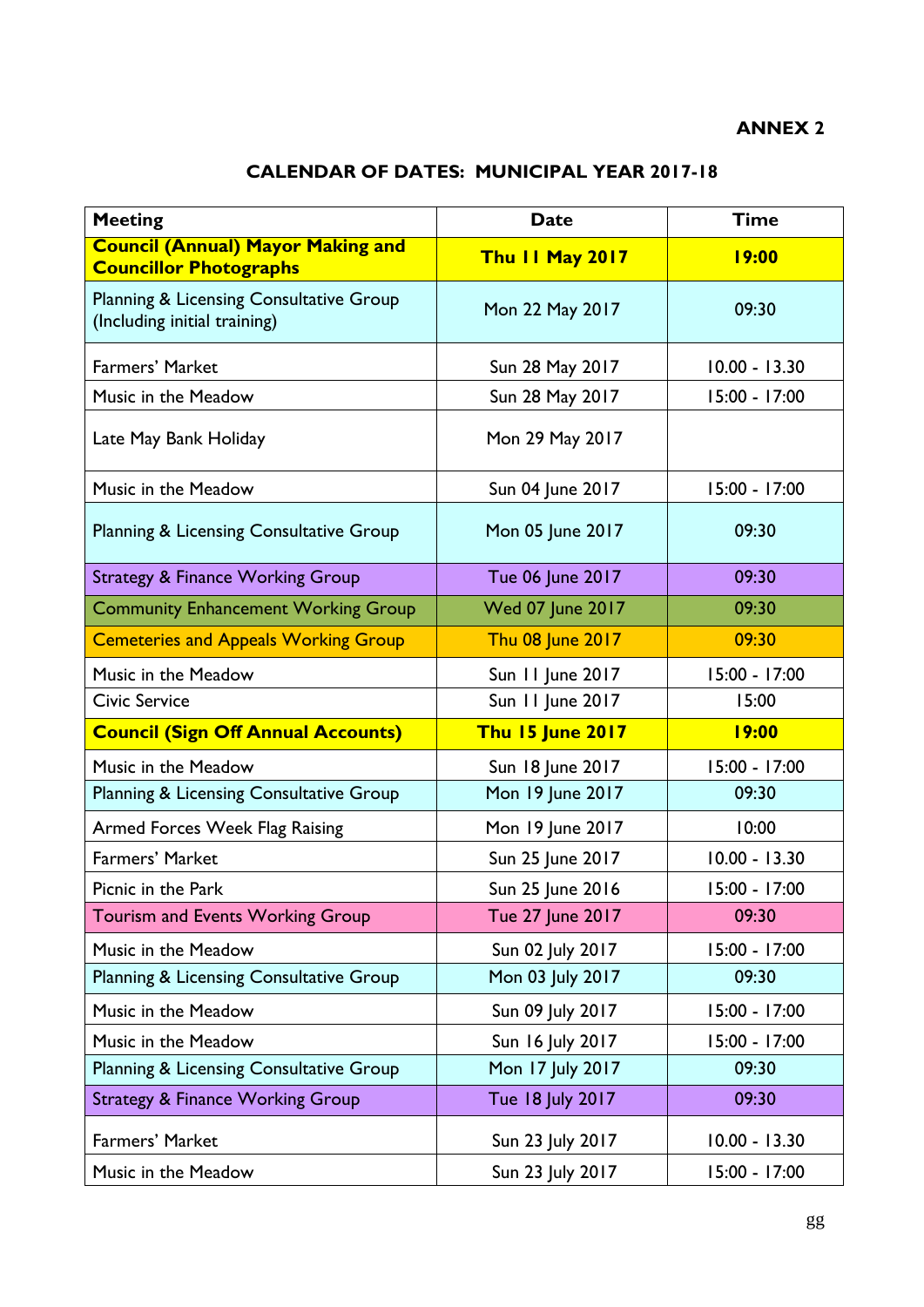**ANNEX 2**

## CALENDAR OF DATES: MUNICIPAL YEAR 2017-18

| Meeting | Date | Time |
|---|---|---|
| **Council (Annual) Mayor Making and Councillor Photographs** | **Thu 11 May 2017** | **19:00** |
| Planning & Licensing Consultative Group (Including initial training) | Mon 22 May 2017 | 09:30 |
| Farmers' Market | Sun 28 May 2017 | 10.00 - 13.30 |
| Music in the Meadow | Sun 28 May 2017 | 15:00 - 17:00 |
| Late May Bank Holiday | Mon 29 May 2017 | |
| Music in the Meadow | Sun 04 June 2017 | 15:00 - 17:00 |
| Planning & Licensing Consultative Group | Mon 05 June 2017 | 09:30 |
| Strategy & Finance Working Group | Tue 06 June 2017 | 09:30 |
| Community Enhancement Working Group | Wed 07 June 2017 | 09:30 |
| Cemeteries and Appeals Working Group | Thu 08 June 2017 | 09:30 |
| Music in the Meadow | Sun 11 June 2017 | 15:00 - 17:00 |
| Civic Service | Sun 11 June 2017 | 15:00 |
| **Council (Sign Off Annual Accounts)** | **Thu 15 June 2017** | **19:00** |
| Music in the Meadow | Sun 18 June 2017 | 15:00 - 17:00 |
| Planning & Licensing Consultative Group | Mon 19 June 2017 | 09:30 |
| Armed Forces Week Flag Raising | Mon 19 June 2017 | 10:00 |
| Farmers' Market | Sun 25 June 2017 | 10.00 - 13.30 |
| Picnic in the Park | Sun 25 June 2016 | 15:00 - 17:00 |
| Tourism and Events Working Group | Tue 27 June 2017 | 09:30 |
| Music in the Meadow | Sun 02 July 2017 | 15:00 - 17:00 |
| Planning & Licensing Consultative Group | Mon 03 July 2017 | 09:30 |
| Music in the Meadow | Sun 09 July 2017 | 15:00 - 17:00 |
| Music in the Meadow | Sun 16 July 2017 | 15:00 - 17:00 |
| Planning & Licensing Consultative Group | Mon 17 July 2017 | 09:30 |
| Strategy & Finance Working Group | Tue 18 July 2017 | 09:30 |
| Farmers' Market | Sun 23 July 2017 | 10.00 - 13.30 |
| Music in the Meadow | Sun 23 July 2017 | 15:00 - 17:00 |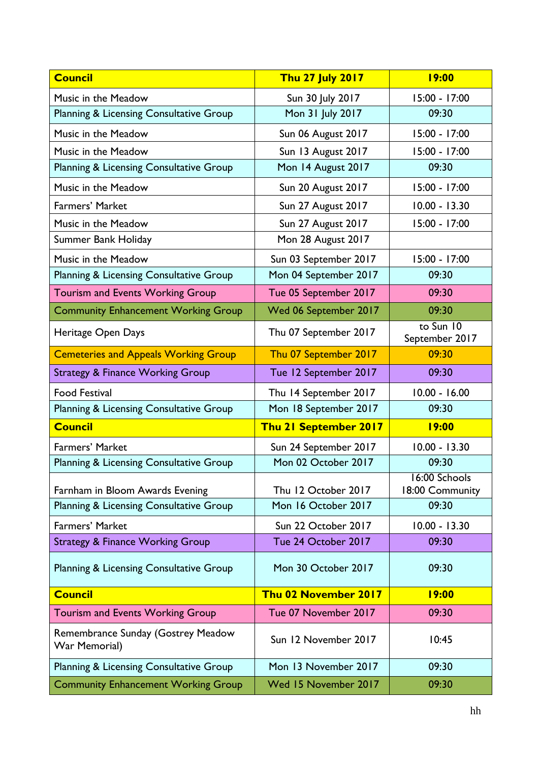| **Council** | **Thu 27 July 2017** | **19:00** |
|---|---|---|
| Music in the Meadow | Sun 30 July 2017 | 15:00 - 17:00 |
| Planning & Licensing Consultative Group | Mon 31 July 2017 | 09:30 |
| Music in the Meadow | Sun 06 August 2017 | 15:00 - 17:00 |
| Music in the Meadow | Sun 13 August 2017 | 15:00 - 17:00 |
| Planning & Licensing Consultative Group | Mon 14 August 2017 | 09:30 |
| Music in the Meadow | Sun 20 August 2017 | 15:00 - 17:00 |
| Farmers' Market | Sun 27 August 2017 | 10.00 - 13.30 |
| Music in the Meadow | Sun 27 August 2017 | 15:00 - 17:00 |
| Summer Bank Holiday | Mon 28 August 2017 | |
| Music in the Meadow | Sun 03 September 2017 | 15:00 - 17:00 |
| Planning & Licensing Consultative Group | Mon 04 September 2017 | 09:30 |
| Tourism and Events Working Group | Tue 05 September 2017 | 09:30 |
| Community Enhancement Working Group | Wed 06 September 2017 | 09:30 |
| Heritage Open Days | Thu 07 September 2017 | to Sun 10 September 2017 |
| Cemeteries and Appeals Working Group | Thu 07 September 2017 | 09:30 |
| Strategy & Finance Working Group | Tue 12 September 2017 | 09:30 |
| Food Festival | Thu 14 September 2017 | 10.00 - 16.00 |
| Planning & Licensing Consultative Group | Mon 18 September 2017 | 09:30 |
| **Council** | **Thu 21 September 2017** | **19:00** |
| Farmers' Market | Sun 24 September 2017 | 10.00 - 13.30 |
| Planning & Licensing Consultative Group | Mon 02 October 2017 | 09:30 |
| Farnham in Bloom Awards Evening | Thu 12 October 2017 | 16:00 Schools 18:00 Community |
| Planning & Licensing Consultative Group | Mon 16 October 2017 | 09:30 |
| Farmers' Market | Sun 22 October 2017 | 10.00 - 13.30 |
| Strategy & Finance Working Group | Tue 24 October 2017 | 09:30 |
| Planning & Licensing Consultative Group | Mon 30 October 2017 | 09:30 |
| **Council** | **Thu 02 November 2017** | **19:00** |
| Tourism and Events Working Group | Tue 07 November 2017 | 09:30 |
| Remembrance Sunday (Gostrey Meadow War Memorial) | Sun 12 November 2017 | 10:45 |
| Planning & Licensing Consultative Group | Mon 13 November 2017 | 09:30 |
| Community Enhancement Working Group | Wed 15 November 2017 | 09:30 |

hh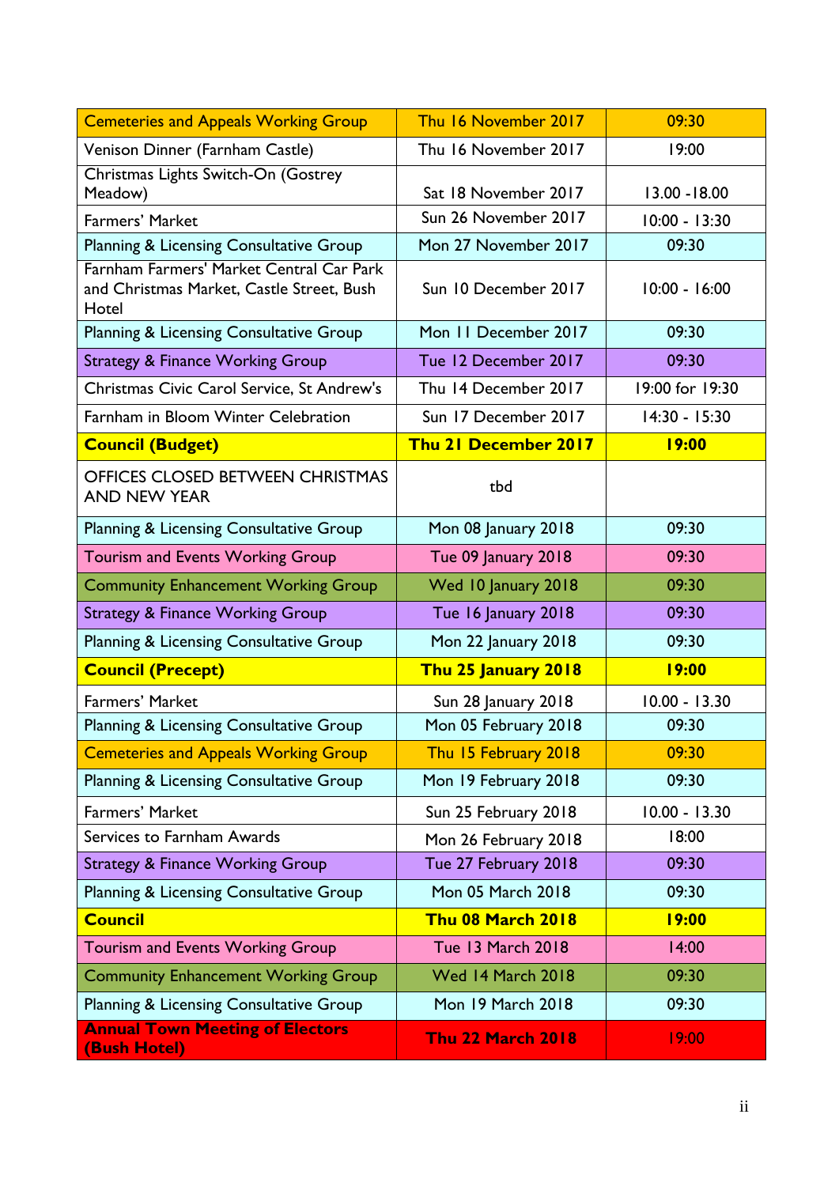| Cemeteries and Appeals Working Group | Thu 16 November 2017 | 09:30 |
|---|---|---|
| Venison Dinner (Farnham Castle) | Thu 16 November 2017 | 19:00 |
| Christmas Lights Switch-On (Gostrey Meadow) | Sat 18 November 2017 | 13.00 -18.00 |
| Farmers' Market | Sun 26 November 2017 | 10:00 - 13:30 |
| Planning & Licensing Consultative Group | Mon 27 November 2017 | 09:30 |
| Farnham Farmers' Market Central Car Park and Christmas Market, Castle Street, Bush Hotel | Sun 10 December 2017 | 10:00 - 16:00 |
| Planning & Licensing Consultative Group | Mon 11 December 2017 | 09:30 |
| Strategy & Finance Working Group | Tue 12 December 2017 | 09:30 |
| Christmas Civic Carol Service, St Andrew's | Thu 14 December 2017 | 19:00 for 19:30 |
| Farnham in Bloom Winter Celebration | Sun 17 December 2017 | 14:30 - 15:30 |
| **Council (Budget)** | **Thu 21 December 2017** | **19:00** |
| OFFICES CLOSED BETWEEN CHRISTMAS AND NEW YEAR | tbd | |
| Planning & Licensing Consultative Group | Mon 08 January 2018 | 09:30 |
| Tourism and Events Working Group | Tue 09 January 2018 | 09:30 |
| Community Enhancement Working Group | Wed 10 January 2018 | 09:30 |
| Strategy & Finance Working Group | Tue 16 January 2018 | 09:30 |
| Planning & Licensing Consultative Group | Mon 22 January 2018 | 09:30 |
| **Council (Precept)** | **Thu 25 January 2018** | **19:00** |
| Farmers' Market | Sun 28 January 2018 | 10.00 - 13.30 |
| Planning & Licensing Consultative Group | Mon 05 February 2018 | 09:30 |
| Cemeteries and Appeals Working Group | Thu 15 February 2018 | 09:30 |
| Planning & Licensing Consultative Group | Mon 19 February 2018 | 09:30 |
| Farmers' Market | Sun 25 February 2018 | 10.00 - 13.30 |
| Services to Farnham Awards | Mon 26 February 2018 | 18:00 |
| Strategy & Finance Working Group | Tue 27 February 2018 | 09:30 |
| Planning & Licensing Consultative Group | Mon 05 March 2018 | 09:30 |
| **Council** | **Thu 08 March 2018** | **19:00** |
| Tourism and Events Working Group | Tue 13 March 2018 | 14:00 |
| Community Enhancement Working Group | Wed 14 March 2018 | 09:30 |
| Planning & Licensing Consultative Group | Mon 19 March 2018 | 09:30 |
| **Annual Town Meeting of Electors (Bush Hotel)** | **Thu 22 March 2018** | 19:00 |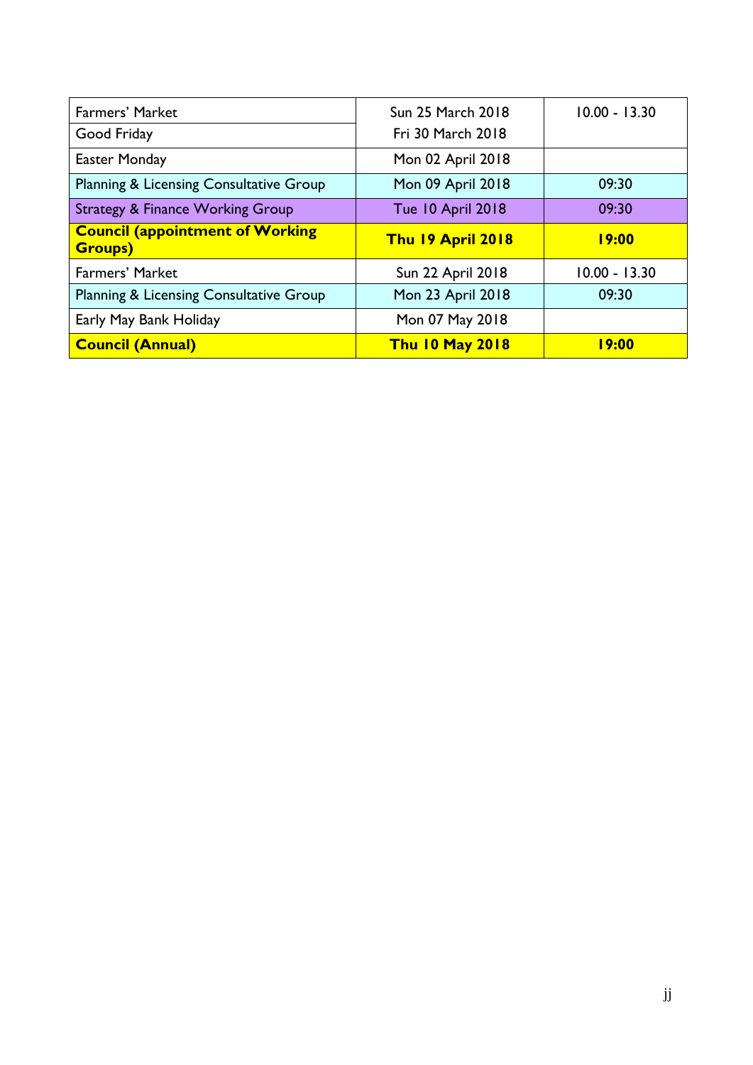| | | |
|---|---|---|
| Farmers' Market | Sun 25 March 2018 | 10.00 - 13.30 |
| Good Friday | Fri 30 March 2018 | |
| Easter Monday | Mon 02 April 2018 | |
| Planning & Licensing Consultative Group | Mon 09 April 2018 | 09:30 |
| Strategy & Finance Working Group | Tue 10 April 2018 | 09:30 |
| **Council (appointment of Working Groups)** | **Thu 19 April 2018** | **19:00** |
| Farmers' Market | Sun 22 April 2018 | 10.00 - 13.30 |
| Planning & Licensing Consultative Group | Mon 23 April 2018 | 09:30 |
| Early May Bank Holiday | Mon 07 May 2018 | |
| **Council (Annual)** | **Thu 10 May 2018** | **19:00** |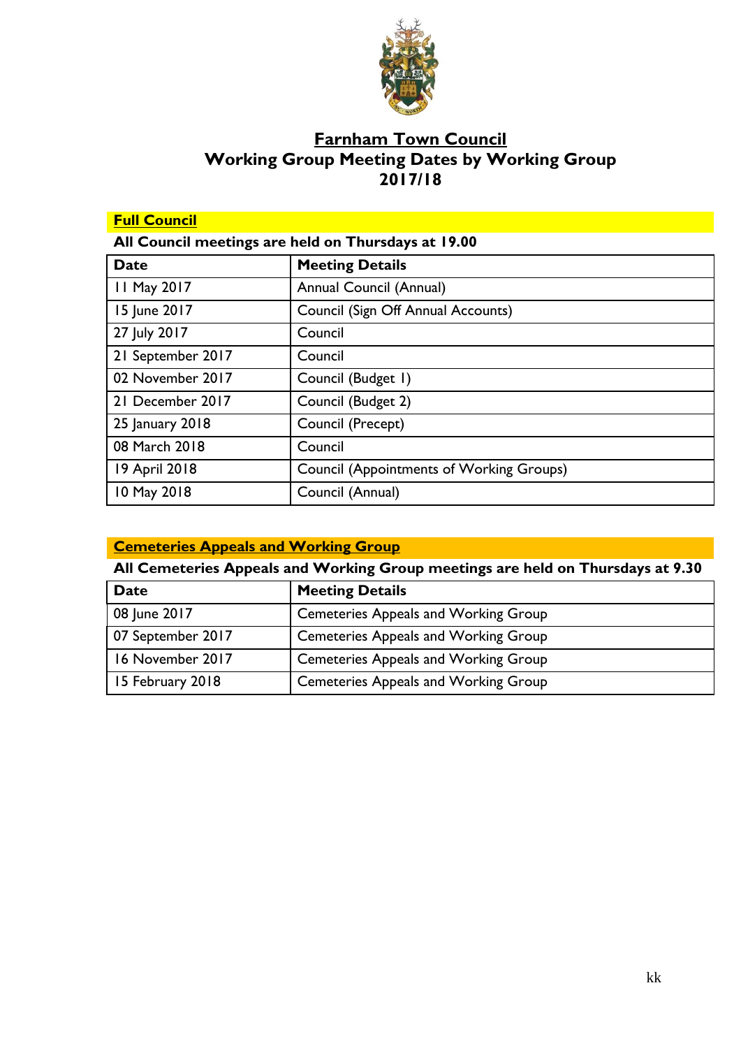# Farnham Town Council
## Working Group Meeting Dates by Working Group
## 2017/18

### Full Council

**All Council meetings are held on Thursdays at 19.00**

| Date | Meeting Details |
|---|---|
| 11 May 2017 | Annual Council (Annual) |
| 15 June 2017 | Council (Sign Off Annual Accounts) |
| 27 July 2017 | Council |
| 21 September 2017 | Council |
| 02 November 2017 | Council (Budget 1) |
| 21 December 2017 | Council (Budget 2) |
| 25 January 2018 | Council (Precept) |
| 08 March 2018 | Council |
| 19 April 2018 | Council (Appointments of Working Groups) |
| 10 May 2018 | Council (Annual) |

### Cemeteries Appeals and Working Group

**All Cemeteries Appeals and Working Group meetings are held on Thursdays at 9.30**

| Date | Meeting Details |
|---|---|
| 08 June 2017 | Cemeteries Appeals and Working Group |
| 07 September 2017 | Cemeteries Appeals and Working Group |
| 16 November 2017 | Cemeteries Appeals and Working Group |
| 15 February 2018 | Cemeteries Appeals and Working Group |

kk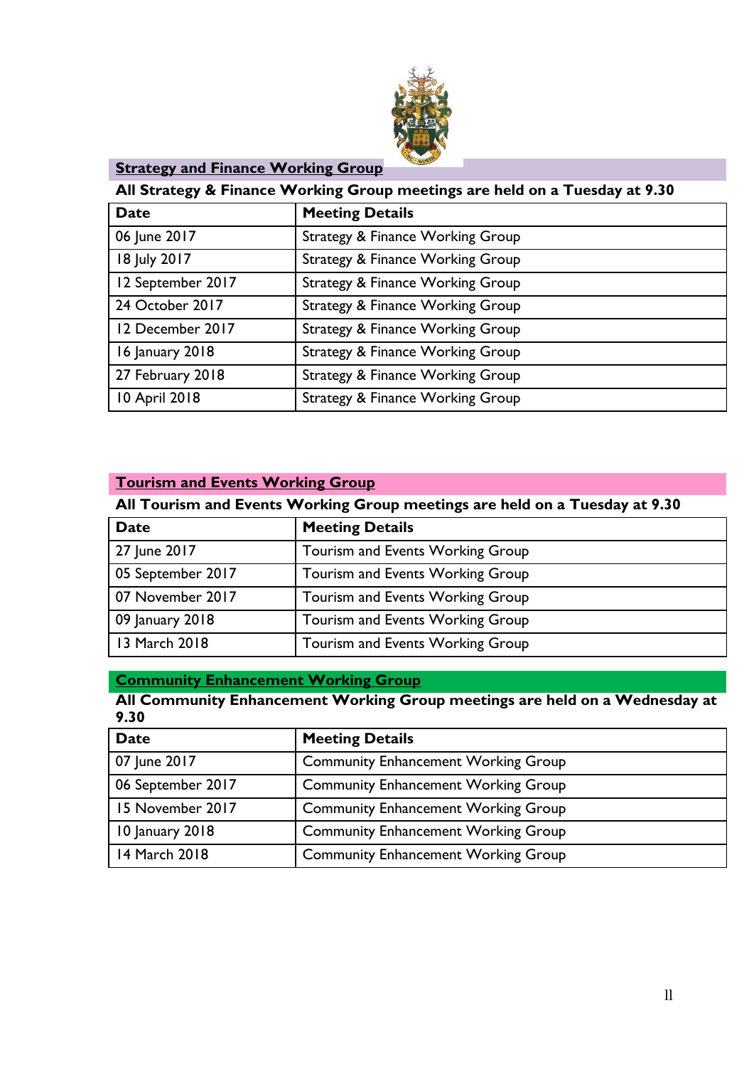## Strategy and Finance Working Group

**All Strategy & Finance Working Group meetings are held on a Tuesday at 9.30**

| Date | Meeting Details |
|---|---|
| 06 June 2017 | Strategy & Finance Working Group |
| 18 July 2017 | Strategy & Finance Working Group |
| 12 September 2017 | Strategy & Finance Working Group |
| 24 October 2017 | Strategy & Finance Working Group |
| 12 December 2017 | Strategy & Finance Working Group |
| 16 January 2018 | Strategy & Finance Working Group |
| 27 February 2018 | Strategy & Finance Working Group |
| 10 April 2018 | Strategy & Finance Working Group |

## Tourism and Events Working Group

**All Tourism and Events Working Group meetings are held on a Tuesday at 9.30**

| Date | Meeting Details |
|---|---|
| 27 June 2017 | Tourism and Events Working Group |
| 05 September 2017 | Tourism and Events Working Group |
| 07 November 2017 | Tourism and Events Working Group |
| 09 January 2018 | Tourism and Events Working Group |
| 13 March 2018 | Tourism and Events Working Group |

## Community Enhancement Working Group

**All Community Enhancement Working Group meetings are held on a Wednesday at 9.30**

| Date | Meeting Details |
|---|---|
| 07 June 2017 | Community Enhancement Working Group |
| 06 September 2017 | Community Enhancement Working Group |
| 15 November 2017 | Community Enhancement Working Group |
| 10 January 2018 | Community Enhancement Working Group |
| 14 March 2018 | Community Enhancement Working Group |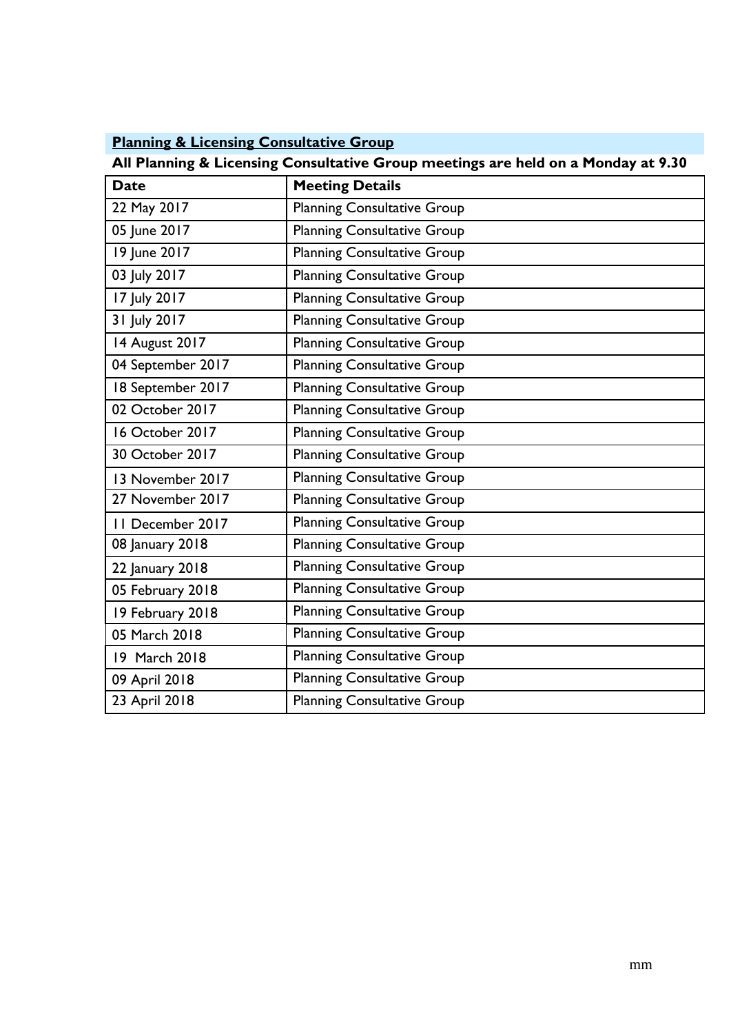## **Planning & Licensing Consultative Group**

**All Planning & Licensing Consultative Group meetings are held on a Monday at 9.30**

| **Date** | **Meeting Details** |
|---|---|
| 22 May 2017 | Planning Consultative Group |
| 05 June 2017 | Planning Consultative Group |
| 19 June 2017 | Planning Consultative Group |
| 03 July 2017 | Planning Consultative Group |
| 17 July 2017 | Planning Consultative Group |
| 31 July 2017 | Planning Consultative Group |
| 14 August 2017 | Planning Consultative Group |
| 04 September 2017 | Planning Consultative Group |
| 18 September 2017 | Planning Consultative Group |
| 02 October 2017 | Planning Consultative Group |
| 16 October 2017 | Planning Consultative Group |
| 30 October 2017 | Planning Consultative Group |
| 13 November 2017 | Planning Consultative Group |
| 27 November 2017 | Planning Consultative Group |
| 11 December 2017 | Planning Consultative Group |
| 08 January 2018 | Planning Consultative Group |
| 22 January 2018 | Planning Consultative Group |
| 05 February 2018 | Planning Consultative Group |
| 19 February 2018 | Planning Consultative Group |
| 05 March 2018 | Planning Consultative Group |
| 19 March 2018 | Planning Consultative Group |
| 09 April 2018 | Planning Consultative Group |
| 23 April 2018 | Planning Consultative Group |

mm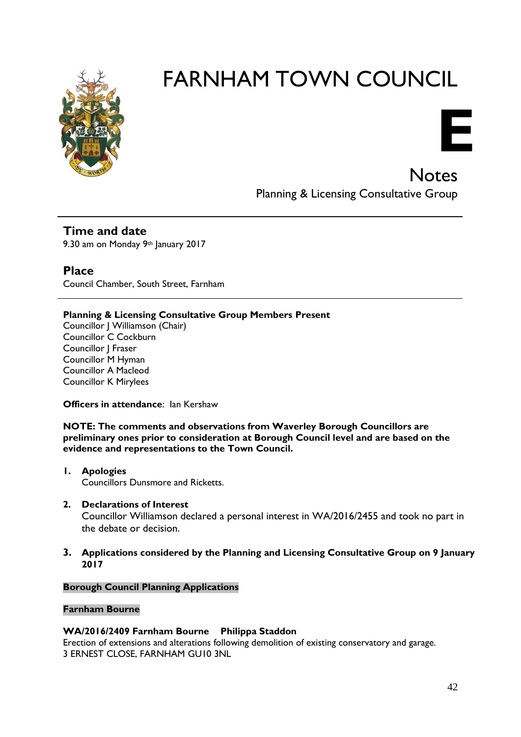# FARNHAM TOWN COUNCIL

**E**

## Notes

Planning & Licensing Consultative Group

---

### Time and date

9.30 am on Monday 9th January 2017

### Place

Council Chamber, South Street, Farnham

---

**Planning & Licensing Consultative Group Members Present**

Councillor J Williamson (Chair)
Councillor C Cockburn
Councillor J Fraser
Councillor M Hyman
Councillor A Macleod
Councillor K Mirylees

**Officers in attendance**: Ian Kershaw

**NOTE: The comments and observations from Waverley Borough Councillors are preliminary ones prior to consideration at Borough Council level and are based on the evidence and representations to the Town Council.**

1. **Apologies**
   Councillors Dunsmore and Ricketts.

2. **Declarations of Interest**
   Councillor Williamson declared a personal interest in WA/2016/2455 and took no part in the debate or decision.

3. **Applications considered by the Planning and Licensing Consultative Group on 9 January 2017**

**Borough Council Planning Applications**

**Farnham Bourne**

**WA/2016/2409 Farnham Bourne  Philippa Staddon**
Erection of extensions and alterations following demolition of existing conservatory and garage.
3 ERNEST CLOSE, FARNHAM GU10 3NL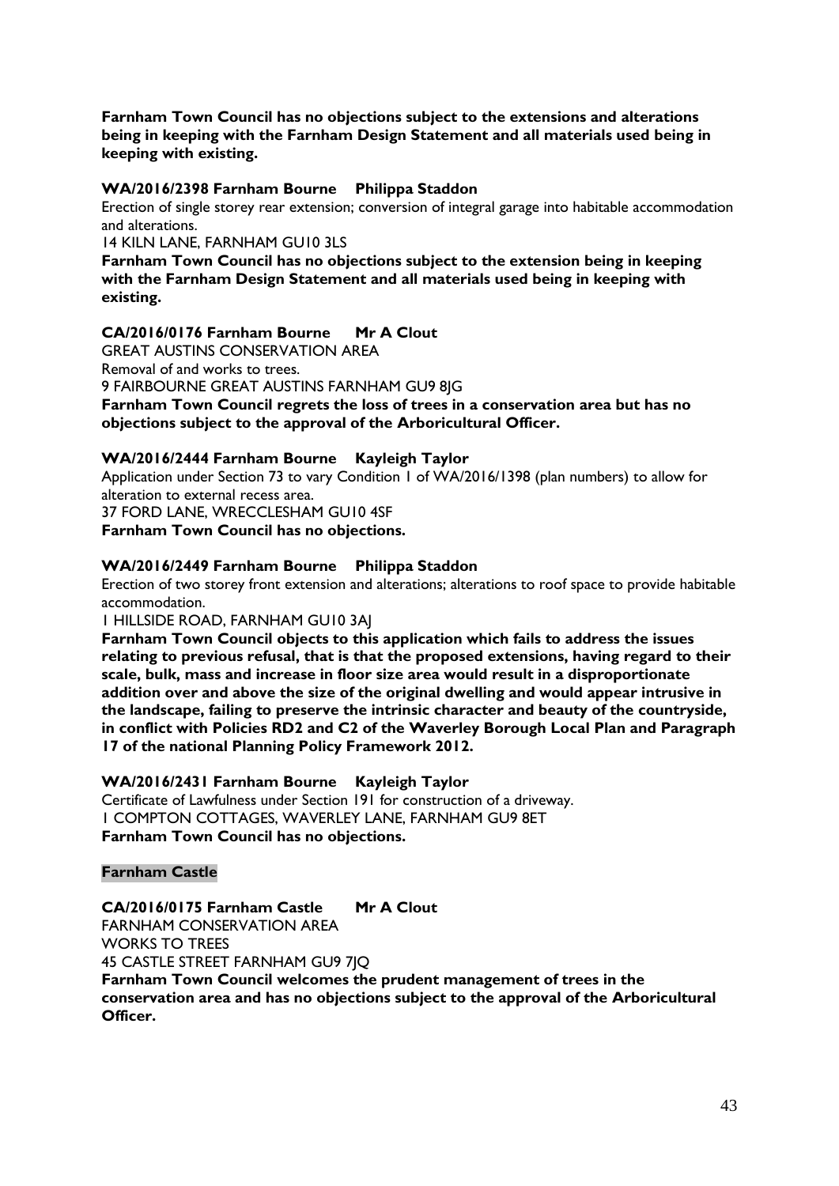**Farnham Town Council has no objections subject to the extensions and alterations being in keeping with the Farnham Design Statement and all materials used being in keeping with existing.**

**WA/2016/2398 Farnham Bourne Philippa Staddon**

Erection of single storey rear extension; conversion of integral garage into habitable accommodation and alterations.

14 KILN LANE, FARNHAM GU10 3LS

**Farnham Town Council has no objections subject to the extension being in keeping with the Farnham Design Statement and all materials used being in keeping with existing.**

**CA/2016/0176 Farnham Bourne Mr A Clout**

GREAT AUSTINS CONSERVATION AREA

Removal of and works to trees.

9 FAIRBOURNE GREAT AUSTINS FARNHAM GU9 8JG

**Farnham Town Council regrets the loss of trees in a conservation area but has no objections subject to the approval of the Arboricultural Officer.**

**WA/2016/2444 Farnham Bourne Kayleigh Taylor**

Application under Section 73 to vary Condition 1 of WA/2016/1398 (plan numbers) to allow for alteration to external recess area.

37 FORD LANE, WRECCLESHAM GU10 4SF

**Farnham Town Council has no objections.**

**WA/2016/2449 Farnham Bourne Philippa Staddon**

Erection of two storey front extension and alterations; alterations to roof space to provide habitable accommodation.

1 HILLSIDE ROAD, FARNHAM GU10 3AJ

**Farnham Town Council objects to this application which fails to address the issues relating to previous refusal, that is that the proposed extensions, having regard to their scale, bulk, mass and increase in floor size area would result in a disproportionate addition over and above the size of the original dwelling and would appear intrusive in the landscape, failing to preserve the intrinsic character and beauty of the countryside, in conflict with Policies RD2 and C2 of the Waverley Borough Local Plan and Paragraph 17 of the national Planning Policy Framework 2012.**

**WA/2016/2431 Farnham Bourne Kayleigh Taylor**

Certificate of Lawfulness under Section 191 for construction of a driveway.

1 COMPTON COTTAGES, WAVERLEY LANE, FARNHAM GU9 8ET

**Farnham Town Council has no objections.**

**Farnham Castle**

**CA/2016/0175 Farnham Castle Mr A Clout**

FARNHAM CONSERVATION AREA

WORKS TO TREES

45 CASTLE STREET FARNHAM GU9 7JQ

**Farnham Town Council welcomes the prudent management of trees in the conservation area and has no objections subject to the approval of the Arboricultural Officer.**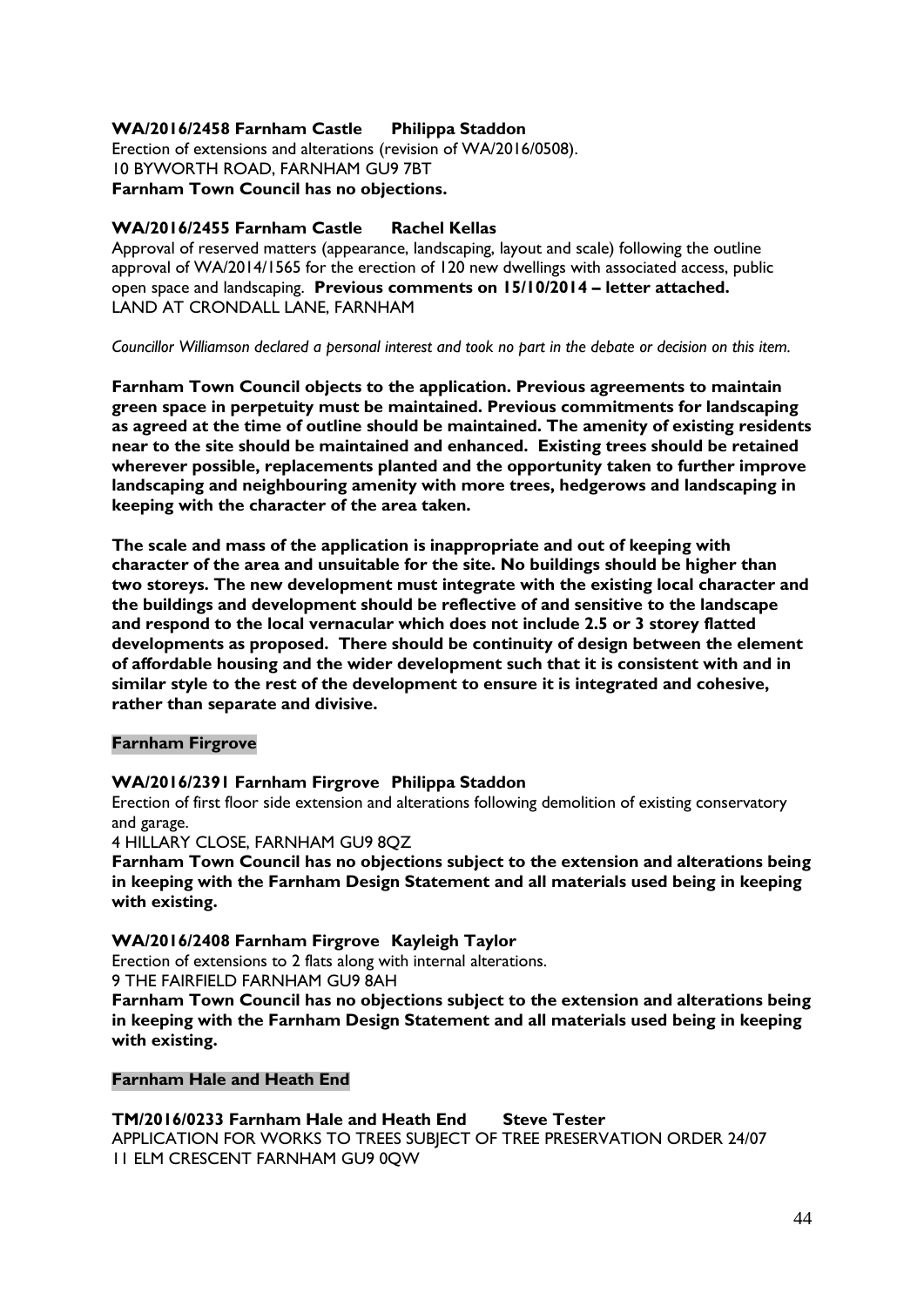**WA/2016/2458 Farnham Castle Philippa Staddon**
Erection of extensions and alterations (revision of WA/2016/0508).
10 BYWORTH ROAD, FARNHAM GU9 7BT
**Farnham Town Council has no objections.**

**WA/2016/2455 Farnham Castle Rachel Kellas**
Approval of reserved matters (appearance, landscaping, layout and scale) following the outline approval of WA/2014/1565 for the erection of 120 new dwellings with associated access, public open space and landscaping. **Previous comments on 15/10/2014 – letter attached.**
LAND AT CRONDALL LANE, FARNHAM

*Councillor Williamson declared a personal interest and took no part in the debate or decision on this item.*

**Farnham Town Council objects to the application. Previous agreements to maintain green space in perpetuity must be maintained. Previous commitments for landscaping as agreed at the time of outline should be maintained. The amenity of existing residents near to the site should be maintained and enhanced. Existing trees should be retained wherever possible, replacements planted and the opportunity taken to further improve landscaping and neighbouring amenity with more trees, hedgerows and landscaping in keeping with the character of the area taken.**

**The scale and mass of the application is inappropriate and out of keeping with character of the area and unsuitable for the site. No buildings should be higher than two storeys. The new development must integrate with the existing local character and the buildings and development should be reflective of and sensitive to the landscape and respond to the local vernacular which does not include 2.5 or 3 storey flatted developments as proposed. There should be continuity of design between the element of affordable housing and the wider development such that it is consistent with and in similar style to the rest of the development to ensure it is integrated and cohesive, rather than separate and divisive.**

**Farnham Firgrove**

**WA/2016/2391 Farnham Firgrove Philippa Staddon**
Erection of first floor side extension and alterations following demolition of existing conservatory and garage.
4 HILLARY CLOSE, FARNHAM GU9 8QZ
**Farnham Town Council has no objections subject to the extension and alterations being in keeping with the Farnham Design Statement and all materials used being in keeping with existing.**

**WA/2016/2408 Farnham Firgrove Kayleigh Taylor**
Erection of extensions to 2 flats along with internal alterations.
9 THE FAIRFIELD FARNHAM GU9 8AH
**Farnham Town Council has no objections subject to the extension and alterations being in keeping with the Farnham Design Statement and all materials used being in keeping with existing.**

**Farnham Hale and Heath End**

**TM/2016/0233 Farnham Hale and Heath End Steve Tester**
APPLICATION FOR WORKS TO TREES SUBJECT OF TREE PRESERVATION ORDER 24/07
11 ELM CRESCENT FARNHAM GU9 0QW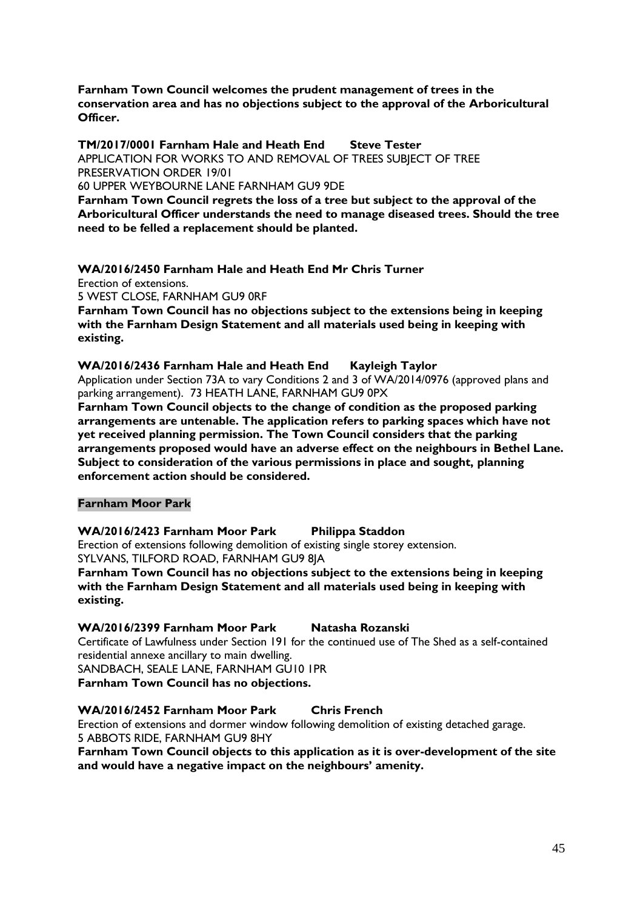**Farnham Town Council welcomes the prudent management of trees in the conservation area and has no objections subject to the approval of the Arboricultural Officer.**

**TM/2017/0001 Farnham Hale and Heath End Steve Tester**
APPLICATION FOR WORKS TO AND REMOVAL OF TREES SUBJECT OF TREE PRESERVATION ORDER 19/01
60 UPPER WEYBOURNE LANE FARNHAM GU9 9DE
**Farnham Town Council regrets the loss of a tree but subject to the approval of the Arboricultural Officer understands the need to manage diseased trees. Should the tree need to be felled a replacement should be planted.**

**WA/2016/2450 Farnham Hale and Heath End Mr Chris Turner**
Erection of extensions.
5 WEST CLOSE, FARNHAM GU9 0RF
**Farnham Town Council has no objections subject to the extensions being in keeping with the Farnham Design Statement and all materials used being in keeping with existing.**

**WA/2016/2436 Farnham Hale and Heath End Kayleigh Taylor**
Application under Section 73A to vary Conditions 2 and 3 of WA/2014/0976 (approved plans and parking arrangement). 73 HEATH LANE, FARNHAM GU9 0PX
**Farnham Town Council objects to the change of condition as the proposed parking arrangements are untenable. The application refers to parking spaces which have not yet received planning permission. The Town Council considers that the parking arrangements proposed would have an adverse effect on the neighbours in Bethel Lane. Subject to consideration of the various permissions in place and sought, planning enforcement action should be considered.**

**Farnham Moor Park**

**WA/2016/2423 Farnham Moor Park Philippa Staddon**
Erection of extensions following demolition of existing single storey extension.
SYLVANS, TILFORD ROAD, FARNHAM GU9 8JA
**Farnham Town Council has no objections subject to the extensions being in keeping with the Farnham Design Statement and all materials used being in keeping with existing.**

**WA/2016/2399 Farnham Moor Park Natasha Rozanski**
Certificate of Lawfulness under Section 191 for the continued use of The Shed as a self-contained residential annexe ancillary to main dwelling.
SANDBACH, SEALE LANE, FARNHAM GU10 1PR
**Farnham Town Council has no objections.**

**WA/2016/2452 Farnham Moor Park Chris French**
Erection of extensions and dormer window following demolition of existing detached garage.
5 ABBOTS RIDE, FARNHAM GU9 8HY
**Farnham Town Council objects to this application as it is over-development of the site and would have a negative impact on the neighbours' amenity.**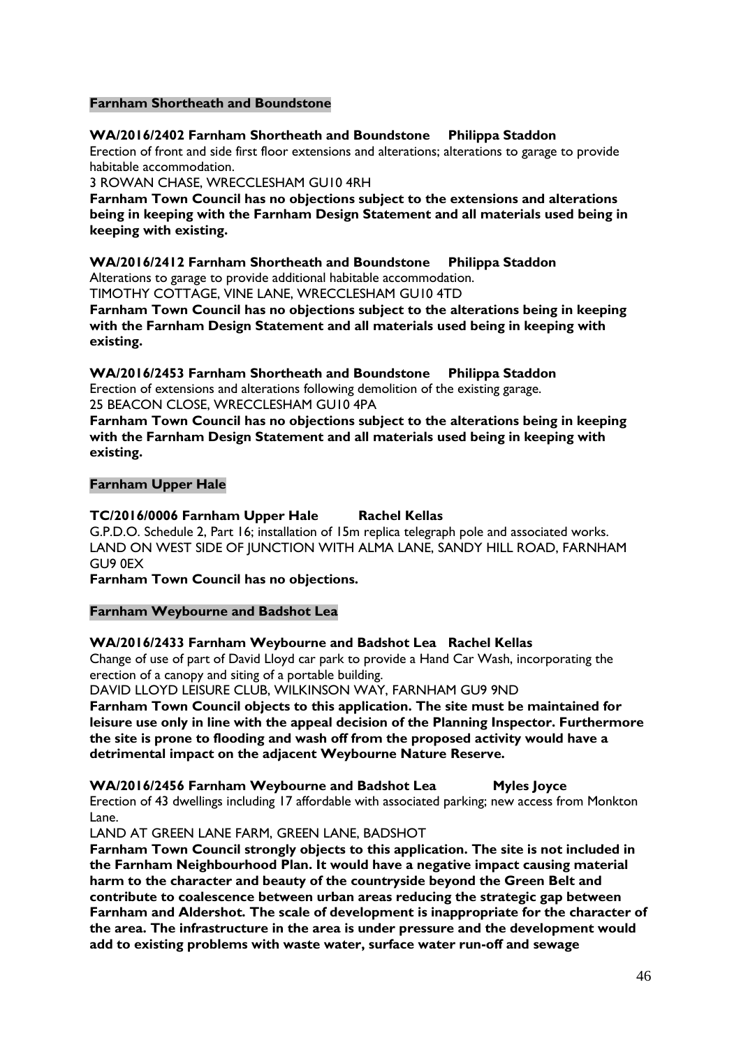**Farnham Shortheath and Boundstone**

**WA/2016/2402 Farnham Shortheath and Boundstone Philippa Staddon**

Erection of front and side first floor extensions and alterations; alterations to garage to provide habitable accommodation.

3 ROWAN CHASE, WRECCLESHAM GU10 4RH

**Farnham Town Council has no objections subject to the extensions and alterations being in keeping with the Farnham Design Statement and all materials used being in keeping with existing.**

**WA/2016/2412 Farnham Shortheath and Boundstone Philippa Staddon**

Alterations to garage to provide additional habitable accommodation.

TIMOTHY COTTAGE, VINE LANE, WRECCLESHAM GU10 4TD

**Farnham Town Council has no objections subject to the alterations being in keeping with the Farnham Design Statement and all materials used being in keeping with existing.**

**WA/2016/2453 Farnham Shortheath and Boundstone Philippa Staddon**

Erection of extensions and alterations following demolition of the existing garage.

25 BEACON CLOSE, WRECCLESHAM GU10 4PA

**Farnham Town Council has no objections subject to the alterations being in keeping with the Farnham Design Statement and all materials used being in keeping with existing.**

**Farnham Upper Hale**

**TC/2016/0006 Farnham Upper Hale Rachel Kellas**

G.P.D.O. Schedule 2, Part 16; installation of 15m replica telegraph pole and associated works.

LAND ON WEST SIDE OF JUNCTION WITH ALMA LANE, SANDY HILL ROAD, FARNHAM GU9 0EX

**Farnham Town Council has no objections.**

**Farnham Weybourne and Badshot Lea**

**WA/2016/2433 Farnham Weybourne and Badshot Lea Rachel Kellas**

Change of use of part of David Lloyd car park to provide a Hand Car Wash, incorporating the erection of a canopy and siting of a portable building.

DAVID LLOYD LEISURE CLUB, WILKINSON WAY, FARNHAM GU9 9ND

**Farnham Town Council objects to this application. The site must be maintained for leisure use only in line with the appeal decision of the Planning Inspector. Furthermore the site is prone to flooding and wash off from the proposed activity would have a detrimental impact on the adjacent Weybourne Nature Reserve.**

**WA/2016/2456 Farnham Weybourne and Badshot Lea Myles Joyce**

Erection of 43 dwellings including 17 affordable with associated parking; new access from Monkton Lane.

LAND AT GREEN LANE FARM, GREEN LANE, BADSHOT

**Farnham Town Council strongly objects to this application. The site is not included in the Farnham Neighbourhood Plan. It would have a negative impact causing material harm to the character and beauty of the countryside beyond the Green Belt and contribute to coalescence between urban areas reducing the strategic gap between Farnham and Aldershot. The scale of development is inappropriate for the character of the area. The infrastructure in the area is under pressure and the development would add to existing problems with waste water, surface water run-off and sewage**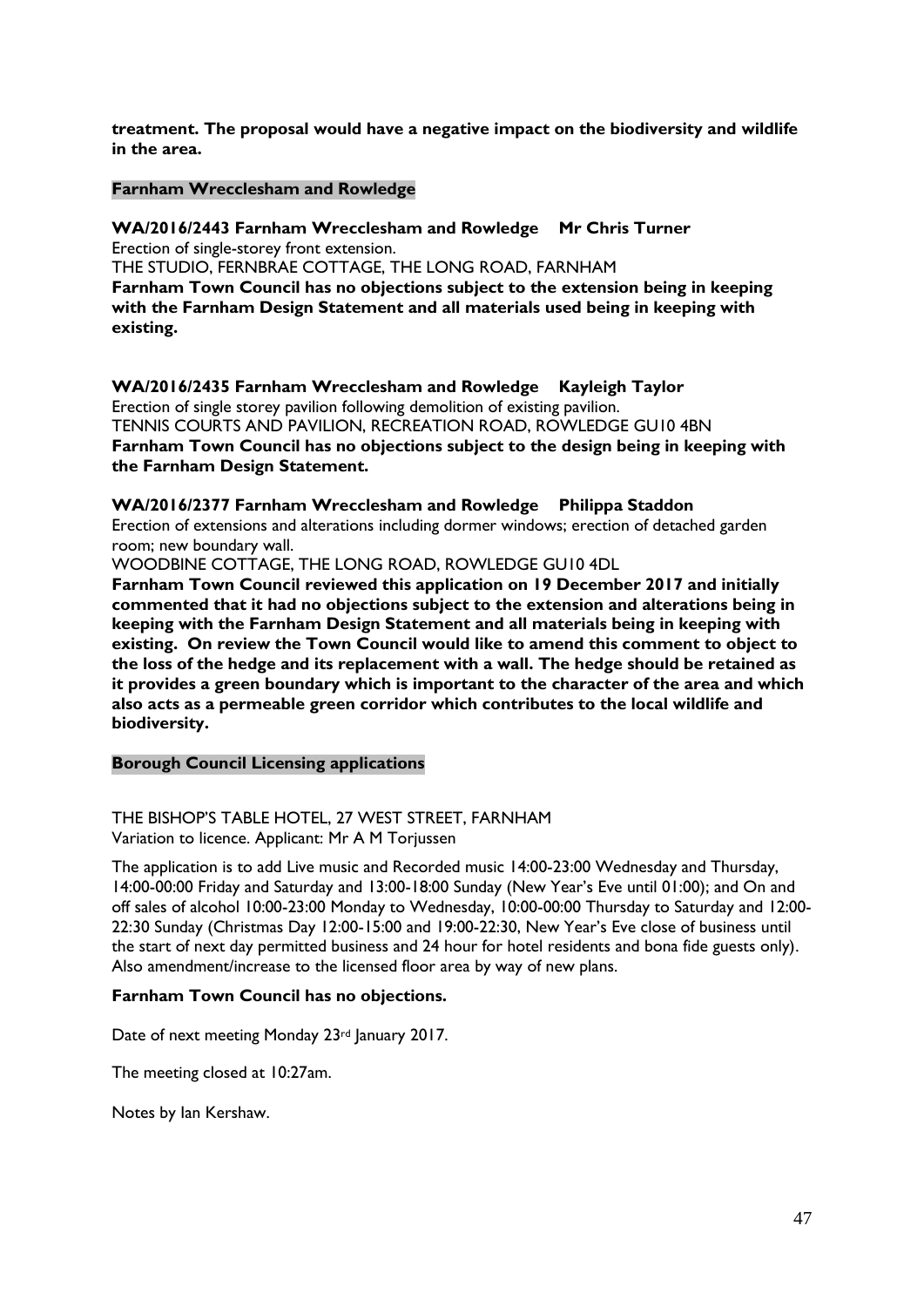**treatment. The proposal would have a negative impact on the biodiversity and wildlife in the area.**

## Farnham Wrecclesham and Rowledge

**WA/2016/2443 Farnham Wrecclesham and Rowledge Mr Chris Turner**

Erection of single-storey front extension.

THE STUDIO, FERNBRAE COTTAGE, THE LONG ROAD, FARNHAM

**Farnham Town Council has no objections subject to the extension being in keeping with the Farnham Design Statement and all materials used being in keeping with existing.**

**WA/2016/2435 Farnham Wrecclesham and Rowledge Kayleigh Taylor**

Erection of single storey pavilion following demolition of existing pavilion.

TENNIS COURTS AND PAVILION, RECREATION ROAD, ROWLEDGE GU10 4BN

**Farnham Town Council has no objections subject to the design being in keeping with the Farnham Design Statement.**

**WA/2016/2377 Farnham Wrecclesham and Rowledge Philippa Staddon**

Erection of extensions and alterations including dormer windows; erection of detached garden room; new boundary wall.

WOODBINE COTTAGE, THE LONG ROAD, ROWLEDGE GU10 4DL

**Farnham Town Council reviewed this application on 19 December 2017 and initially commented that it had no objections subject to the extension and alterations being in keeping with the Farnham Design Statement and all materials being in keeping with existing. On review the Town Council would like to amend this comment to object to the loss of the hedge and its replacement with a wall. The hedge should be retained as it provides a green boundary which is important to the character of the area and which also acts as a permeable green corridor which contributes to the local wildlife and biodiversity.**

## Borough Council Licensing applications

THE BISHOP'S TABLE HOTEL, 27 WEST STREET, FARNHAM
Variation to licence. Applicant: Mr A M Torjussen

The application is to add Live music and Recorded music 14:00-23:00 Wednesday and Thursday, 14:00-00:00 Friday and Saturday and 13:00-18:00 Sunday (New Year's Eve until 01:00); and On and off sales of alcohol 10:00-23:00 Monday to Wednesday, 10:00-00:00 Thursday to Saturday and 12:00-22:30 Sunday (Christmas Day 12:00-15:00 and 19:00-22:30, New Year's Eve close of business until the start of next day permitted business and 24 hour for hotel residents and bona fide guests only). Also amendment/increase to the licensed floor area by way of new plans.

**Farnham Town Council has no objections.**

Date of next meeting Monday 23rd January 2017.

The meeting closed at 10:27am.

Notes by Ian Kershaw.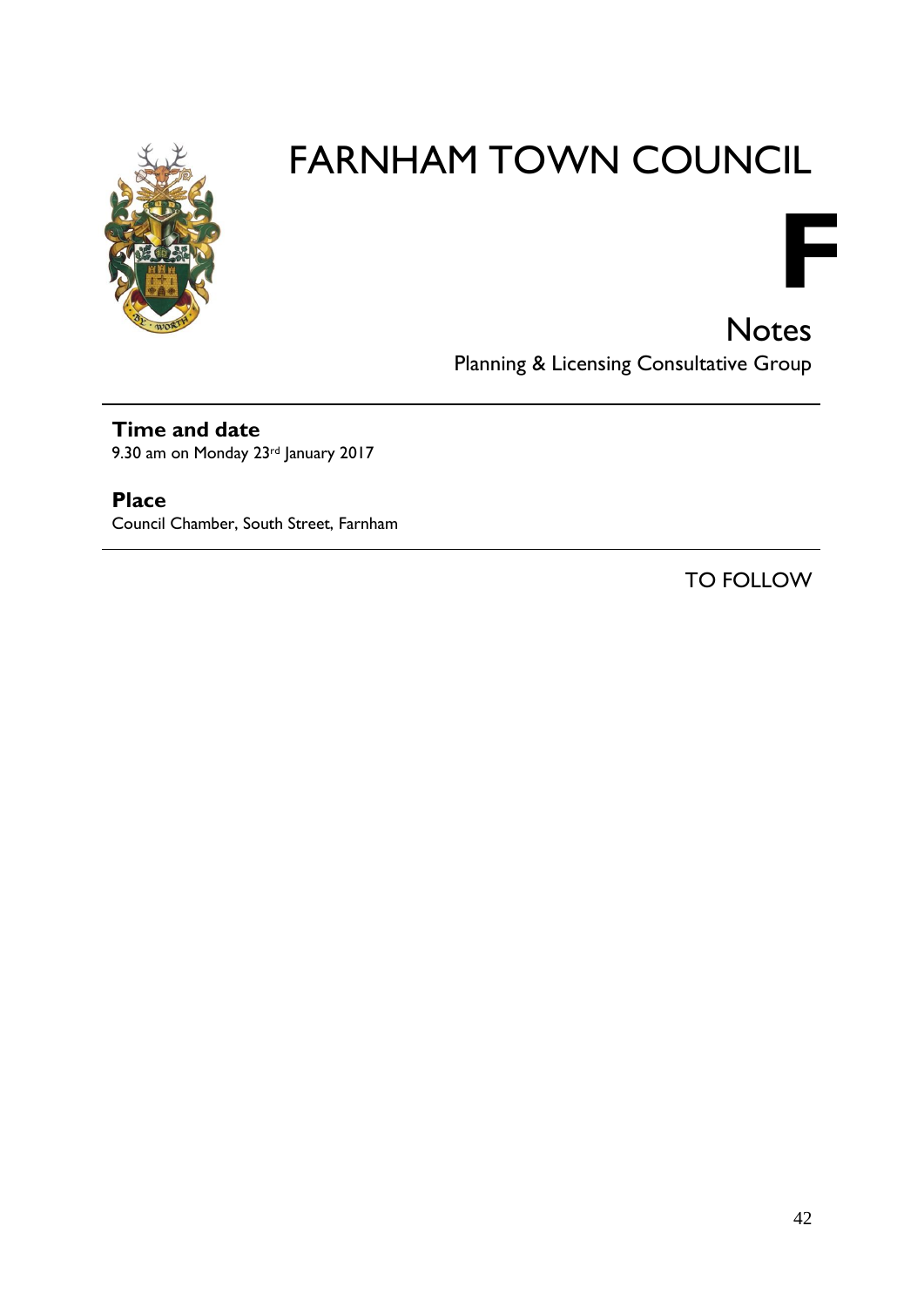# FARNHAM TOWN COUNCIL

**F**

## Notes

Planning & Licensing Consultative Group

**Time and date**
9.30 am on Monday 23rd January 2017

**Place**
Council Chamber, South Street, Farnham

TO FOLLOW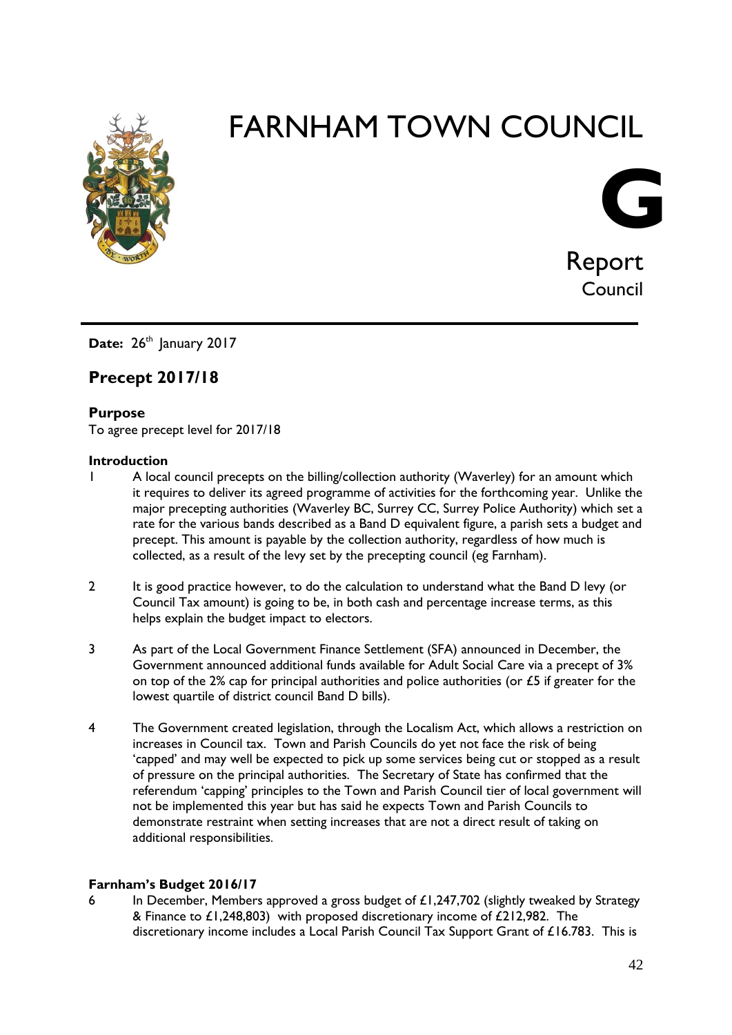# FARNHAM TOWN COUNCIL

**G**

Report
Council

**Date:** 26th January 2017

## Precept 2017/18

### Purpose

To agree precept level for 2017/18

#### Introduction

1. A local council precepts on the billing/collection authority (Waverley) for an amount which it requires to deliver its agreed programme of activities for the forthcoming year. Unlike the major precepting authorities (Waverley BC, Surrey CC, Surrey Police Authority) which set a rate for the various bands described as a Band D equivalent figure, a parish sets a budget and precept. This amount is payable by the collection authority, regardless of how much is collected, as a result of the levy set by the precepting council (eg Farnham).

2. It is good practice however, to do the calculation to understand what the Band D levy (or Council Tax amount) is going to be, in both cash and percentage increase terms, as this helps explain the budget impact to electors.

3. As part of the Local Government Finance Settlement (SFA) announced in December, the Government announced additional funds available for Adult Social Care via a precept of 3% on top of the 2% cap for principal authorities and police authorities (or £5 if greater for the lowest quartile of district council Band D bills).

4. The Government created legislation, through the Localism Act, which allows a restriction on increases in Council tax. Town and Parish Councils do yet not face the risk of being 'capped' and may well be expected to pick up some services being cut or stopped as a result of pressure on the principal authorities. The Secretary of State has confirmed that the referendum 'capping' principles to the Town and Parish Council tier of local government will not be implemented this year but has said he expects Town and Parish Councils to demonstrate restraint when setting increases that are not a direct result of taking on additional responsibilities.

#### Farnham's Budget 2016/17

6. In December, Members approved a gross budget of £1,247,702 (slightly tweaked by Strategy & Finance to £1,248,803) with proposed discretionary income of £212,982. The discretionary income includes a Local Parish Council Tax Support Grant of £16.783. This is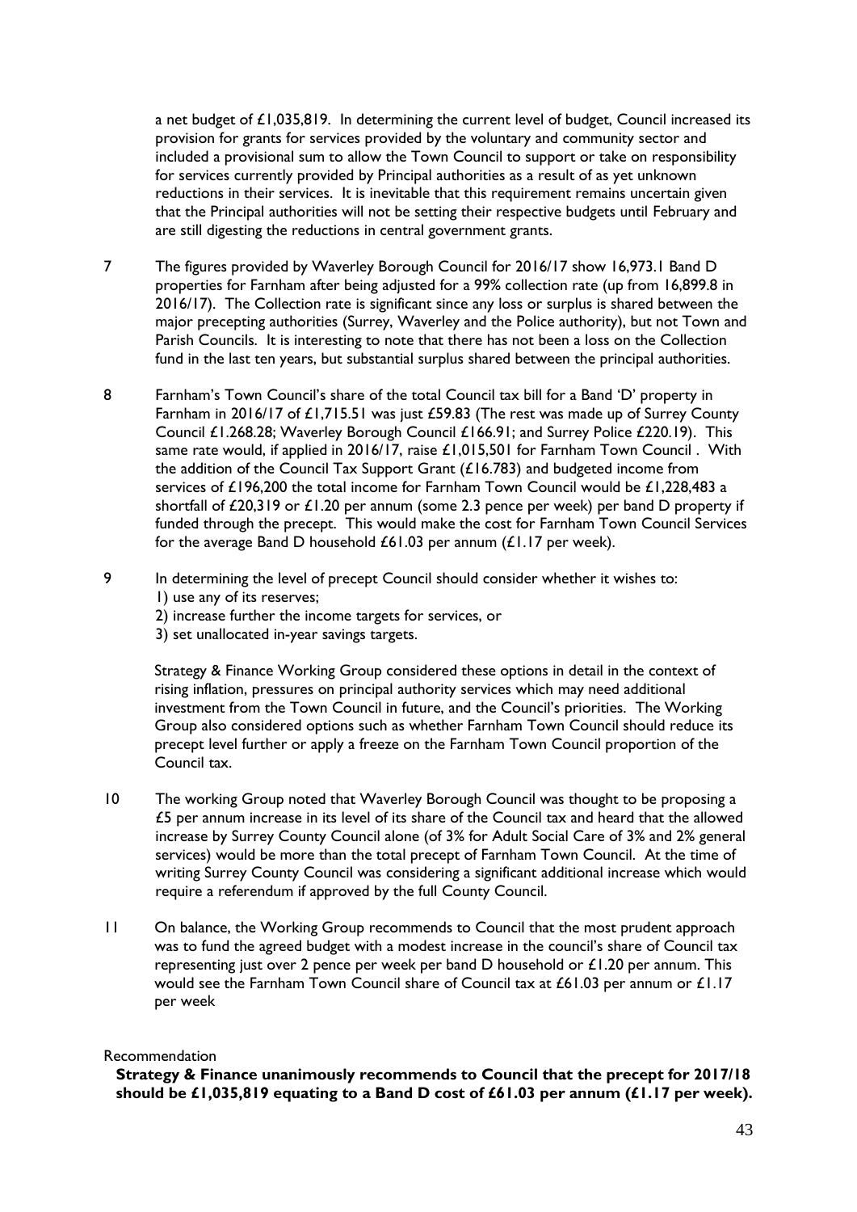a net budget of £1,035,819. In determining the current level of budget, Council increased its provision for grants for services provided by the voluntary and community sector and included a provisional sum to allow the Town Council to support or take on responsibility for services currently provided by Principal authorities as a result of as yet unknown reductions in their services. It is inevitable that this requirement remains uncertain given that the Principal authorities will not be setting their respective budgets until February and are still digesting the reductions in central government grants.

7 The figures provided by Waverley Borough Council for 2016/17 show 16,973.1 Band D properties for Farnham after being adjusted for a 99% collection rate (up from 16,899.8 in 2016/17). The Collection rate is significant since any loss or surplus is shared between the major precepting authorities (Surrey, Waverley and the Police authority), but not Town and Parish Councils. It is interesting to note that there has not been a loss on the Collection fund in the last ten years, but substantial surplus shared between the principal authorities.

8 Farnham's Town Council's share of the total Council tax bill for a Band 'D' property in Farnham in 2016/17 of £1,715.51 was just £59.83 (The rest was made up of Surrey County Council £1.268.28; Waverley Borough Council £166.91; and Surrey Police £220.19). This same rate would, if applied in 2016/17, raise £1,015,501 for Farnham Town Council . With the addition of the Council Tax Support Grant (£16.783) and budgeted income from services of £196,200 the total income for Farnham Town Council would be £1,228,483 a shortfall of £20,319 or £1.20 per annum (some 2.3 pence per week) per band D property if funded through the precept. This would make the cost for Farnham Town Council Services for the average Band D household £61.03 per annum (£1.17 per week).

9 In determining the level of precept Council should consider whether it wishes to:
1) use any of its reserves;
2) increase further the income targets for services, or
3) set unallocated in-year savings targets.

Strategy & Finance Working Group considered these options in detail in the context of rising inflation, pressures on principal authority services which may need additional investment from the Town Council in future, and the Council's priorities. The Working Group also considered options such as whether Farnham Town Council should reduce its precept level further or apply a freeze on the Farnham Town Council proportion of the Council tax.

10 The working Group noted that Waverley Borough Council was thought to be proposing a £5 per annum increase in its level of its share of the Council tax and heard that the allowed increase by Surrey County Council alone (of 3% for Adult Social Care of 3% and 2% general services) would be more than the total precept of Farnham Town Council. At the time of writing Surrey County Council was considering a significant additional increase which would require a referendum if approved by the full County Council.

11 On balance, the Working Group recommends to Council that the most prudent approach was to fund the agreed budget with a modest increase in the council's share of Council tax representing just over 2 pence per week per band D household or £1.20 per annum. This would see the Farnham Town Council share of Council tax at £61.03 per annum or £1.17 per week

Recommendation

**Strategy & Finance unanimously recommends to Council that the precept for 2017/18 should be £1,035,819 equating to a Band D cost of £61.03 per annum (£1.17 per week).**